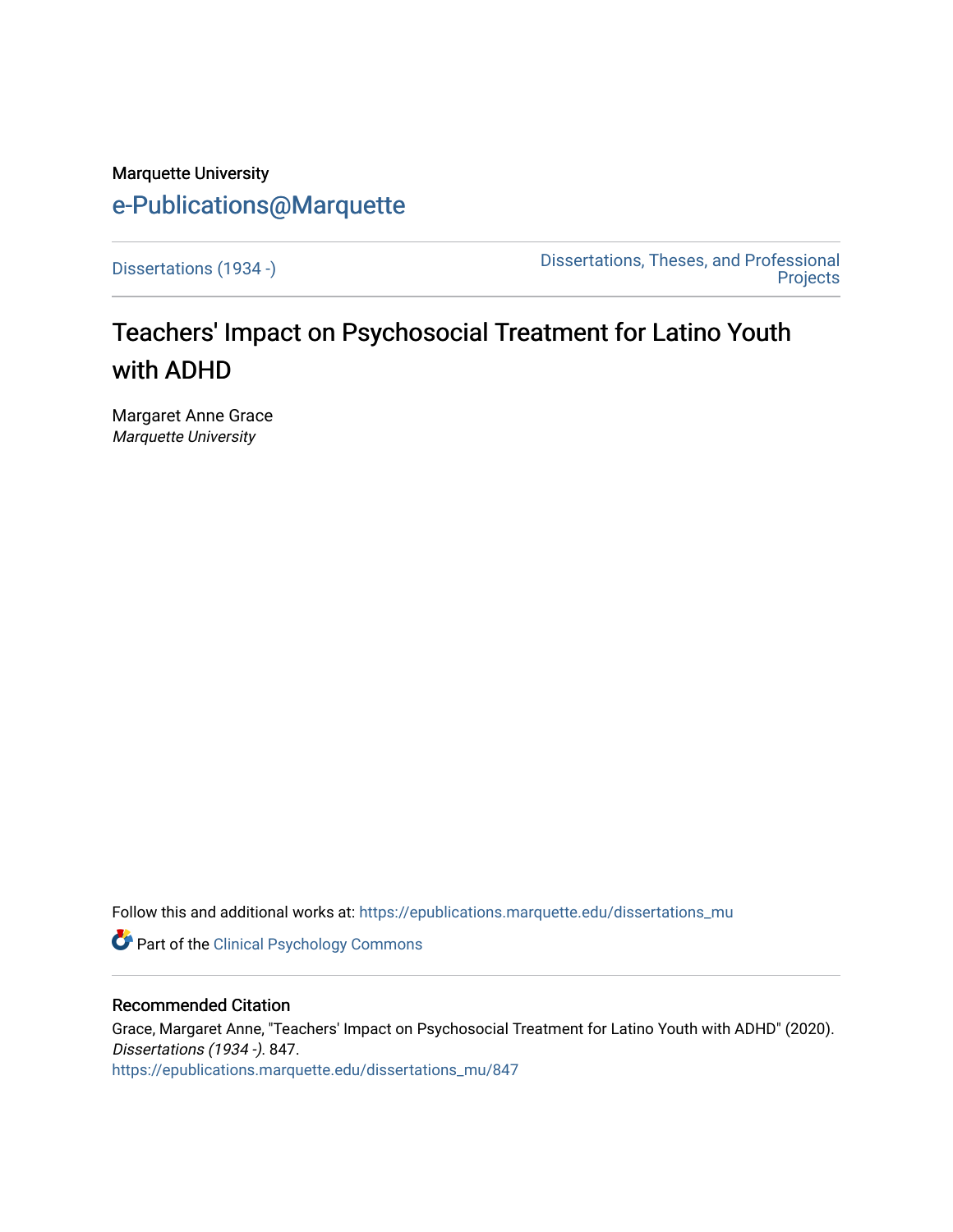Marquette University

# e-Publications@Marquette

Dissertations (1934 -)

Dissertations, Theses, and Professional Projects

# Teachers' Impact on Psychosocial Treatment for Latino Youth with ADHD

Margaret Anne Grace
*Marquette University*

Follow this and additional works at: https://epublications.marquette.edu/dissertations_mu

Part of the Clinical Psychology Commons

## Recommended Citation

Grace, Margaret Anne, "Teachers' Impact on Psychosocial Treatment for Latino Youth with ADHD" (2020). *Dissertations (1934 -)*. 847.
https://epublications.marquette.edu/dissertations_mu/847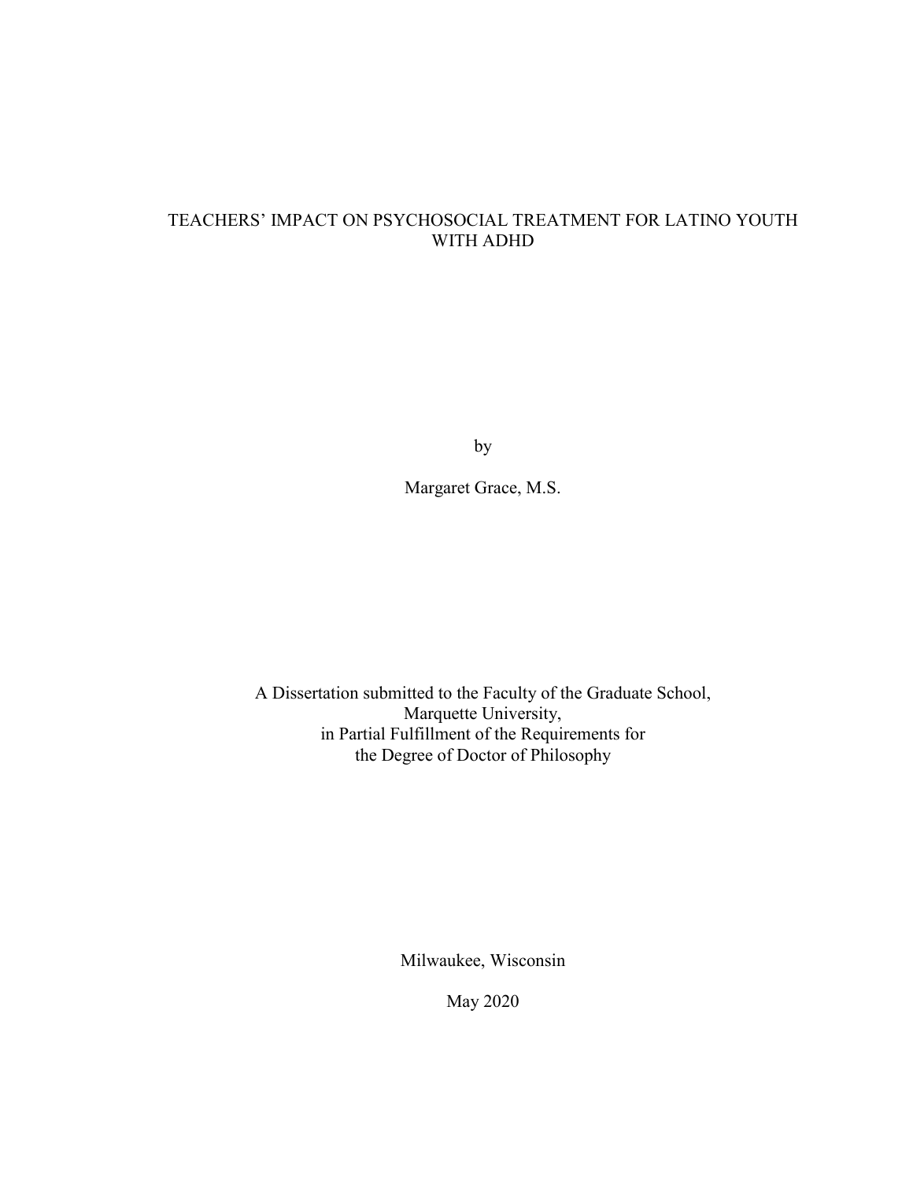# TEACHERS' IMPACT ON PSYCHOSOCIAL TREATMENT FOR LATINO YOUTH WITH ADHD

by

Margaret Grace, M.S.

A Dissertation submitted to the Faculty of the Graduate School,
Marquette University,
in Partial Fulfillment of the Requirements for
the Degree of Doctor of Philosophy

Milwaukee, Wisconsin

May 2020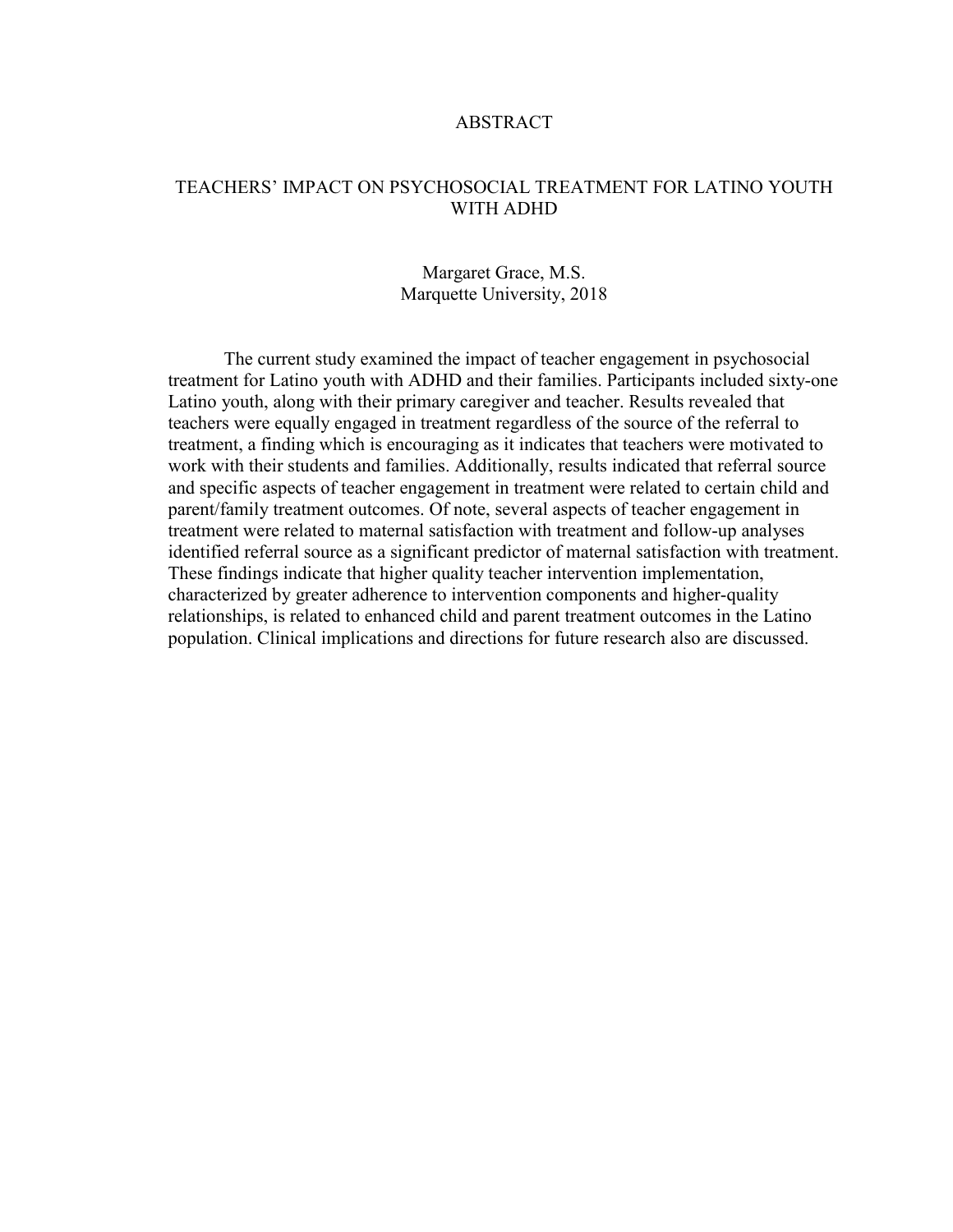# ABSTRACT

## TEACHERS' IMPACT ON PSYCHOSOCIAL TREATMENT FOR LATINO YOUTH WITH ADHD

Margaret Grace, M.S.
Marquette University, 2018

The current study examined the impact of teacher engagement in psychosocial treatment for Latino youth with ADHD and their families. Participants included sixty-one Latino youth, along with their primary caregiver and teacher. Results revealed that teachers were equally engaged in treatment regardless of the source of the referral to treatment, a finding which is encouraging as it indicates that teachers were motivated to work with their students and families. Additionally, results indicated that referral source and specific aspects of teacher engagement in treatment were related to certain child and parent/family treatment outcomes. Of note, several aspects of teacher engagement in treatment were related to maternal satisfaction with treatment and follow-up analyses identified referral source as a significant predictor of maternal satisfaction with treatment. These findings indicate that higher quality teacher intervention implementation, characterized by greater adherence to intervention components and higher-quality relationships, is related to enhanced child and parent treatment outcomes in the Latino population. Clinical implications and directions for future research also are discussed.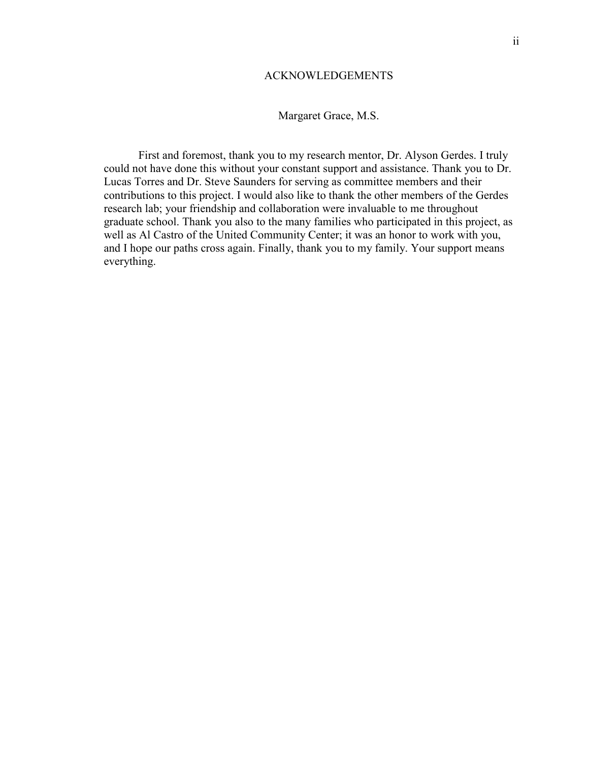# ACKNOWLEDGEMENTS

Margaret Grace, M.S.

First and foremost, thank you to my research mentor, Dr. Alyson Gerdes. I truly could not have done this without your constant support and assistance. Thank you to Dr. Lucas Torres and Dr. Steve Saunders for serving as committee members and their contributions to this project. I would also like to thank the other members of the Gerdes research lab; your friendship and collaboration were invaluable to me throughout graduate school. Thank you also to the many families who participated in this project, as well as Al Castro of the United Community Center; it was an honor to work with you, and I hope our paths cross again. Finally, thank you to my family. Your support means everything.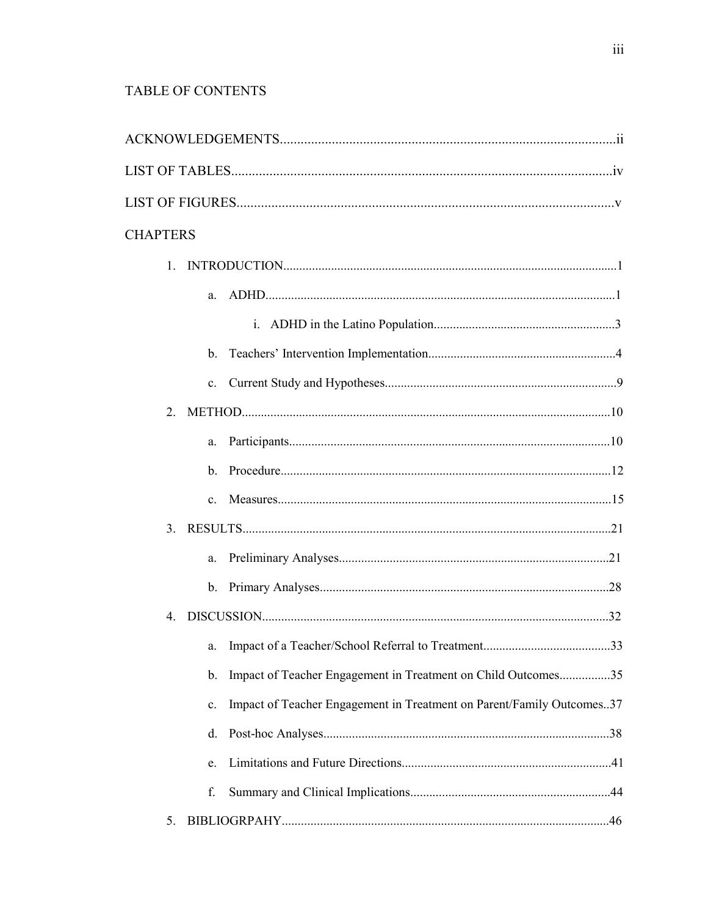# TABLE OF CONTENTS

ACKNOWLEDGEMENTS....................................................................................................ii

LIST OF TABLES..........................................................................................................iv

LIST OF FIGURES..........................................................................................................v

CHAPTERS

1. INTRODUCTION.......................................................................................................1
    a. ADHD.............................................................................................................1
        i. ADHD in the Latino Population.........................................................3
    b. Teachers' Intervention Implementation...........................................................4
    c. Current Study and Hypotheses.........................................................................9
2. METHOD...................................................................................................................10
    a. Participants.....................................................................................................10
    b. Procedure.......................................................................................................12
    c. Measures........................................................................................................15
3. RESULTS...................................................................................................................21
    a. Preliminary Analyses.....................................................................................21
    b. Primary Analyses...........................................................................................28
4. DISCUSSION............................................................................................................32
    a. Impact of a Teacher/School Referral to Treatment........................................33
    b. Impact of Teacher Engagement in Treatment on Child Outcomes................35
    c. Impact of Teacher Engagement in Treatment on Parent/Family Outcomes..37
    d. Post-hoc Analyses..........................................................................................38
    e. Limitations and Future Directions.................................................................41
    f. Summary and Clinical Implications...............................................................44
5. BIBLIOGRPAHY......................................................................................................46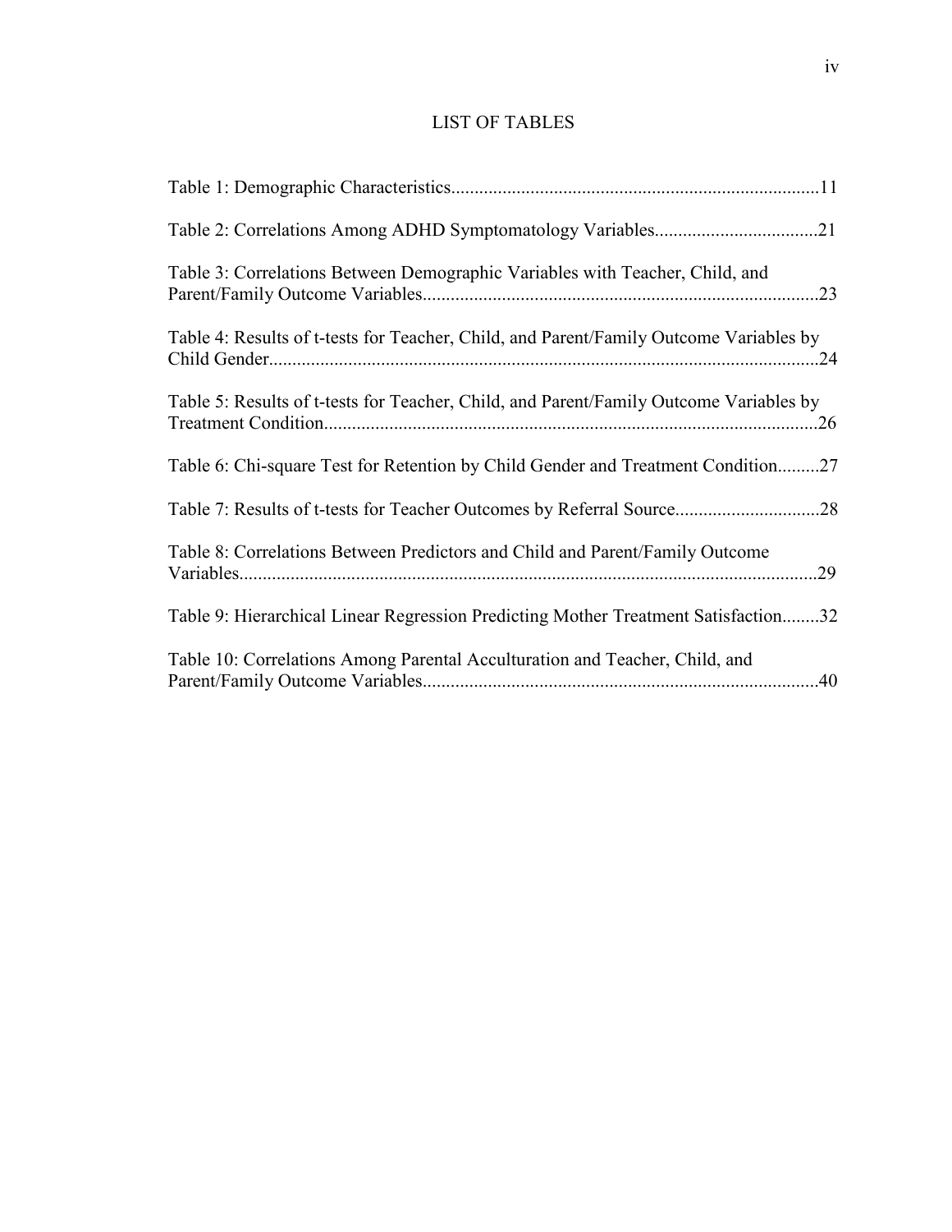# LIST OF TABLES

Table 1: Demographic Characteristics...............................................................................11

Table 2: Correlations Among ADHD Symptomatology Variables...................................21

Table 3: Correlations Between Demographic Variables with Teacher, Child, and Parent/Family Outcome Variables.....................................................................................23

Table 4: Results of t-tests for Teacher, Child, and Parent/Family Outcome Variables by Child Gender......................................................................................................................24

Table 5: Results of t-tests for Teacher, Child, and Parent/Family Outcome Variables by Treatment Condition..........................................................................................................26

Table 6: Chi-square Test for Retention by Child Gender and Treatment Condition.........27

Table 7: Results of t-tests for Teacher Outcomes by Referral Source...............................28

Table 8: Correlations Between Predictors and Child and Parent/Family Outcome Variables............................................................................................................................29

Table 9: Hierarchical Linear Regression Predicting Mother Treatment Satisfaction........32

Table 10: Correlations Among Parental Acculturation and Teacher, Child, and Parent/Family Outcome Variables.....................................................................................40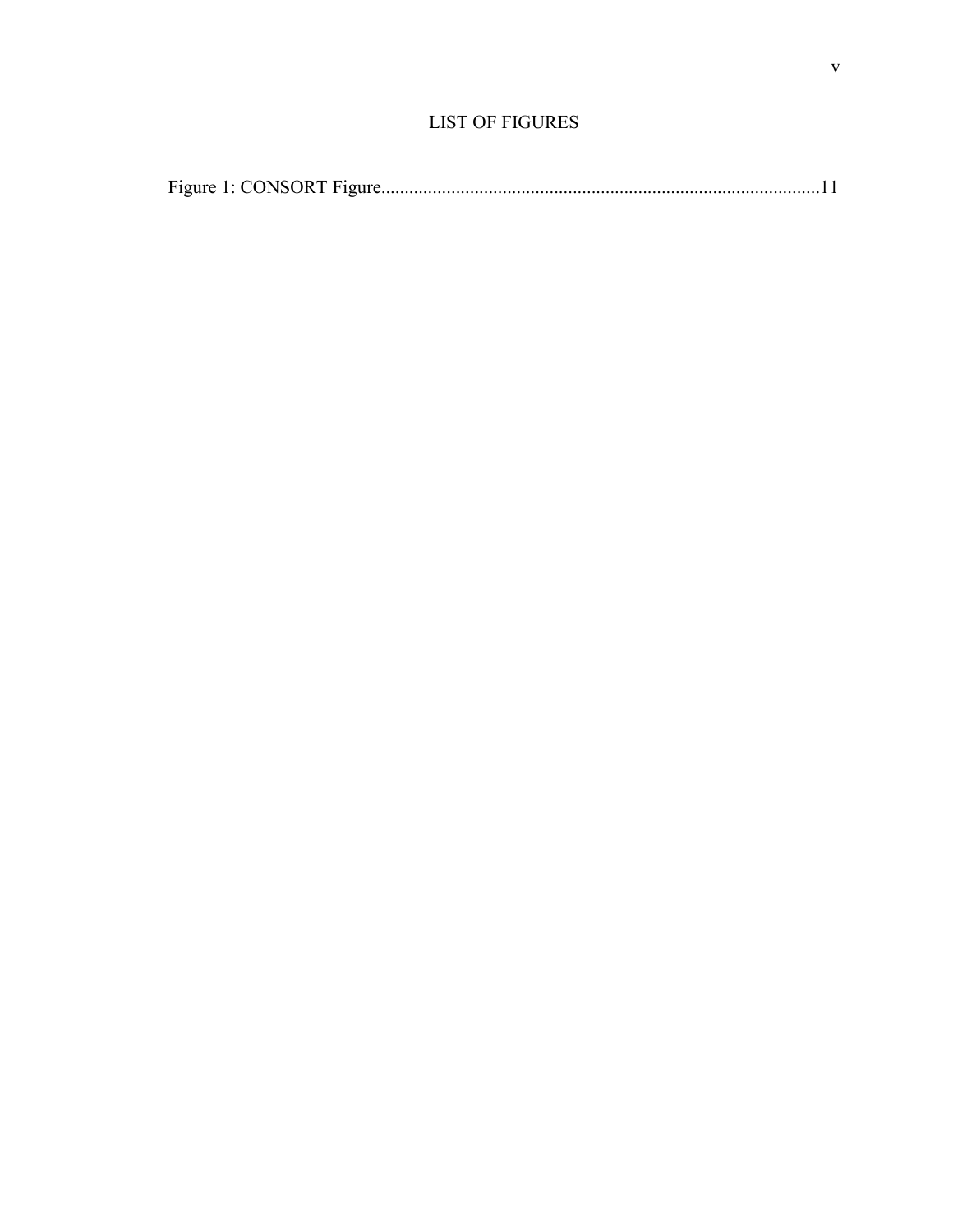# LIST OF FIGURES

Figure 1: CONSORT Figure..............................................................................................11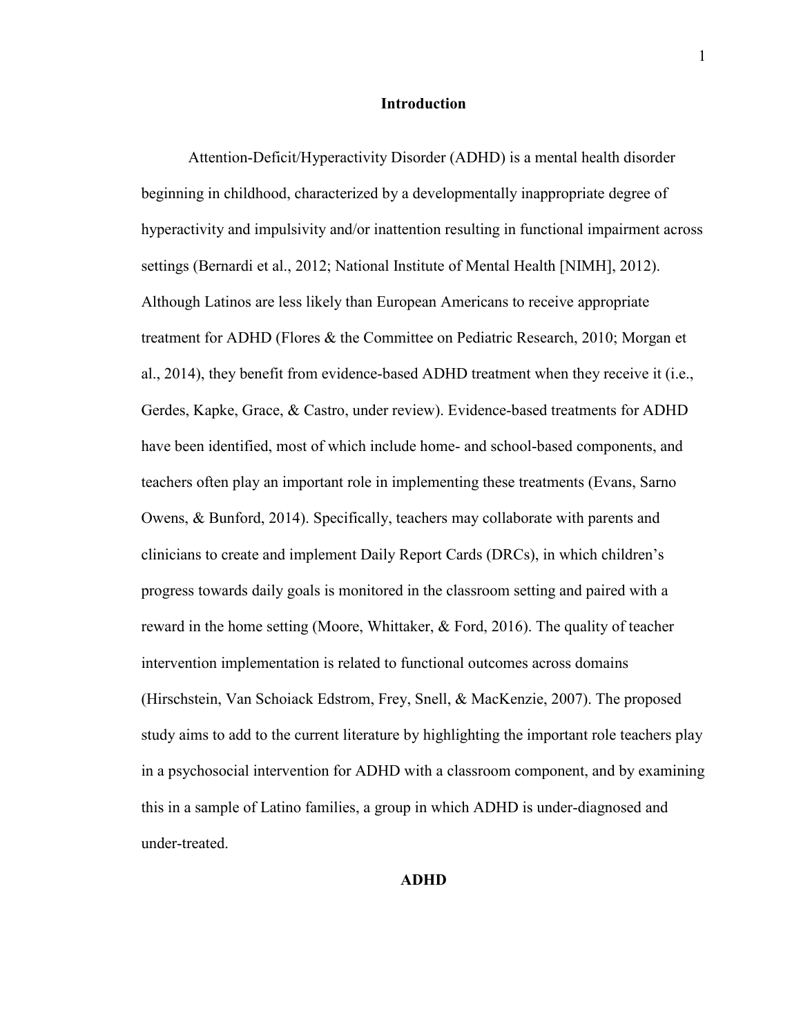# Introduction

Attention-Deficit/Hyperactivity Disorder (ADHD) is a mental health disorder beginning in childhood, characterized by a developmentally inappropriate degree of hyperactivity and impulsivity and/or inattention resulting in functional impairment across settings (Bernardi et al., 2012; National Institute of Mental Health [NIMH], 2012). Although Latinos are less likely than European Americans to receive appropriate treatment for ADHD (Flores & the Committee on Pediatric Research, 2010; Morgan et al., 2014), they benefit from evidence-based ADHD treatment when they receive it (i.e., Gerdes, Kapke, Grace, & Castro, under review). Evidence-based treatments for ADHD have been identified, most of which include home- and school-based components, and teachers often play an important role in implementing these treatments (Evans, Sarno Owens, & Bunford, 2014). Specifically, teachers may collaborate with parents and clinicians to create and implement Daily Report Cards (DRCs), in which children's progress towards daily goals is monitored in the classroom setting and paired with a reward in the home setting (Moore, Whittaker, & Ford, 2016). The quality of teacher intervention implementation is related to functional outcomes across domains (Hirschstein, Van Schoiack Edstrom, Frey, Snell, & MacKenzie, 2007). The proposed study aims to add to the current literature by highlighting the important role teachers play in a psychosocial intervention for ADHD with a classroom component, and by examining this in a sample of Latino families, a group in which ADHD is under-diagnosed and under-treated.

## ADHD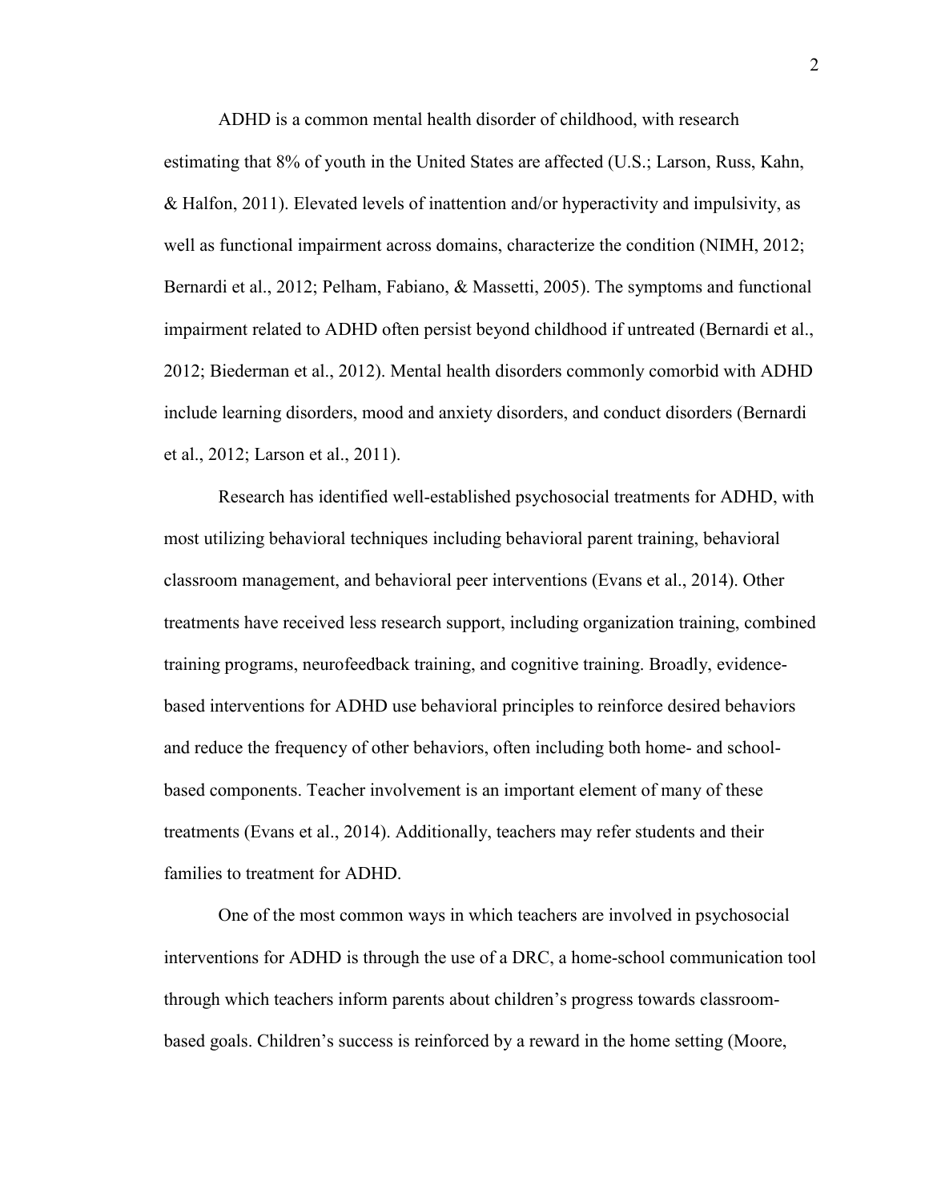ADHD is a common mental health disorder of childhood, with research estimating that 8% of youth in the United States are affected (U.S.; Larson, Russ, Kahn, & Halfon, 2011). Elevated levels of inattention and/or hyperactivity and impulsivity, as well as functional impairment across domains, characterize the condition (NIMH, 2012; Bernardi et al., 2012; Pelham, Fabiano, & Massetti, 2005). The symptoms and functional impairment related to ADHD often persist beyond childhood if untreated (Bernardi et al., 2012; Biederman et al., 2012). Mental health disorders commonly comorbid with ADHD include learning disorders, mood and anxiety disorders, and conduct disorders (Bernardi et al., 2012; Larson et al., 2011).

Research has identified well-established psychosocial treatments for ADHD, with most utilizing behavioral techniques including behavioral parent training, behavioral classroom management, and behavioral peer interventions (Evans et al., 2014). Other treatments have received less research support, including organization training, combined training programs, neurofeedback training, and cognitive training. Broadly, evidence-based interventions for ADHD use behavioral principles to reinforce desired behaviors and reduce the frequency of other behaviors, often including both home- and school-based components. Teacher involvement is an important element of many of these treatments (Evans et al., 2014). Additionally, teachers may refer students and their families to treatment for ADHD.

One of the most common ways in which teachers are involved in psychosocial interventions for ADHD is through the use of a DRC, a home-school communication tool through which teachers inform parents about children's progress towards classroom-based goals. Children's success is reinforced by a reward in the home setting (Moore,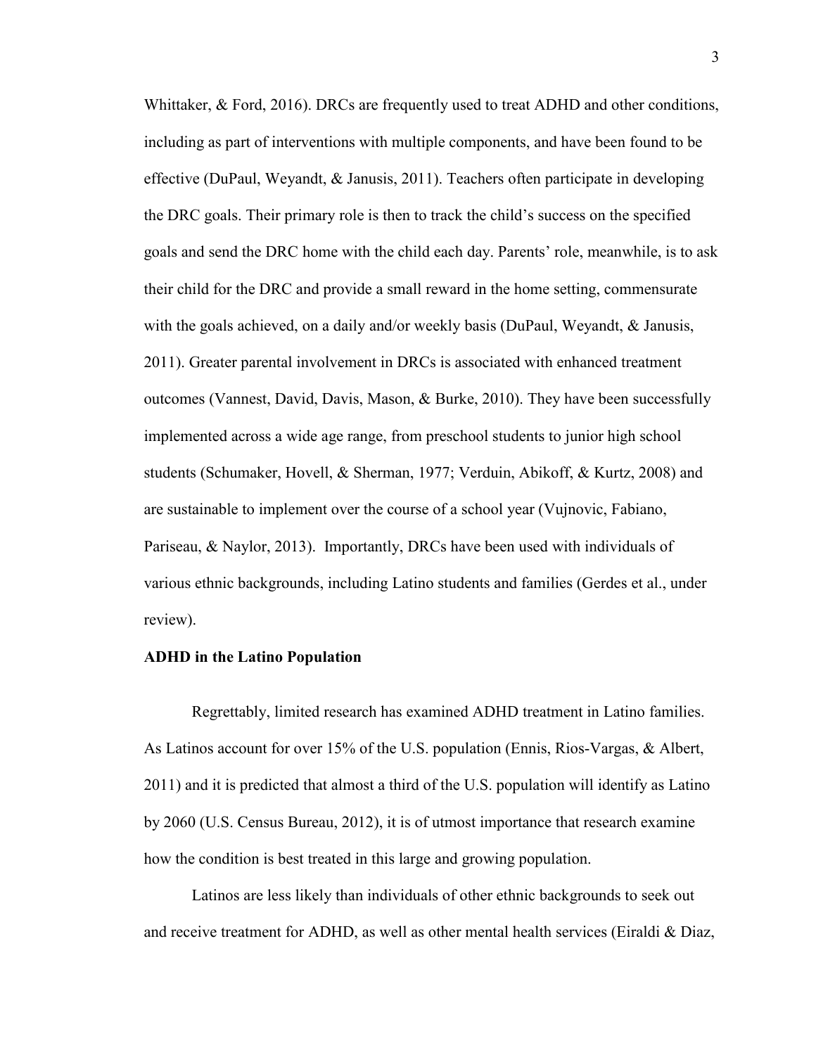Whittaker, & Ford, 2016). DRCs are frequently used to treat ADHD and other conditions, including as part of interventions with multiple components, and have been found to be effective (DuPaul, Weyandt, & Janusis, 2011). Teachers often participate in developing the DRC goals. Their primary role is then to track the child's success on the specified goals and send the DRC home with the child each day. Parents' role, meanwhile, is to ask their child for the DRC and provide a small reward in the home setting, commensurate with the goals achieved, on a daily and/or weekly basis (DuPaul, Weyandt, & Janusis, 2011). Greater parental involvement in DRCs is associated with enhanced treatment outcomes (Vannest, David, Davis, Mason, & Burke, 2010). They have been successfully implemented across a wide age range, from preschool students to junior high school students (Schumaker, Hovell, & Sherman, 1977; Verduin, Abikoff, & Kurtz, 2008) and are sustainable to implement over the course of a school year (Vujnovic, Fabiano, Pariseau, & Naylor, 2013). Importantly, DRCs have been used with individuals of various ethnic backgrounds, including Latino students and families (Gerdes et al., under review).

**ADHD in the Latino Population**

Regrettably, limited research has examined ADHD treatment in Latino families. As Latinos account for over 15% of the U.S. population (Ennis, Rios-Vargas, & Albert, 2011) and it is predicted that almost a third of the U.S. population will identify as Latino by 2060 (U.S. Census Bureau, 2012), it is of utmost importance that research examine how the condition is best treated in this large and growing population.

Latinos are less likely than individuals of other ethnic backgrounds to seek out and receive treatment for ADHD, as well as other mental health services (Eiraldi & Diaz,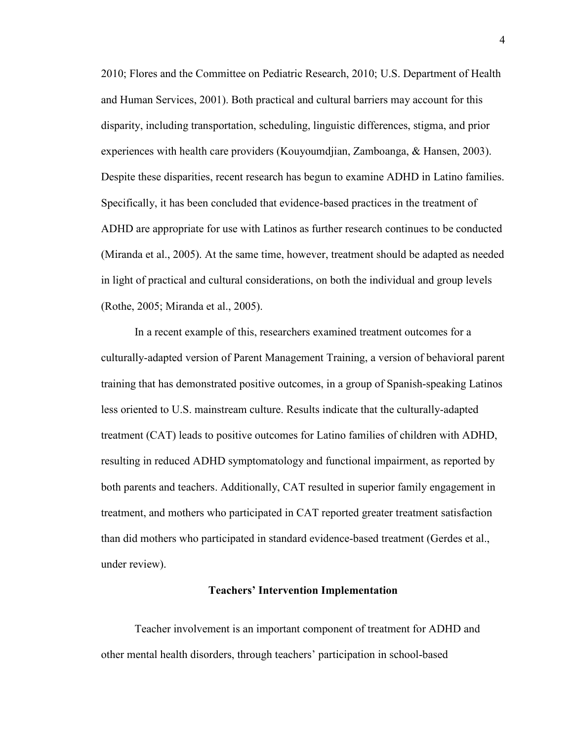2010; Flores and the Committee on Pediatric Research, 2010; U.S. Department of Health and Human Services, 2001). Both practical and cultural barriers may account for this disparity, including transportation, scheduling, linguistic differences, stigma, and prior experiences with health care providers (Kouyoumdjian, Zamboanga, & Hansen, 2003). Despite these disparities, recent research has begun to examine ADHD in Latino families. Specifically, it has been concluded that evidence-based practices in the treatment of ADHD are appropriate for use with Latinos as further research continues to be conducted (Miranda et al., 2005). At the same time, however, treatment should be adapted as needed in light of practical and cultural considerations, on both the individual and group levels (Rothe, 2005; Miranda et al., 2005).

In a recent example of this, researchers examined treatment outcomes for a culturally-adapted version of Parent Management Training, a version of behavioral parent training that has demonstrated positive outcomes, in a group of Spanish-speaking Latinos less oriented to U.S. mainstream culture. Results indicate that the culturally-adapted treatment (CAT) leads to positive outcomes for Latino families of children with ADHD, resulting in reduced ADHD symptomatology and functional impairment, as reported by both parents and teachers. Additionally, CAT resulted in superior family engagement in treatment, and mothers who participated in CAT reported greater treatment satisfaction than did mothers who participated in standard evidence-based treatment (Gerdes et al., under review).

## Teachers' Intervention Implementation

Teacher involvement is an important component of treatment for ADHD and other mental health disorders, through teachers' participation in school-based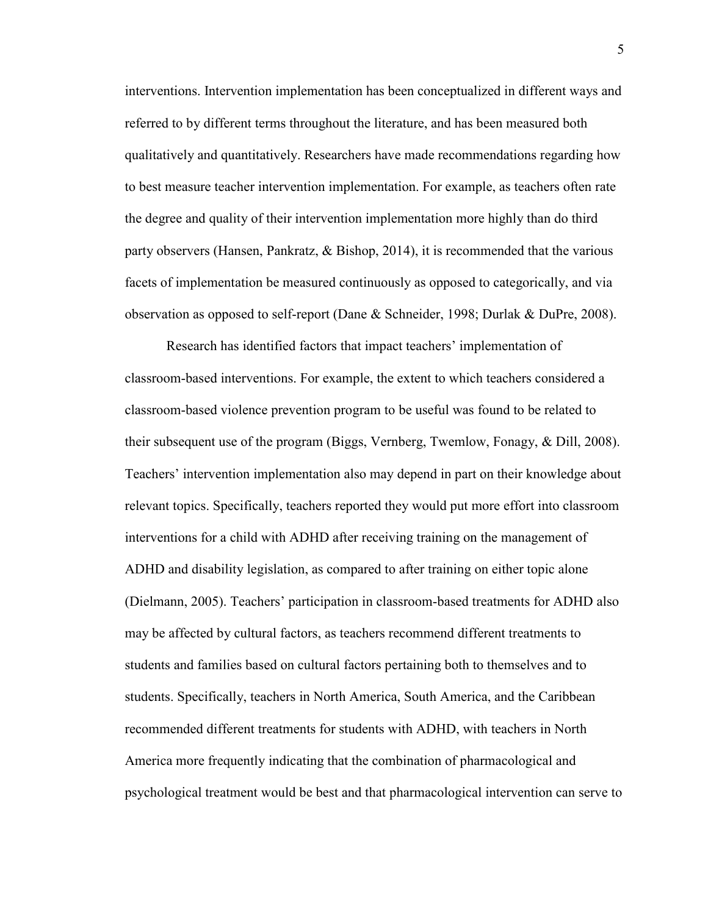interventions. Intervention implementation has been conceptualized in different ways and referred to by different terms throughout the literature, and has been measured both qualitatively and quantitatively. Researchers have made recommendations regarding how to best measure teacher intervention implementation. For example, as teachers often rate the degree and quality of their intervention implementation more highly than do third party observers (Hansen, Pankratz, & Bishop, 2014), it is recommended that the various facets of implementation be measured continuously as opposed to categorically, and via observation as opposed to self-report (Dane & Schneider, 1998; Durlak & DuPre, 2008).

Research has identified factors that impact teachers' implementation of classroom-based interventions. For example, the extent to which teachers considered a classroom-based violence prevention program to be useful was found to be related to their subsequent use of the program (Biggs, Vernberg, Twemlow, Fonagy, & Dill, 2008). Teachers' intervention implementation also may depend in part on their knowledge about relevant topics. Specifically, teachers reported they would put more effort into classroom interventions for a child with ADHD after receiving training on the management of ADHD and disability legislation, as compared to after training on either topic alone (Dielmann, 2005). Teachers' participation in classroom-based treatments for ADHD also may be affected by cultural factors, as teachers recommend different treatments to students and families based on cultural factors pertaining both to themselves and to students. Specifically, teachers in North America, South America, and the Caribbean recommended different treatments for students with ADHD, with teachers in North America more frequently indicating that the combination of pharmacological and psychological treatment would be best and that pharmacological intervention can serve to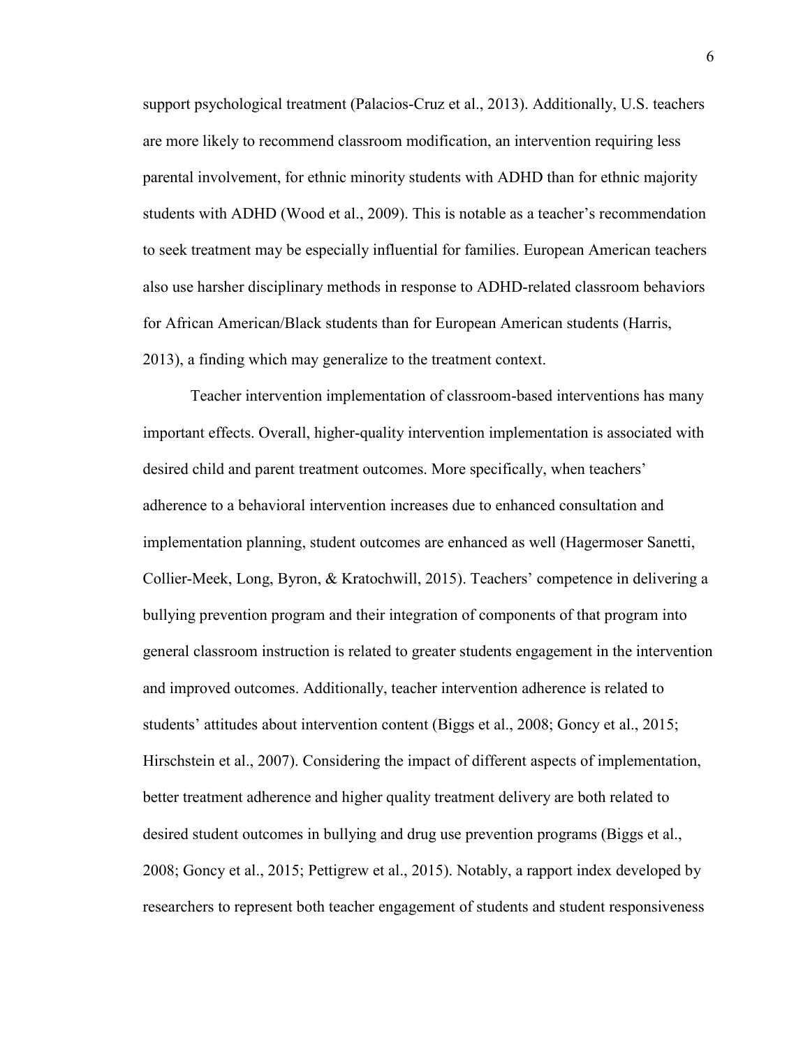support psychological treatment (Palacios-Cruz et al., 2013). Additionally, U.S. teachers are more likely to recommend classroom modification, an intervention requiring less parental involvement, for ethnic minority students with ADHD than for ethnic majority students with ADHD (Wood et al., 2009). This is notable as a teacher's recommendation to seek treatment may be especially influential for families. European American teachers also use harsher disciplinary methods in response to ADHD-related classroom behaviors for African American/Black students than for European American students (Harris, 2013), a finding which may generalize to the treatment context.

Teacher intervention implementation of classroom-based interventions has many important effects. Overall, higher-quality intervention implementation is associated with desired child and parent treatment outcomes. More specifically, when teachers' adherence to a behavioral intervention increases due to enhanced consultation and implementation planning, student outcomes are enhanced as well (Hagermoser Sanetti, Collier-Meek, Long, Byron, & Kratochwill, 2015). Teachers' competence in delivering a bullying prevention program and their integration of components of that program into general classroom instruction is related to greater students engagement in the intervention and improved outcomes. Additionally, teacher intervention adherence is related to students' attitudes about intervention content (Biggs et al., 2008; Goncy et al., 2015; Hirschstein et al., 2007). Considering the impact of different aspects of implementation, better treatment adherence and higher quality treatment delivery are both related to desired student outcomes in bullying and drug use prevention programs (Biggs et al., 2008; Goncy et al., 2015; Pettigrew et al., 2015). Notably, a rapport index developed by researchers to represent both teacher engagement of students and student responsiveness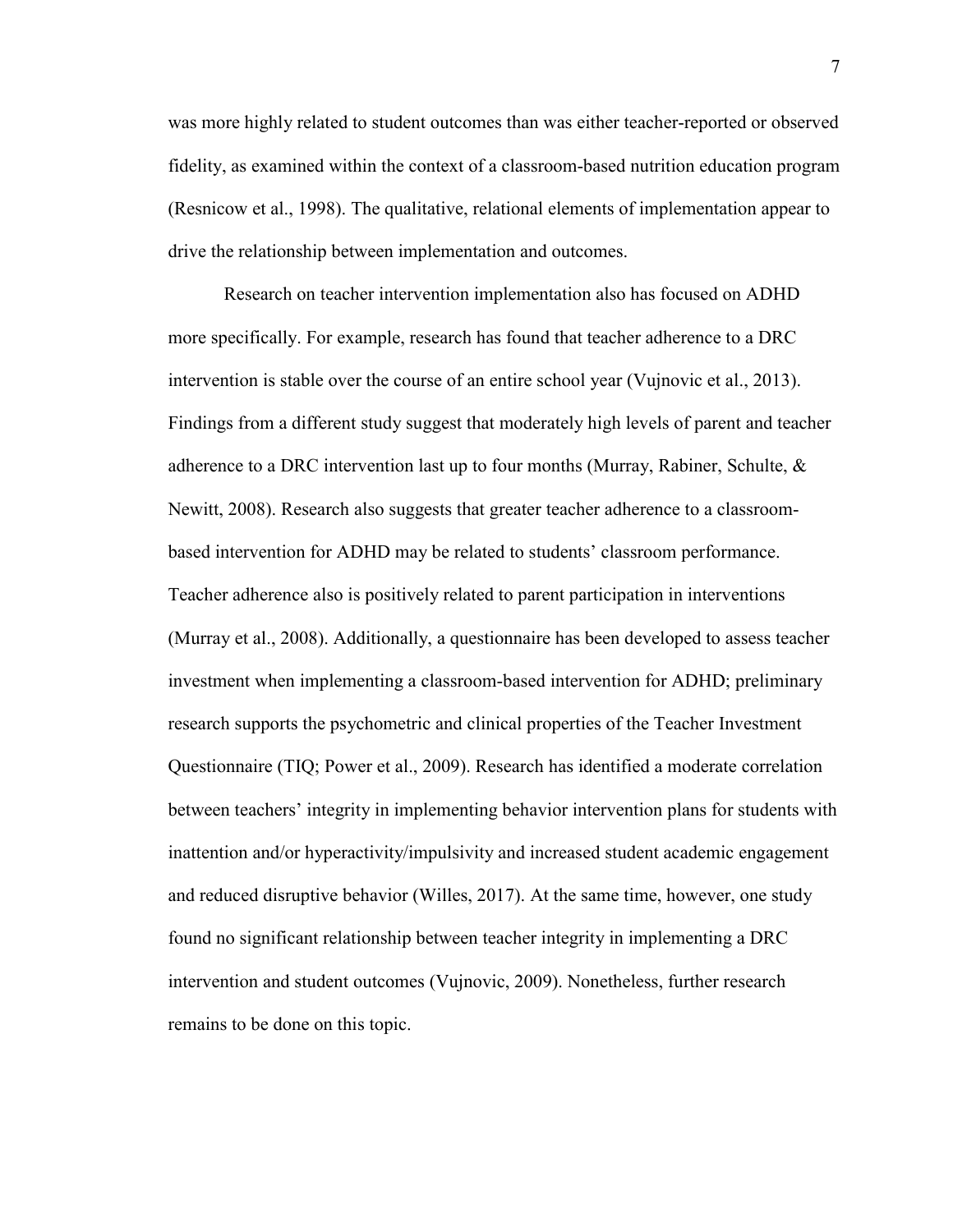was more highly related to student outcomes than was either teacher-reported or observed fidelity, as examined within the context of a classroom-based nutrition education program (Resnicow et al., 1998). The qualitative, relational elements of implementation appear to drive the relationship between implementation and outcomes.

Research on teacher intervention implementation also has focused on ADHD more specifically. For example, research has found that teacher adherence to a DRC intervention is stable over the course of an entire school year (Vujnovic et al., 2013). Findings from a different study suggest that moderately high levels of parent and teacher adherence to a DRC intervention last up to four months (Murray, Rabiner, Schulte, & Newitt, 2008). Research also suggests that greater teacher adherence to a classroom-based intervention for ADHD may be related to students' classroom performance. Teacher adherence also is positively related to parent participation in interventions (Murray et al., 2008). Additionally, a questionnaire has been developed to assess teacher investment when implementing a classroom-based intervention for ADHD; preliminary research supports the psychometric and clinical properties of the Teacher Investment Questionnaire (TIQ; Power et al., 2009). Research has identified a moderate correlation between teachers' integrity in implementing behavior intervention plans for students with inattention and/or hyperactivity/impulsivity and increased student academic engagement and reduced disruptive behavior (Willes, 2017). At the same time, however, one study found no significant relationship between teacher integrity in implementing a DRC intervention and student outcomes (Vujnovic, 2009). Nonetheless, further research remains to be done on this topic.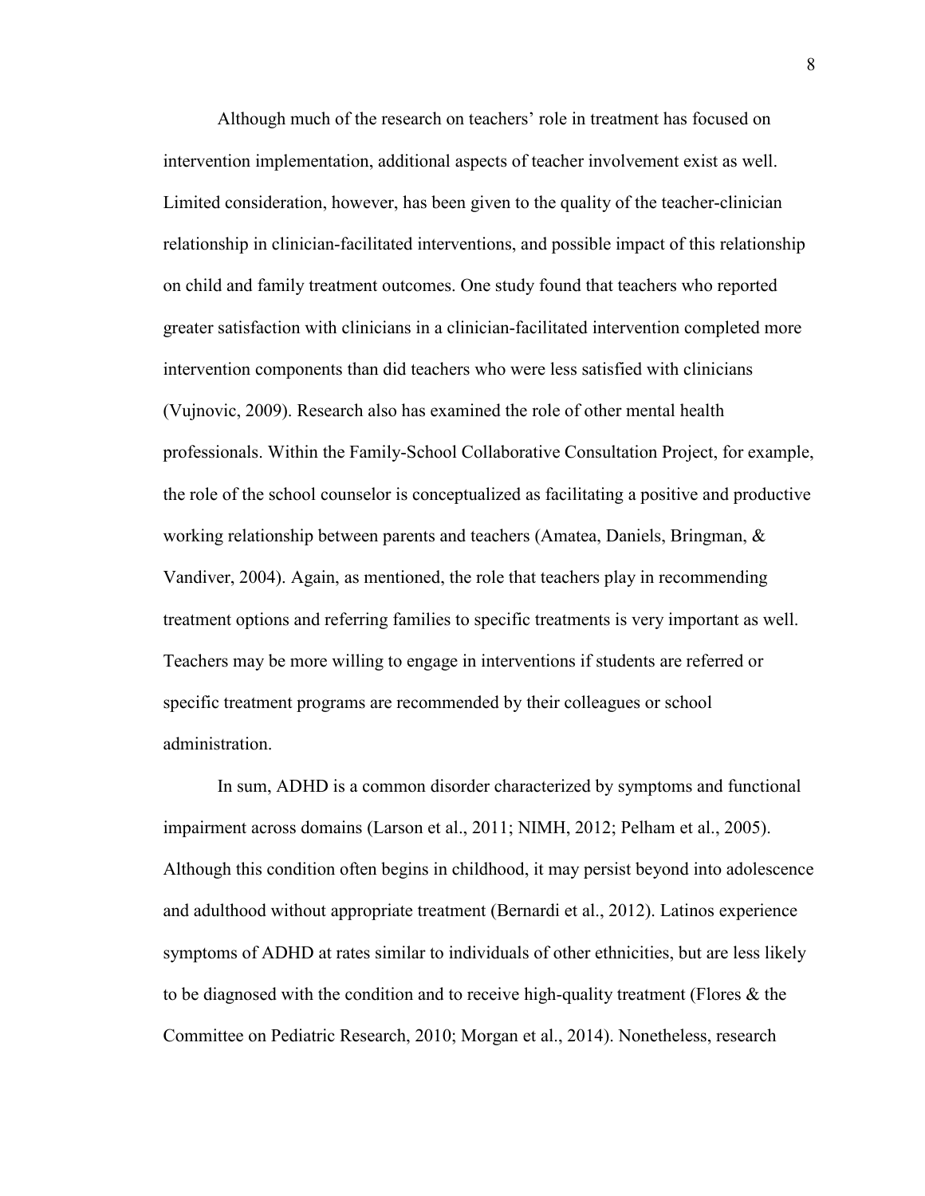Although much of the research on teachers' role in treatment has focused on intervention implementation, additional aspects of teacher involvement exist as well. Limited consideration, however, has been given to the quality of the teacher-clinician relationship in clinician-facilitated interventions, and possible impact of this relationship on child and family treatment outcomes. One study found that teachers who reported greater satisfaction with clinicians in a clinician-facilitated intervention completed more intervention components than did teachers who were less satisfied with clinicians (Vujnovic, 2009). Research also has examined the role of other mental health professionals. Within the Family-School Collaborative Consultation Project, for example, the role of the school counselor is conceptualized as facilitating a positive and productive working relationship between parents and teachers (Amatea, Daniels, Bringman, & Vandiver, 2004). Again, as mentioned, the role that teachers play in recommending treatment options and referring families to specific treatments is very important as well. Teachers may be more willing to engage in interventions if students are referred or specific treatment programs are recommended by their colleagues or school administration.

In sum, ADHD is a common disorder characterized by symptoms and functional impairment across domains (Larson et al., 2011; NIMH, 2012; Pelham et al., 2005). Although this condition often begins in childhood, it may persist beyond into adolescence and adulthood without appropriate treatment (Bernardi et al., 2012). Latinos experience symptoms of ADHD at rates similar to individuals of other ethnicities, but are less likely to be diagnosed with the condition and to receive high-quality treatment (Flores & the Committee on Pediatric Research, 2010; Morgan et al., 2014). Nonetheless, research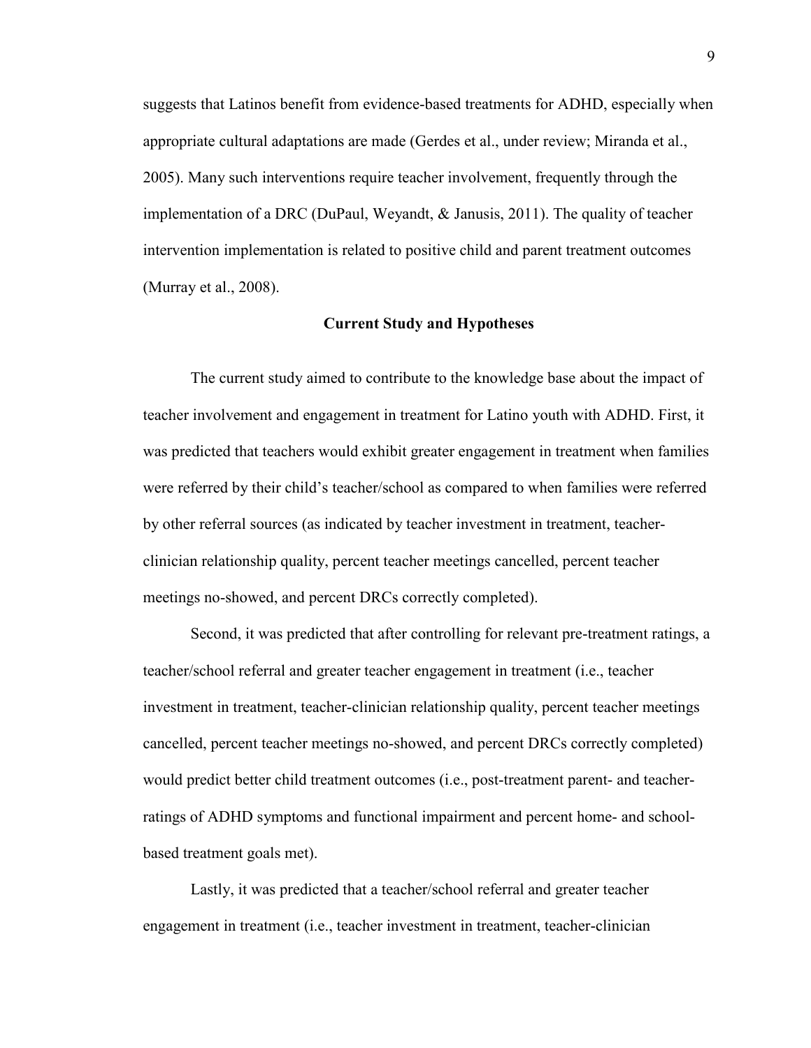suggests that Latinos benefit from evidence-based treatments for ADHD, especially when appropriate cultural adaptations are made (Gerdes et al., under review; Miranda et al., 2005). Many such interventions require teacher involvement, frequently through the implementation of a DRC (DuPaul, Weyandt, & Janusis, 2011). The quality of teacher intervention implementation is related to positive child and parent treatment outcomes (Murray et al., 2008).

## Current Study and Hypotheses

The current study aimed to contribute to the knowledge base about the impact of teacher involvement and engagement in treatment for Latino youth with ADHD. First, it was predicted that teachers would exhibit greater engagement in treatment when families were referred by their child's teacher/school as compared to when families were referred by other referral sources (as indicated by teacher investment in treatment, teacher-clinician relationship quality, percent teacher meetings cancelled, percent teacher meetings no-showed, and percent DRCs correctly completed).

Second, it was predicted that after controlling for relevant pre-treatment ratings, a teacher/school referral and greater teacher engagement in treatment (i.e., teacher investment in treatment, teacher-clinician relationship quality, percent teacher meetings cancelled, percent teacher meetings no-showed, and percent DRCs correctly completed) would predict better child treatment outcomes (i.e., post-treatment parent- and teacher-ratings of ADHD symptoms and functional impairment and percent home- and school-based treatment goals met).

Lastly, it was predicted that a teacher/school referral and greater teacher engagement in treatment (i.e., teacher investment in treatment, teacher-clinician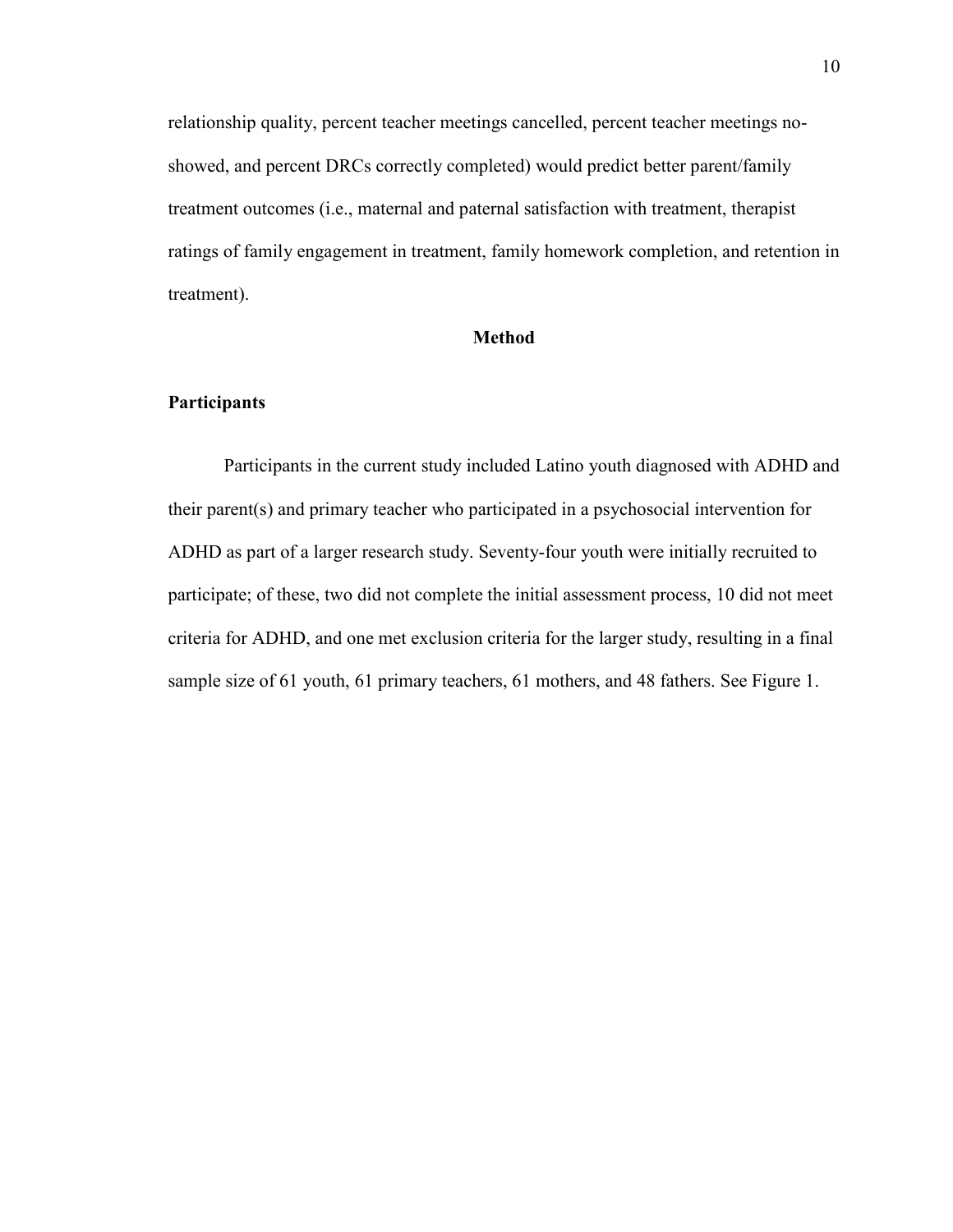relationship quality, percent teacher meetings cancelled, percent teacher meetings no-showed, and percent DRCs correctly completed) would predict better parent/family treatment outcomes (i.e., maternal and paternal satisfaction with treatment, therapist ratings of family engagement in treatment, family homework completion, and retention in treatment).

# Method

## Participants

Participants in the current study included Latino youth diagnosed with ADHD and their parent(s) and primary teacher who participated in a psychosocial intervention for ADHD as part of a larger research study. Seventy-four youth were initially recruited to participate; of these, two did not complete the initial assessment process, 10 did not meet criteria for ADHD, and one met exclusion criteria for the larger study, resulting in a final sample size of 61 youth, 61 primary teachers, 61 mothers, and 48 fathers. See Figure 1.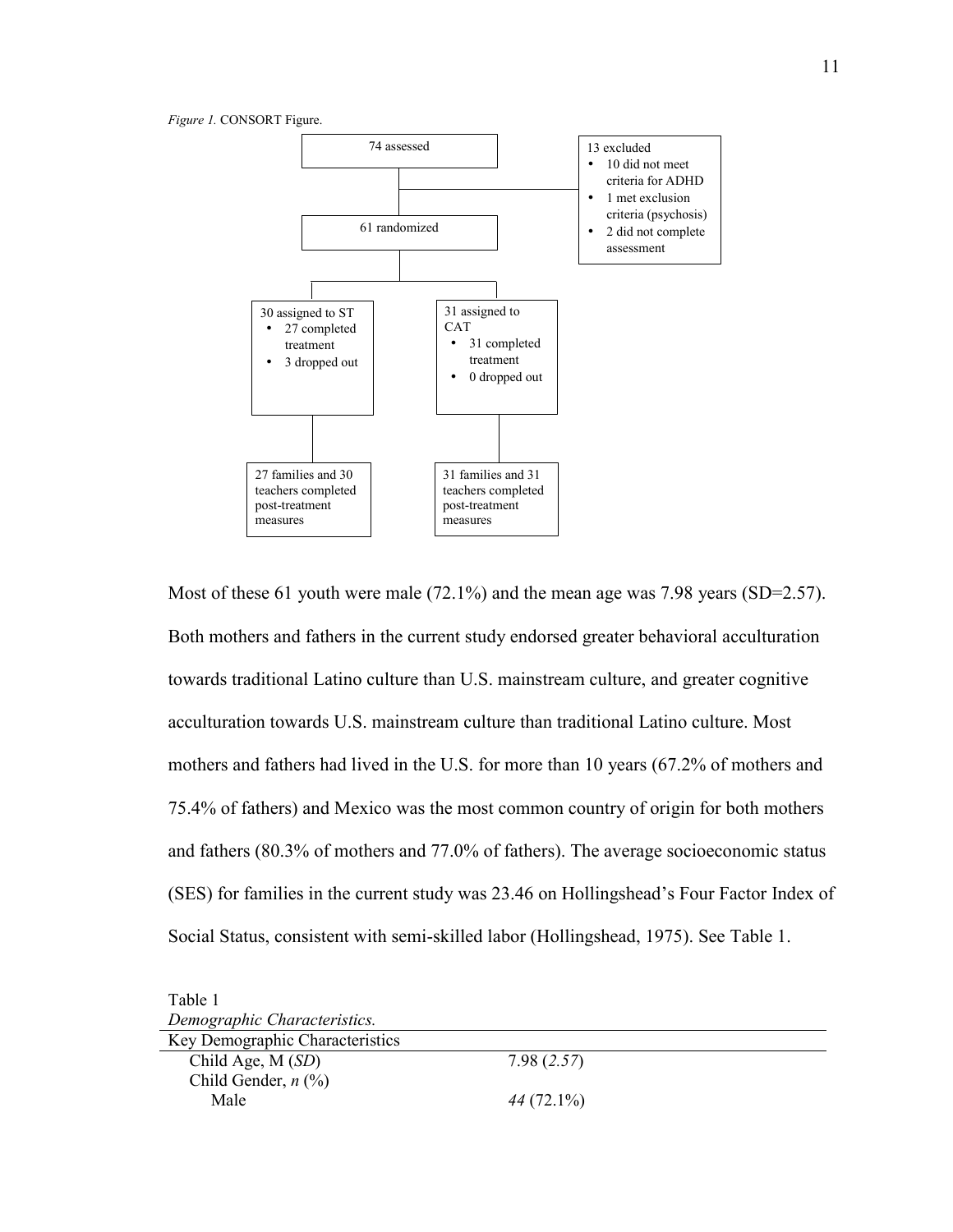*Figure 1.* CONSORT Figure.

74 assessed

13 excluded
- 10 did not meet criteria for ADHD
- 1 met exclusion criteria (psychosis)
- 2 did not complete assessment

61 randomized

30 assigned to ST
- 27 completed treatment
- 3 dropped out

31 assigned to CAT
- 31 completed treatment
- 0 dropped out

27 families and 30 teachers completed post-treatment measures

31 families and 31 teachers completed post-treatment measures

Most of these 61 youth were male (72.1%) and the mean age was 7.98 years (SD=2.57). Both mothers and fathers in the current study endorsed greater behavioral acculturation towards traditional Latino culture than U.S. mainstream culture, and greater cognitive acculturation towards U.S. mainstream culture than traditional Latino culture. Most mothers and fathers had lived in the U.S. for more than 10 years (67.2% of mothers and 75.4% of fathers) and Mexico was the most common country of origin for both mothers and fathers (80.3% of mothers and 77.0% of fathers). The average socioeconomic status (SES) for families in the current study was 23.46 on Hollingshead's Four Factor Index of Social Status, consistent with semi-skilled labor (Hollingshead, 1975). See Table 1.

Table 1
*Demographic Characteristics.*

| Key Demographic Characteristics | |
|---|---|
| Child Age, M (*SD*) | 7.98 (*2.57*) |
| Child Gender, *n* (%) | |
| Male | *44* (72.1%) |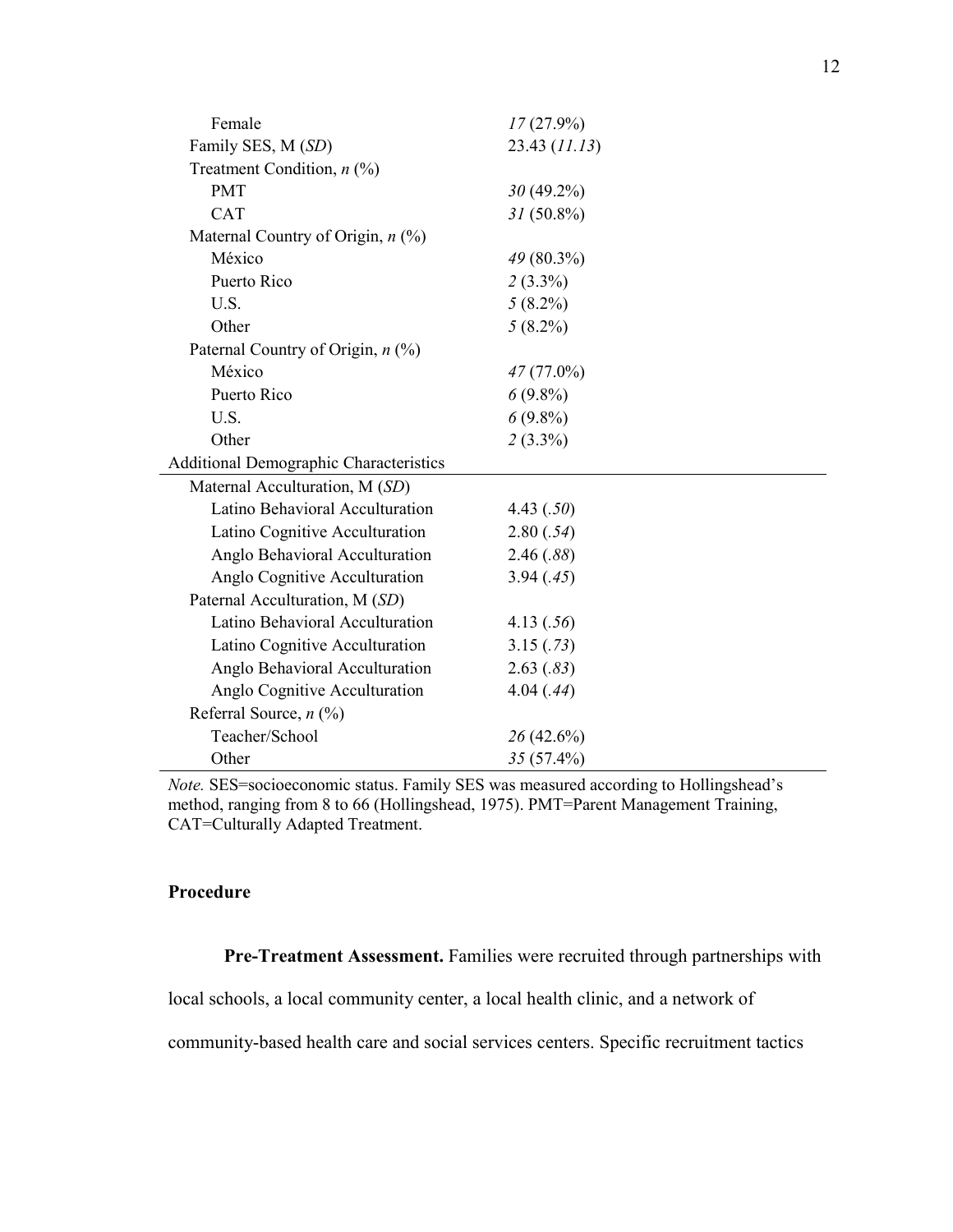| | |
|---|---|
| Female | *17* (27.9%) |
| Family SES, M (*SD*) | 23.43 (*11.13*) |
| Treatment Condition, *n* (%) | |
| PMT | *30* (49.2%) |
| CAT | *31* (50.8%) |
| Maternal Country of Origin, *n* (%) | |
| México | *49* (80.3%) |
| Puerto Rico | *2* (3.3%) |
| U.S. | *5* (8.2%) |
| Other | *5* (8.2%) |
| Paternal Country of Origin, *n* (%) | |
| México | *47* (77.0%) |
| Puerto Rico | *6* (9.8%) |
| U.S. | *6* (9.8%) |
| Other | *2* (3.3%) |
| **Additional Demographic Characteristics** | |
| Maternal Acculturation, M (*SD*) | |
| Latino Behavioral Acculturation | 4.43 (*.50*) |
| Latino Cognitive Acculturation | 2.80 (*.54*) |
| Anglo Behavioral Acculturation | 2.46 (*.88*) |
| Anglo Cognitive Acculturation | 3.94 (*.45*) |
| Paternal Acculturation, M (*SD*) | |
| Latino Behavioral Acculturation | 4.13 (*.56*) |
| Latino Cognitive Acculturation | 3.15 (*.73*) |
| Anglo Behavioral Acculturation | 2.63 (*.83*) |
| Anglo Cognitive Acculturation | 4.04 (*.44*) |
| Referral Source, *n* (%) | |
| Teacher/School | *26* (42.6%) |
| Other | *35* (57.4%) |

*Note.* SES=socioeconomic status. Family SES was measured according to Hollingshead's method, ranging from 8 to 66 (Hollingshead, 1975). PMT=Parent Management Training, CAT=Culturally Adapted Treatment.

## Procedure

**Pre-Treatment Assessment.** Families were recruited through partnerships with local schools, a local community center, a local health clinic, and a network of community-based health care and social services centers. Specific recruitment tactics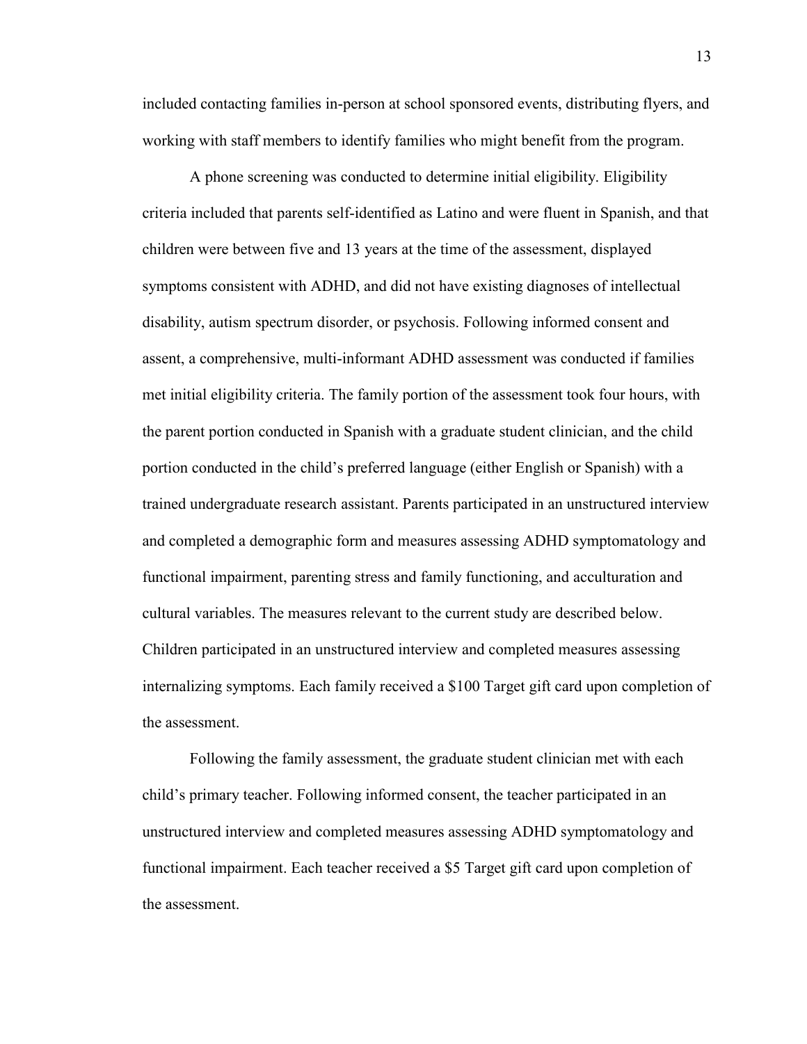included contacting families in-person at school sponsored events, distributing flyers, and working with staff members to identify families who might benefit from the program.

A phone screening was conducted to determine initial eligibility. Eligibility criteria included that parents self-identified as Latino and were fluent in Spanish, and that children were between five and 13 years at the time of the assessment, displayed symptoms consistent with ADHD, and did not have existing diagnoses of intellectual disability, autism spectrum disorder, or psychosis. Following informed consent and assent, a comprehensive, multi-informant ADHD assessment was conducted if families met initial eligibility criteria. The family portion of the assessment took four hours, with the parent portion conducted in Spanish with a graduate student clinician, and the child portion conducted in the child's preferred language (either English or Spanish) with a trained undergraduate research assistant. Parents participated in an unstructured interview and completed a demographic form and measures assessing ADHD symptomatology and functional impairment, parenting stress and family functioning, and acculturation and cultural variables. The measures relevant to the current study are described below. Children participated in an unstructured interview and completed measures assessing internalizing symptoms. Each family received a $100 Target gift card upon completion of the assessment.

Following the family assessment, the graduate student clinician met with each child's primary teacher. Following informed consent, the teacher participated in an unstructured interview and completed measures assessing ADHD symptomatology and functional impairment. Each teacher received a $5 Target gift card upon completion of the assessment.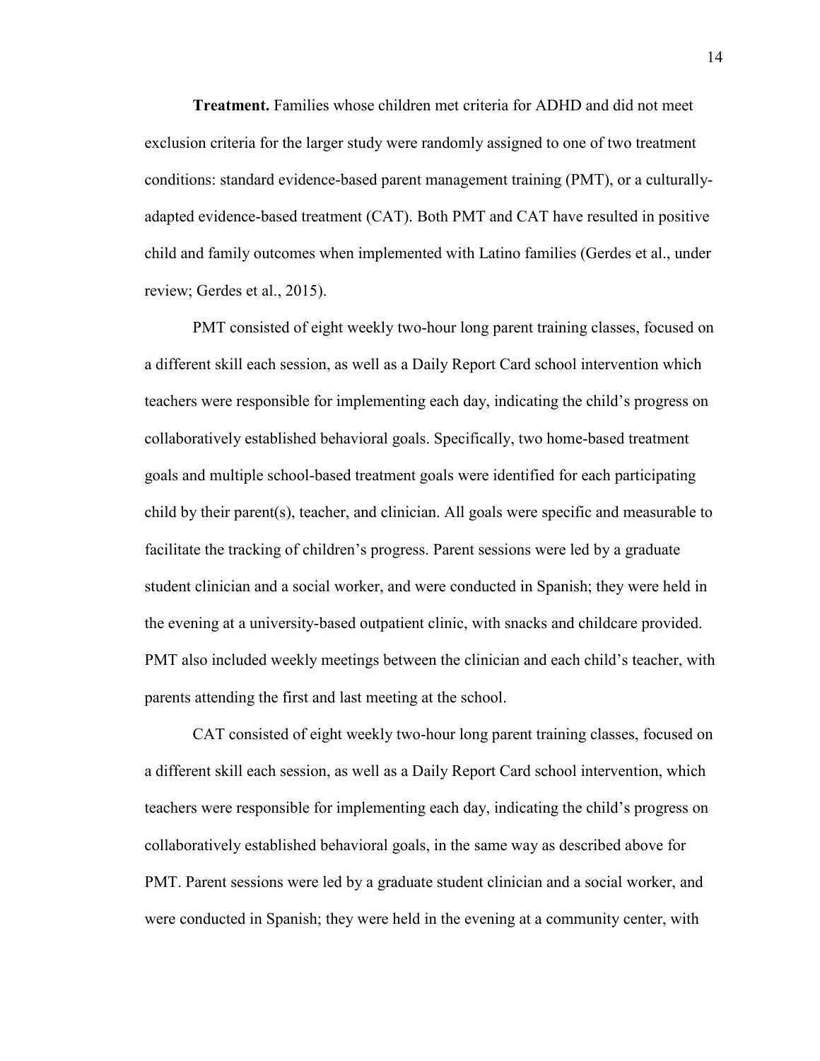**Treatment.** Families whose children met criteria for ADHD and did not meet exclusion criteria for the larger study were randomly assigned to one of two treatment conditions: standard evidence-based parent management training (PMT), or a culturally-adapted evidence-based treatment (CAT). Both PMT and CAT have resulted in positive child and family outcomes when implemented with Latino families (Gerdes et al., under review; Gerdes et al., 2015).

PMT consisted of eight weekly two-hour long parent training classes, focused on a different skill each session, as well as a Daily Report Card school intervention which teachers were responsible for implementing each day, indicating the child's progress on collaboratively established behavioral goals. Specifically, two home-based treatment goals and multiple school-based treatment goals were identified for each participating child by their parent(s), teacher, and clinician. All goals were specific and measurable to facilitate the tracking of children's progress. Parent sessions were led by a graduate student clinician and a social worker, and were conducted in Spanish; they were held in the evening at a university-based outpatient clinic, with snacks and childcare provided. PMT also included weekly meetings between the clinician and each child's teacher, with parents attending the first and last meeting at the school.

CAT consisted of eight weekly two-hour long parent training classes, focused on a different skill each session, as well as a Daily Report Card school intervention, which teachers were responsible for implementing each day, indicating the child's progress on collaboratively established behavioral goals, in the same way as described above for PMT. Parent sessions were led by a graduate student clinician and a social worker, and were conducted in Spanish; they were held in the evening at a community center, with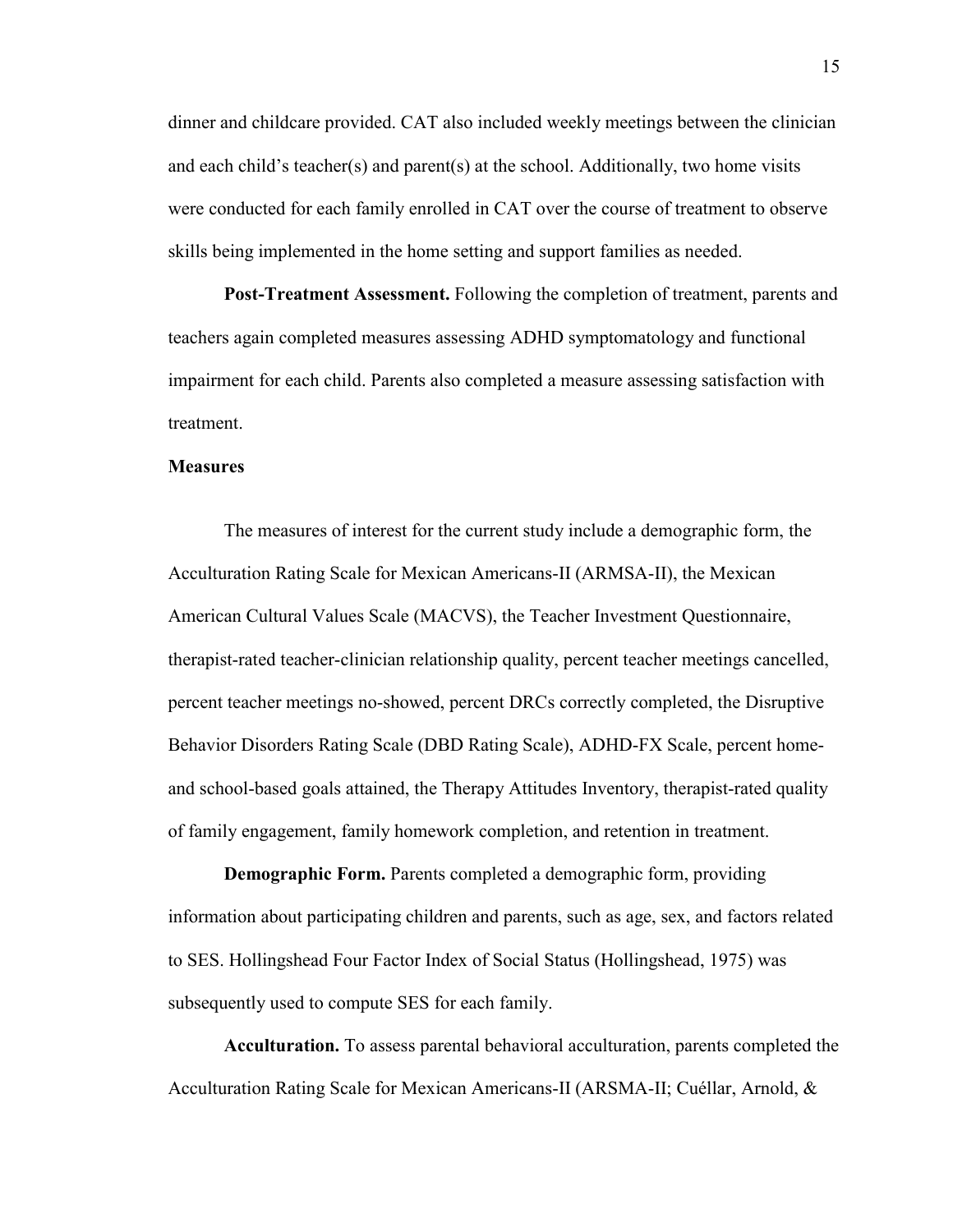dinner and childcare provided. CAT also included weekly meetings between the clinician and each child's teacher(s) and parent(s) at the school. Additionally, two home visits were conducted for each family enrolled in CAT over the course of treatment to observe skills being implemented in the home setting and support families as needed.

**Post-Treatment Assessment.** Following the completion of treatment, parents and teachers again completed measures assessing ADHD symptomatology and functional impairment for each child. Parents also completed a measure assessing satisfaction with treatment.

### Measures

The measures of interest for the current study include a demographic form, the Acculturation Rating Scale for Mexican Americans-II (ARMSA-II), the Mexican American Cultural Values Scale (MACVS), the Teacher Investment Questionnaire, therapist-rated teacher-clinician relationship quality, percent teacher meetings cancelled, percent teacher meetings no-showed, percent DRCs correctly completed, the Disruptive Behavior Disorders Rating Scale (DBD Rating Scale), ADHD-FX Scale, percent home- and school-based goals attained, the Therapy Attitudes Inventory, therapist-rated quality of family engagement, family homework completion, and retention in treatment.

**Demographic Form.** Parents completed a demographic form, providing information about participating children and parents, such as age, sex, and factors related to SES. Hollingshead Four Factor Index of Social Status (Hollingshead, 1975) was subsequently used to compute SES for each family.

**Acculturation.** To assess parental behavioral acculturation, parents completed the Acculturation Rating Scale for Mexican Americans-II (ARSMA-II; Cuéllar, Arnold, &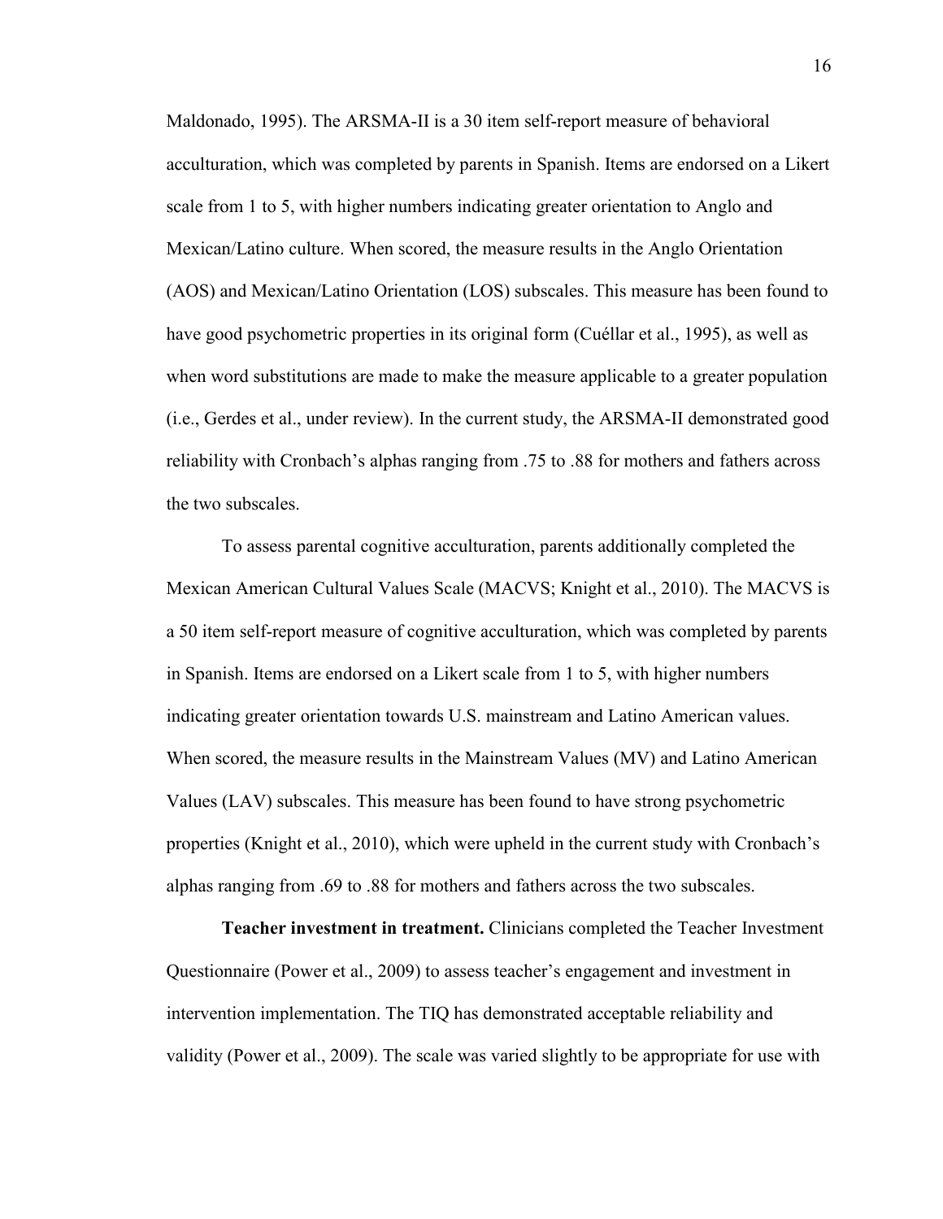Maldonado, 1995). The ARSMA-II is a 30 item self-report measure of behavioral acculturation, which was completed by parents in Spanish. Items are endorsed on a Likert scale from 1 to 5, with higher numbers indicating greater orientation to Anglo and Mexican/Latino culture. When scored, the measure results in the Anglo Orientation (AOS) and Mexican/Latino Orientation (LOS) subscales. This measure has been found to have good psychometric properties in its original form (Cuéllar et al., 1995), as well as when word substitutions are made to make the measure applicable to a greater population (i.e., Gerdes et al., under review). In the current study, the ARSMA-II demonstrated good reliability with Cronbach's alphas ranging from .75 to .88 for mothers and fathers across the two subscales.

To assess parental cognitive acculturation, parents additionally completed the Mexican American Cultural Values Scale (MACVS; Knight et al., 2010). The MACVS is a 50 item self-report measure of cognitive acculturation, which was completed by parents in Spanish. Items are endorsed on a Likert scale from 1 to 5, with higher numbers indicating greater orientation towards U.S. mainstream and Latino American values. When scored, the measure results in the Mainstream Values (MV) and Latino American Values (LAV) subscales. This measure has been found to have strong psychometric properties (Knight et al., 2010), which were upheld in the current study with Cronbach's alphas ranging from .69 to .88 for mothers and fathers across the two subscales.

**Teacher investment in treatment.** Clinicians completed the Teacher Investment Questionnaire (Power et al., 2009) to assess teacher's engagement and investment in intervention implementation. The TIQ has demonstrated acceptable reliability and validity (Power et al., 2009). The scale was varied slightly to be appropriate for use with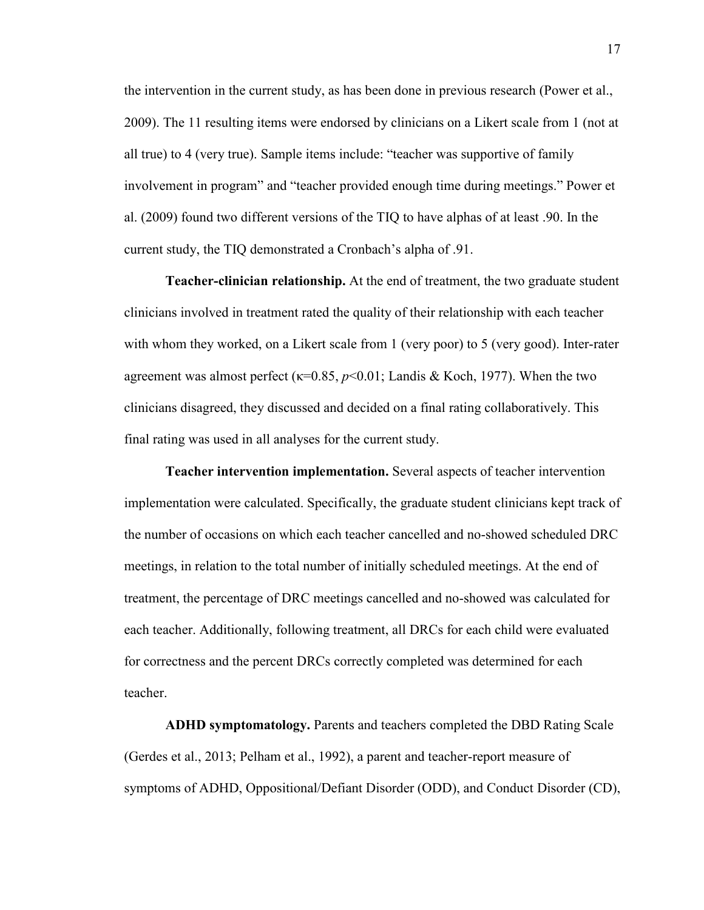the intervention in the current study, as has been done in previous research (Power et al., 2009). The 11 resulting items were endorsed by clinicians on a Likert scale from 1 (not at all true) to 4 (very true). Sample items include: "teacher was supportive of family involvement in program" and "teacher provided enough time during meetings." Power et al. (2009) found two different versions of the TIQ to have alphas of at least .90. In the current study, the TIQ demonstrated a Cronbach's alpha of .91.

**Teacher-clinician relationship.** At the end of treatment, the two graduate student clinicians involved in treatment rated the quality of their relationship with each teacher with whom they worked, on a Likert scale from 1 (very poor) to 5 (very good). Inter-rater agreement was almost perfect ($\kappa=0.85$, $p<0.01$; Landis & Koch, 1977). When the two clinicians disagreed, they discussed and decided on a final rating collaboratively. This final rating was used in all analyses for the current study.

**Teacher intervention implementation.** Several aspects of teacher intervention implementation were calculated. Specifically, the graduate student clinicians kept track of the number of occasions on which each teacher cancelled and no-showed scheduled DRC meetings, in relation to the total number of initially scheduled meetings. At the end of treatment, the percentage of DRC meetings cancelled and no-showed was calculated for each teacher. Additionally, following treatment, all DRCs for each child were evaluated for correctness and the percent DRCs correctly completed was determined for each teacher.

**ADHD symptomatology.** Parents and teachers completed the DBD Rating Scale (Gerdes et al., 2013; Pelham et al., 1992), a parent and teacher-report measure of symptoms of ADHD, Oppositional/Defiant Disorder (ODD), and Conduct Disorder (CD),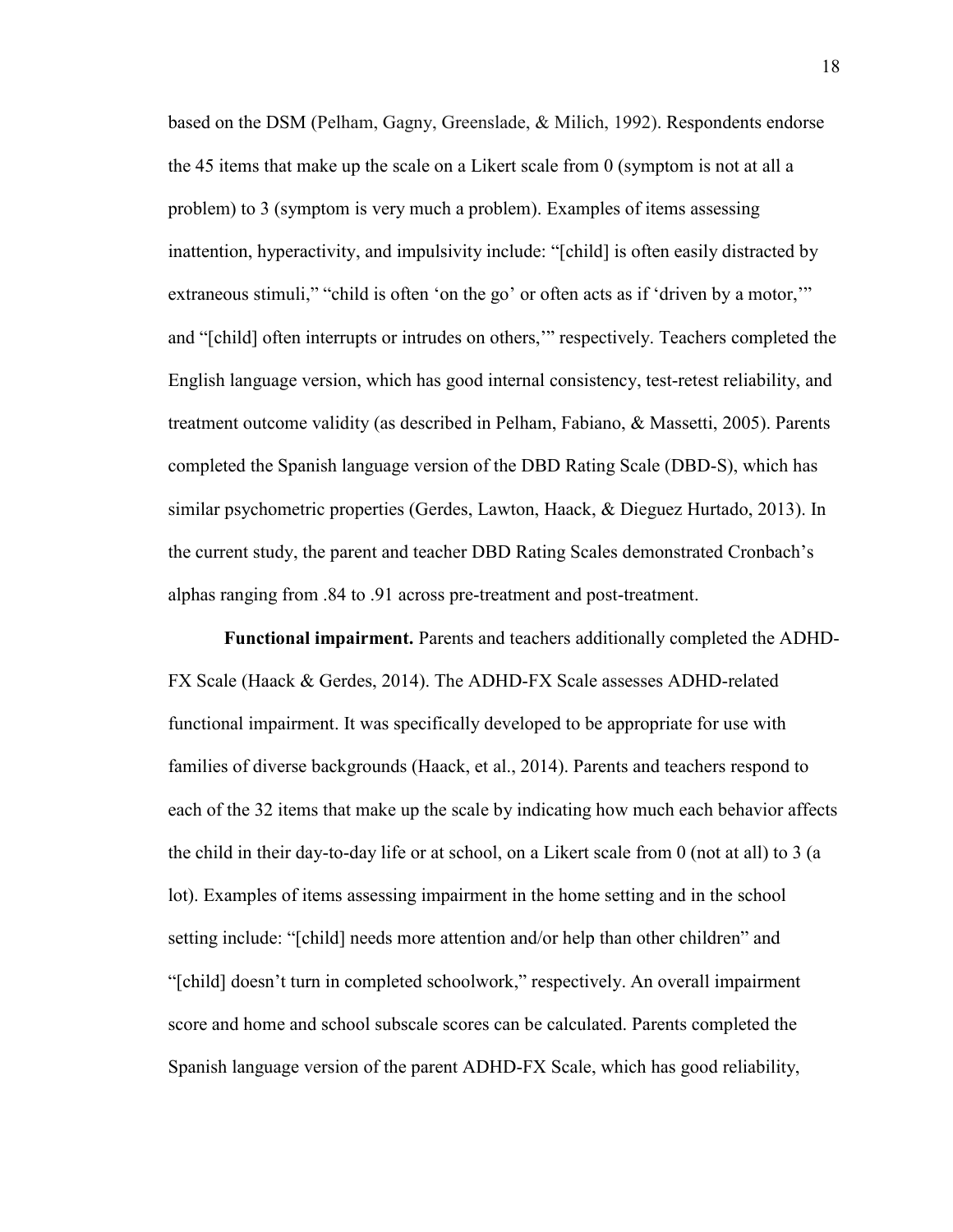based on the DSM (Pelham, Gagny, Greenslade, & Milich, 1992). Respondents endorse the 45 items that make up the scale on a Likert scale from 0 (symptom is not at all a problem) to 3 (symptom is very much a problem). Examples of items assessing inattention, hyperactivity, and impulsivity include: "[child] is often easily distracted by extraneous stimuli," "child is often 'on the go' or often acts as if 'driven by a motor,'" and "[child] often interrupts or intrudes on others,'" respectively. Teachers completed the English language version, which has good internal consistency, test-retest reliability, and treatment outcome validity (as described in Pelham, Fabiano, & Massetti, 2005). Parents completed the Spanish language version of the DBD Rating Scale (DBD-S), which has similar psychometric properties (Gerdes, Lawton, Haack, & Dieguez Hurtado, 2013). In the current study, the parent and teacher DBD Rating Scales demonstrated Cronbach's alphas ranging from .84 to .91 across pre-treatment and post-treatment.

**Functional impairment.** Parents and teachers additionally completed the ADHD-FX Scale (Haack & Gerdes, 2014). The ADHD-FX Scale assesses ADHD-related functional impairment. It was specifically developed to be appropriate for use with families of diverse backgrounds (Haack, et al., 2014). Parents and teachers respond to each of the 32 items that make up the scale by indicating how much each behavior affects the child in their day-to-day life or at school, on a Likert scale from 0 (not at all) to 3 (a lot). Examples of items assessing impairment in the home setting and in the school setting include: "[child] needs more attention and/or help than other children" and "[child] doesn't turn in completed schoolwork," respectively. An overall impairment score and home and school subscale scores can be calculated. Parents completed the Spanish language version of the parent ADHD-FX Scale, which has good reliability,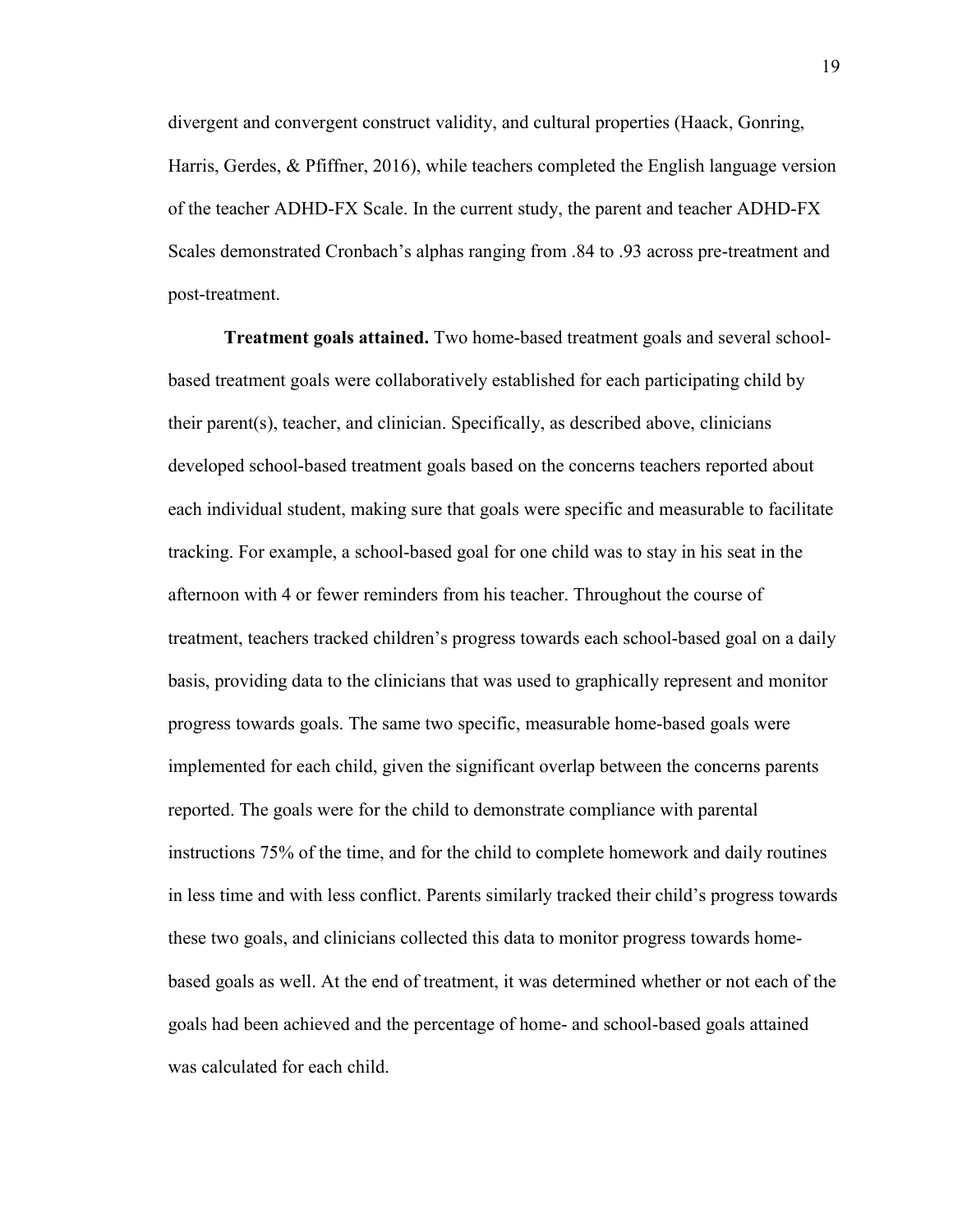divergent and convergent construct validity, and cultural properties (Haack, Gonring, Harris, Gerdes, & Pfiffner, 2016), while teachers completed the English language version of the teacher ADHD-FX Scale. In the current study, the parent and teacher ADHD-FX Scales demonstrated Cronbach's alphas ranging from .84 to .93 across pre-treatment and post-treatment.

**Treatment goals attained.** Two home-based treatment goals and several school-based treatment goals were collaboratively established for each participating child by their parent(s), teacher, and clinician. Specifically, as described above, clinicians developed school-based treatment goals based on the concerns teachers reported about each individual student, making sure that goals were specific and measurable to facilitate tracking. For example, a school-based goal for one child was to stay in his seat in the afternoon with 4 or fewer reminders from his teacher. Throughout the course of treatment, teachers tracked children's progress towards each school-based goal on a daily basis, providing data to the clinicians that was used to graphically represent and monitor progress towards goals. The same two specific, measurable home-based goals were implemented for each child, given the significant overlap between the concerns parents reported. The goals were for the child to demonstrate compliance with parental instructions 75% of the time, and for the child to complete homework and daily routines in less time and with less conflict. Parents similarly tracked their child's progress towards these two goals, and clinicians collected this data to monitor progress towards home-based goals as well. At the end of treatment, it was determined whether or not each of the goals had been achieved and the percentage of home- and school-based goals attained was calculated for each child.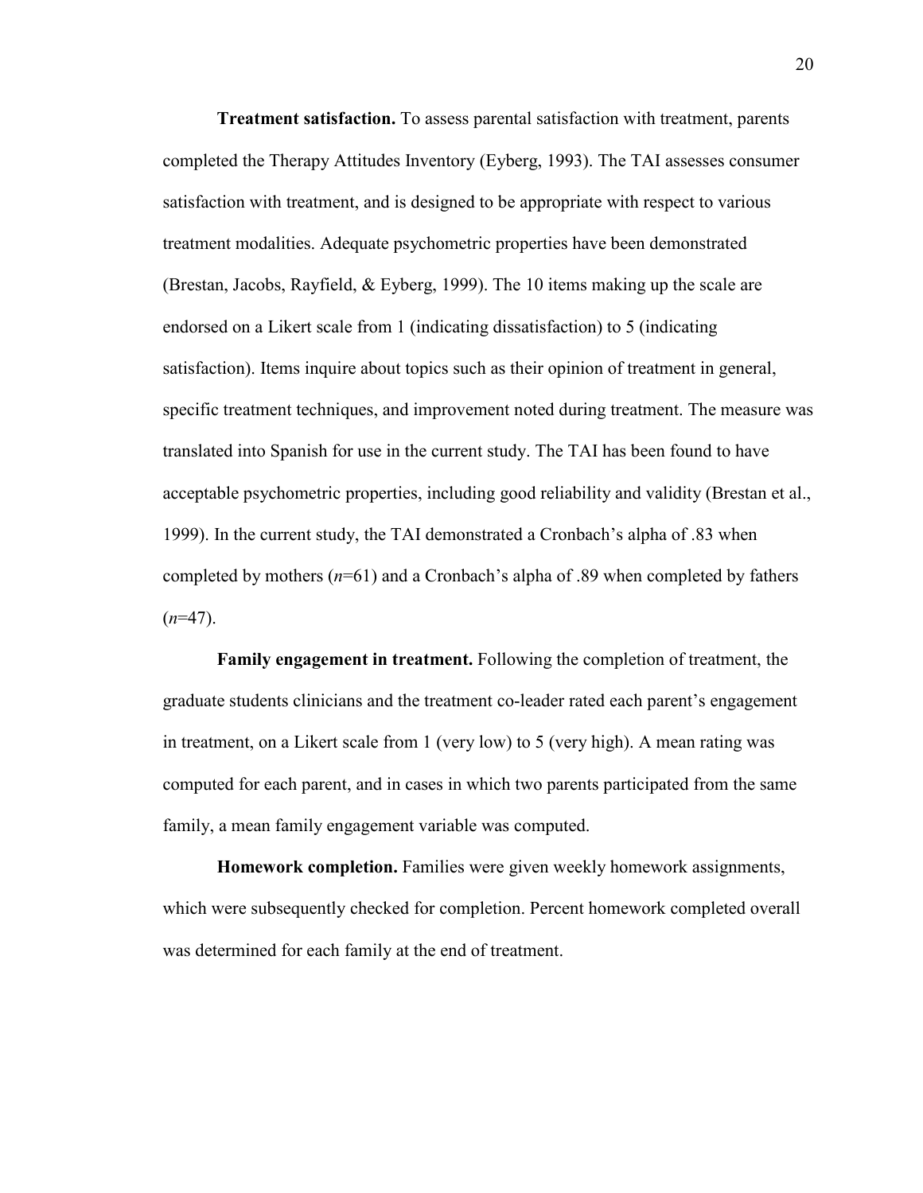**Treatment satisfaction.** To assess parental satisfaction with treatment, parents completed the Therapy Attitudes Inventory (Eyberg, 1993). The TAI assesses consumer satisfaction with treatment, and is designed to be appropriate with respect to various treatment modalities. Adequate psychometric properties have been demonstrated (Brestan, Jacobs, Rayfield, & Eyberg, 1999). The 10 items making up the scale are endorsed on a Likert scale from 1 (indicating dissatisfaction) to 5 (indicating satisfaction). Items inquire about topics such as their opinion of treatment in general, specific treatment techniques, and improvement noted during treatment. The measure was translated into Spanish for use in the current study. The TAI has been found to have acceptable psychometric properties, including good reliability and validity (Brestan et al., 1999). In the current study, the TAI demonstrated a Cronbach's alpha of .83 when completed by mothers ($n$=61) and a Cronbach's alpha of .89 when completed by fathers ($n$=47).

**Family engagement in treatment.** Following the completion of treatment, the graduate students clinicians and the treatment co-leader rated each parent's engagement in treatment, on a Likert scale from 1 (very low) to 5 (very high). A mean rating was computed for each parent, and in cases in which two parents participated from the same family, a mean family engagement variable was computed.

**Homework completion.** Families were given weekly homework assignments, which were subsequently checked for completion. Percent homework completed overall was determined for each family at the end of treatment.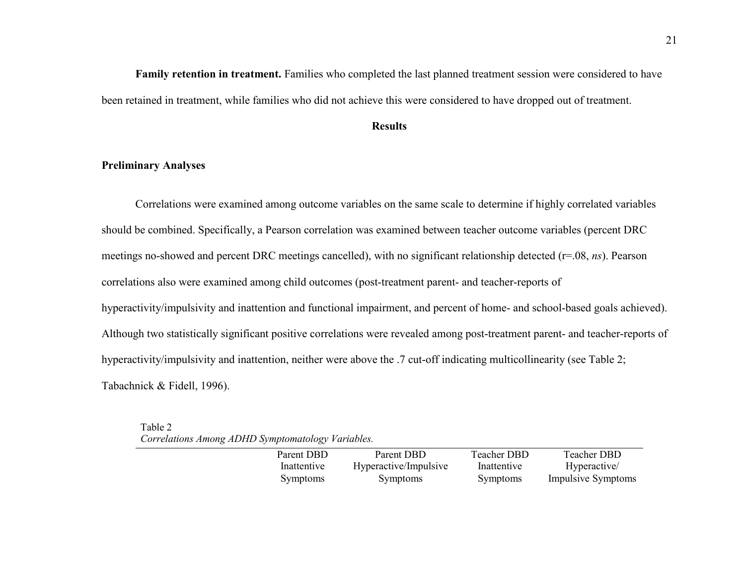**Family retention in treatment.** Families who completed the last planned treatment session were considered to have been retained in treatment, while families who did not achieve this were considered to have dropped out of treatment.

## Results

### Preliminary Analyses

Correlations were examined among outcome variables on the same scale to determine if highly correlated variables should be combined. Specifically, a Pearson correlation was examined between teacher outcome variables (percent DRC meetings no-showed and percent DRC meetings cancelled), with no significant relationship detected (r=.08, *ns*). Pearson correlations also were examined among child outcomes (post-treatment parent- and teacher-reports of hyperactivity/impulsivity and inattention and functional impairment, and percent of home- and school-based goals achieved). Although two statistically significant positive correlations were revealed among post-treatment parent- and teacher-reports of hyperactivity/impulsivity and inattention, neither were above the .7 cut-off indicating multicollinearity (see Table 2; Tabachnick & Fidell, 1996).

Table 2
*Correlations Among ADHD Symptomatology Variables.*

| | Parent DBD Inattentive Symptoms | Parent DBD Hyperactive/Impulsive Symptoms | Teacher DBD Inattentive Symptoms | Teacher DBD Hyperactive/ Impulsive Symptoms |
|---|---|---|---|---|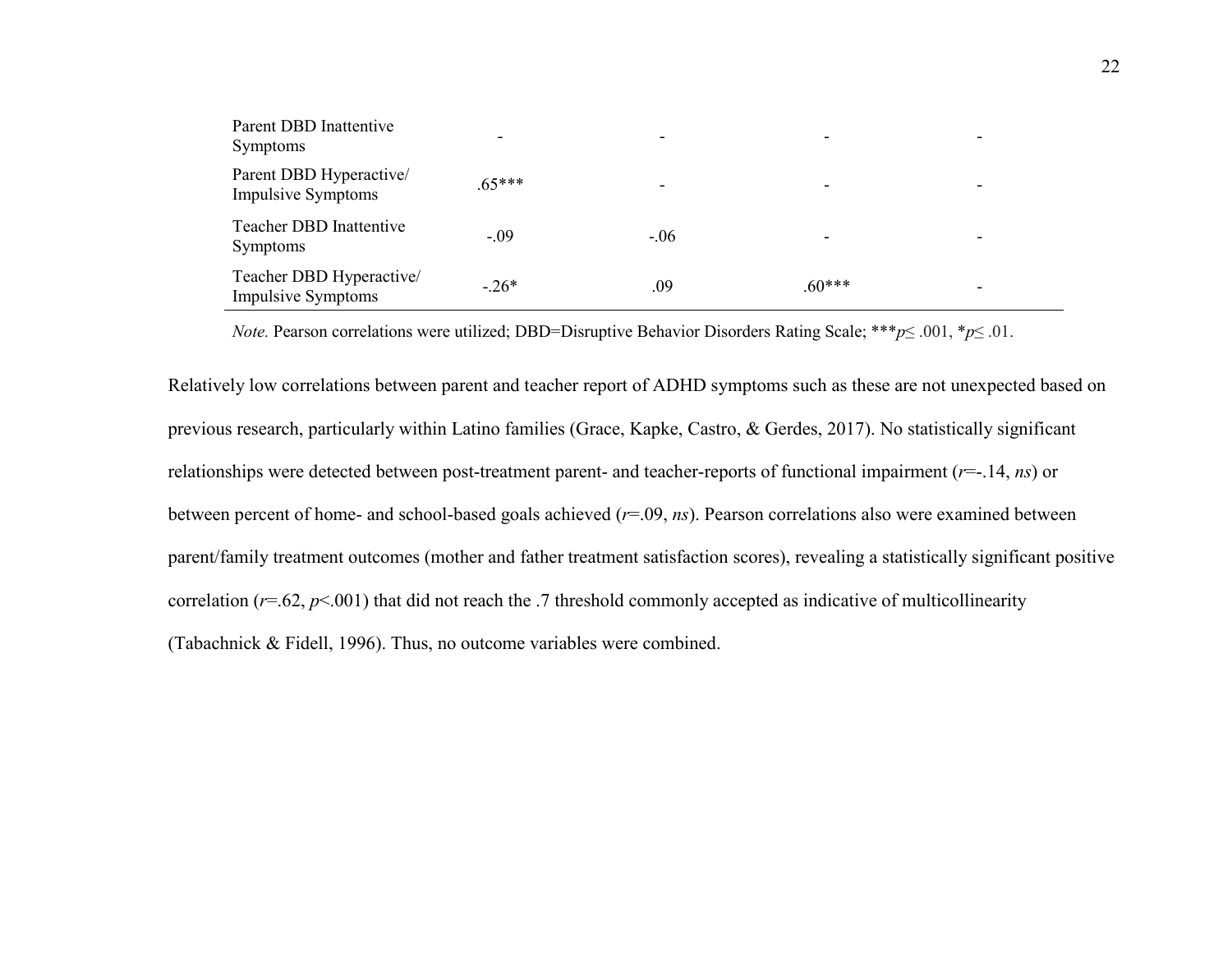| | | | | |
|---|---|---|---|---|
| Parent DBD Inattentive Symptoms | - | - | - | - |
| Parent DBD Hyperactive/ Impulsive Symptoms | .65*** | - | - | - |
| Teacher DBD Inattentive Symptoms | -.09 | -.06 | - | - |
| Teacher DBD Hyperactive/ Impulsive Symptoms | -.26* | .09 | .60*** | - |

*Note.* Pearson correlations were utilized; DBD=Disruptive Behavior Disorders Rating Scale; \*\*\*$p \leq .001$, \*$p \leq .01$.

Relatively low correlations between parent and teacher report of ADHD symptoms such as these are not unexpected based on previous research, particularly within Latino families (Grace, Kapke, Castro, & Gerdes, 2017). No statistically significant relationships were detected between post-treatment parent- and teacher-reports of functional impairment ($r$=-.14, *ns*) or between percent of home- and school-based goals achieved ($r$=.09, *ns*). Pearson correlations also were examined between parent/family treatment outcomes (mother and father treatment satisfaction scores), revealing a statistically significant positive correlation ($r$=.62, $p$<.001) that did not reach the .7 threshold commonly accepted as indicative of multicollinearity (Tabachnick & Fidell, 1996). Thus, no outcome variables were combined.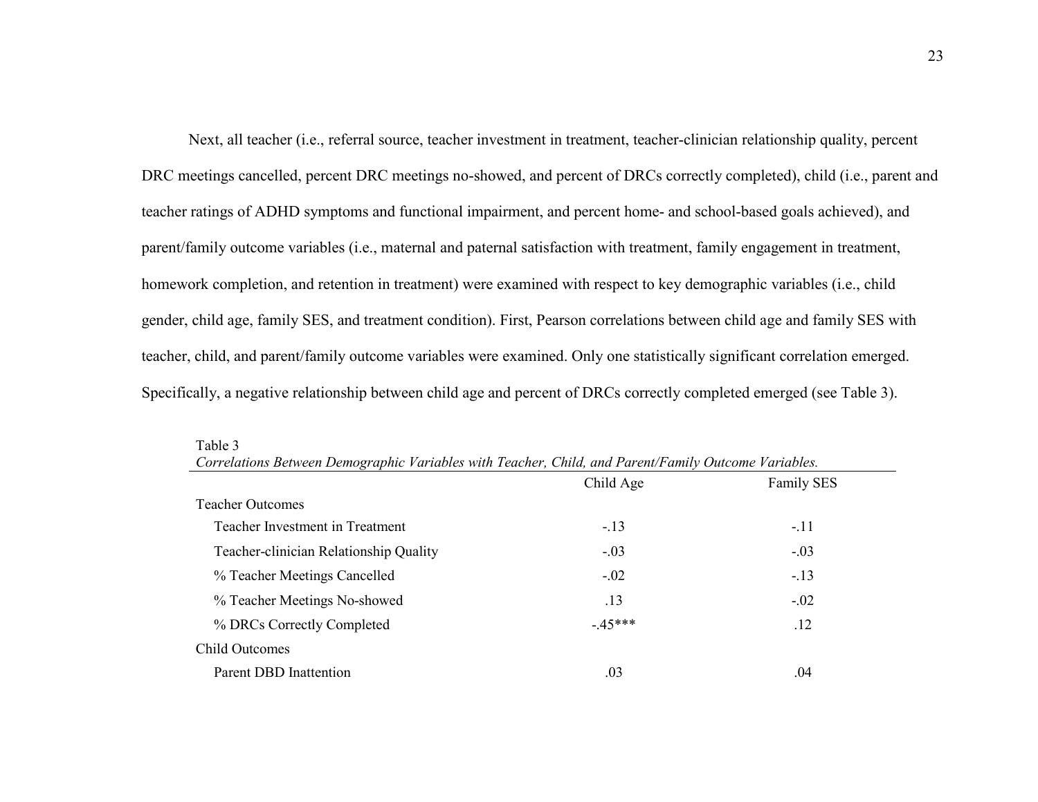Next, all teacher (i.e., referral source, teacher investment in treatment, teacher-clinician relationship quality, percent DRC meetings cancelled, percent DRC meetings no-showed, and percent of DRCs correctly completed), child (i.e., parent and teacher ratings of ADHD symptoms and functional impairment, and percent home- and school-based goals achieved), and parent/family outcome variables (i.e., maternal and paternal satisfaction with treatment, family engagement in treatment, homework completion, and retention in treatment) were examined with respect to key demographic variables (i.e., child gender, child age, family SES, and treatment condition). First, Pearson correlations between child age and family SES with teacher, child, and parent/family outcome variables were examined. Only one statistically significant correlation emerged. Specifically, a negative relationship between child age and percent of DRCs correctly completed emerged (see Table 3).

Table 3

*Correlations Between Demographic Variables with Teacher, Child, and Parent/Family Outcome Variables.*

| | Child Age | Family SES |
|---|---|---|
| Teacher Outcomes | | |
| Teacher Investment in Treatment | -.13 | -.11 |
| Teacher-clinician Relationship Quality | -.03 | -.03 |
| % Teacher Meetings Cancelled | -.02 | -.13 |
| % Teacher Meetings No-showed | .13 | -.02 |
| % DRCs Correctly Completed | -.45*** | .12 |
| Child Outcomes | | |
| Parent DBD Inattention | .03 | .04 |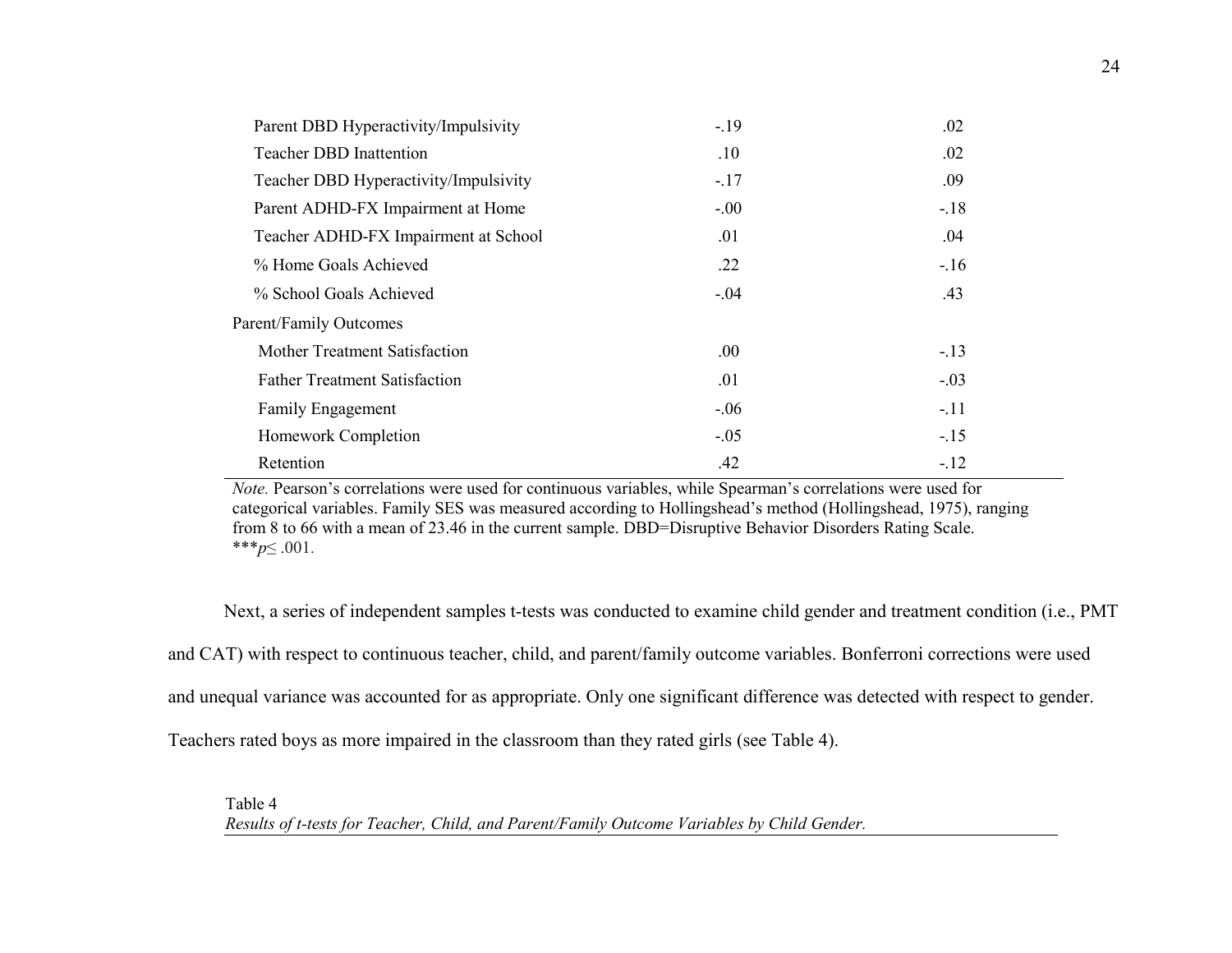| | | |
|---|---|---|
| Parent DBD Hyperactivity/Impulsivity | -.19 | .02 |
| Teacher DBD Inattention | .10 | .02 |
| Teacher DBD Hyperactivity/Impulsivity | -.17 | .09 |
| Parent ADHD-FX Impairment at Home | -.00 | -.18 |
| Teacher ADHD-FX Impairment at School | .01 | .04 |
| % Home Goals Achieved | .22 | -.16 |
| % School Goals Achieved | -.04 | .43 |
| Parent/Family Outcomes | | |
| Mother Treatment Satisfaction | .00 | -.13 |
| Father Treatment Satisfaction | .01 | -.03 |
| Family Engagement | -.06 | -.11 |
| Homework Completion | -.05 | -.15 |
| Retention | .42 | -.12 |

*Note.* Pearson's correlations were used for continuous variables, while Spearman's correlations were used for categorical variables. Family SES was measured according to Hollingshead's method (Hollingshead, 1975), ranging from 8 to 66 with a mean of 23.46 in the current sample. DBD=Disruptive Behavior Disorders Rating Scale.
***$p \leq .001$.

Next, a series of independent samples t-tests was conducted to examine child gender and treatment condition (i.e., PMT and CAT) with respect to continuous teacher, child, and parent/family outcome variables. Bonferroni corrections were used and unequal variance was accounted for as appropriate. Only one significant difference was detected with respect to gender. Teachers rated boys as more impaired in the classroom than they rated girls (see Table 4).

Table 4
*Results of t-tests for Teacher, Child, and Parent/Family Outcome Variables by Child Gender.*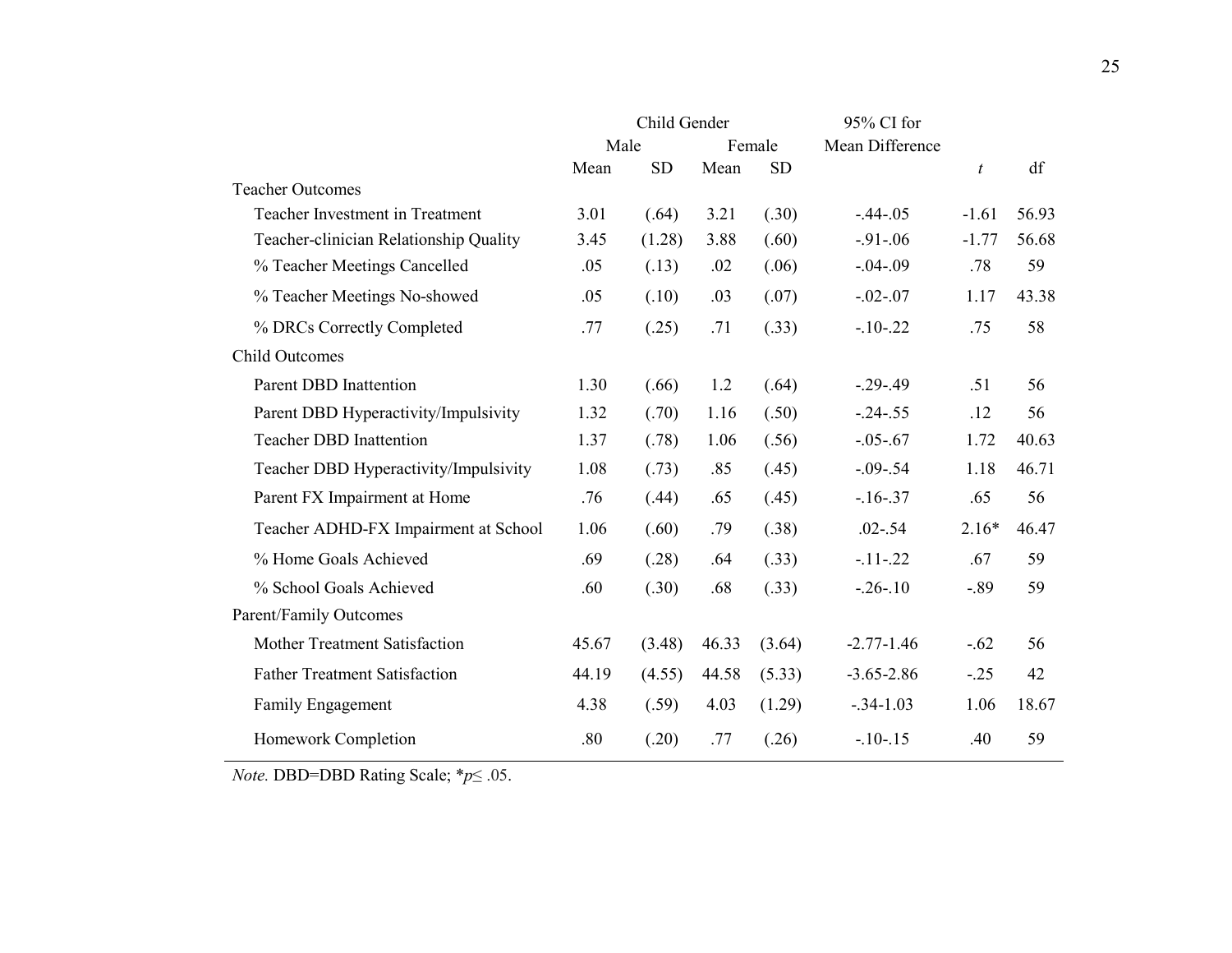| | Child Gender | | | | 95% CI for | | |
|---|---|---|---|---|---|---|---|
| | Male | | Female | | Mean Difference | | |
| | Mean | SD | Mean | SD | | *t* | df |
| Teacher Outcomes | | | | | | | |
| Teacher Investment in Treatment | 3.01 | (.64) | 3.21 | (.30) | -.44-.05 | -1.61 | 56.93 |
| Teacher-clinician Relationship Quality | 3.45 | (1.28) | 3.88 | (.60) | -.91-.06 | -1.77 | 56.68 |
| % Teacher Meetings Cancelled | .05 | (.13) | .02 | (.06) | -.04-.09 | .78 | 59 |
| % Teacher Meetings No-showed | .05 | (.10) | .03 | (.07) | -.02-.07 | 1.17 | 43.38 |
| % DRCs Correctly Completed | .77 | (.25) | .71 | (.33) | -.10-.22 | .75 | 58 |
| Child Outcomes | | | | | | | |
| Parent DBD Inattention | 1.30 | (.66) | 1.2 | (.64) | -.29-.49 | .51 | 56 |
| Parent DBD Hyperactivity/Impulsivity | 1.32 | (.70) | 1.16 | (.50) | -.24-.55 | .12 | 56 |
| Teacher DBD Inattention | 1.37 | (.78) | 1.06 | (.56) | -.05-.67 | 1.72 | 40.63 |
| Teacher DBD Hyperactivity/Impulsivity | 1.08 | (.73) | .85 | (.45) | -.09-.54 | 1.18 | 46.71 |
| Parent FX Impairment at Home | .76 | (.44) | .65 | (.45) | -.16-.37 | .65 | 56 |
| Teacher ADHD-FX Impairment at School | 1.06 | (.60) | .79 | (.38) | .02-.54 | 2.16* | 46.47 |
| % Home Goals Achieved | .69 | (.28) | .64 | (.33) | -.11-.22 | .67 | 59 |
| % School Goals Achieved | .60 | (.30) | .68 | (.33) | -.26-.10 | -.89 | 59 |
| Parent/Family Outcomes | | | | | | | |
| Mother Treatment Satisfaction | 45.67 | (3.48) | 46.33 | (3.64) | -2.77-1.46 | -.62 | 56 |
| Father Treatment Satisfaction | 44.19 | (4.55) | 44.58 | (5.33) | -3.65-2.86 | -.25 | 42 |
| Family Engagement | 4.38 | (.59) | 4.03 | (1.29) | -.34-1.03 | 1.06 | 18.67 |
| Homework Completion | .80 | (.20) | .77 | (.26) | -.10-.15 | .40 | 59 |

*Note.* DBD=DBD Rating Scale; *$p \leq .05$.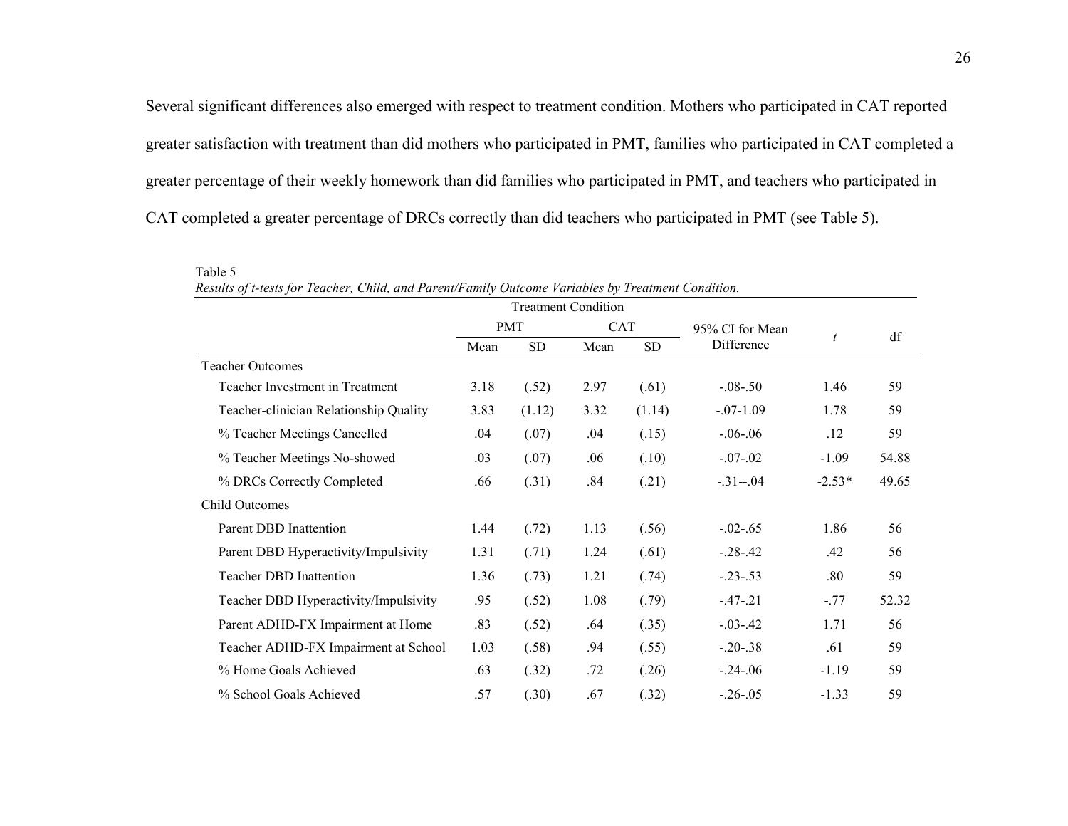Several significant differences also emerged with respect to treatment condition. Mothers who participated in CAT reported greater satisfaction with treatment than did mothers who participated in PMT, families who participated in CAT completed a greater percentage of their weekly homework than did families who participated in PMT, and teachers who participated in CAT completed a greater percentage of DRCs correctly than did teachers who participated in PMT (see Table 5).

Table 5
*Results of t-tests for Teacher, Child, and Parent/Family Outcome Variables by Treatment Condition.*

| | Treatment Condition | | | | 95% CI for Mean Difference | *t* | df |
|---|---|---|---|---|---|---|---|
| | PMT | | CAT | | | | |
| | Mean | SD | Mean | SD | | | |
| Teacher Outcomes | | | | | | | |
| Teacher Investment in Treatment | 3.18 | (.52) | 2.97 | (.61) | -.08-.50 | 1.46 | 59 |
| Teacher-clinician Relationship Quality | 3.83 | (1.12) | 3.32 | (1.14) | -.07-1.09 | 1.78 | 59 |
| % Teacher Meetings Cancelled | .04 | (.07) | .04 | (.15) | -.06-.06 | .12 | 59 |
| % Teacher Meetings No-showed | .03 | (.07) | .06 | (.10) | -.07-.02 | -1.09 | 54.88 |
| % DRCs Correctly Completed | .66 | (.31) | .84 | (.21) | -.31--.04 | -2.53* | 49.65 |
| Child Outcomes | | | | | | | |
| Parent DBD Inattention | 1.44 | (.72) | 1.13 | (.56) | -.02-.65 | 1.86 | 56 |
| Parent DBD Hyperactivity/Impulsivity | 1.31 | (.71) | 1.24 | (.61) | -.28-.42 | .42 | 56 |
| Teacher DBD Inattention | 1.36 | (.73) | 1.21 | (.74) | -.23-.53 | .80 | 59 |
| Teacher DBD Hyperactivity/Impulsivity | .95 | (.52) | 1.08 | (.79) | -.47-.21 | -.77 | 52.32 |
| Parent ADHD-FX Impairment at Home | .83 | (.52) | .64 | (.35) | -.03-.42 | 1.71 | 56 |
| Teacher ADHD-FX Impairment at School | 1.03 | (.58) | .94 | (.55) | -.20-.38 | .61 | 59 |
| % Home Goals Achieved | .63 | (.32) | .72 | (.26) | -.24-.06 | -1.19 | 59 |
| % School Goals Achieved | .57 | (.30) | .67 | (.32) | -.26-.05 | -1.33 | 59 |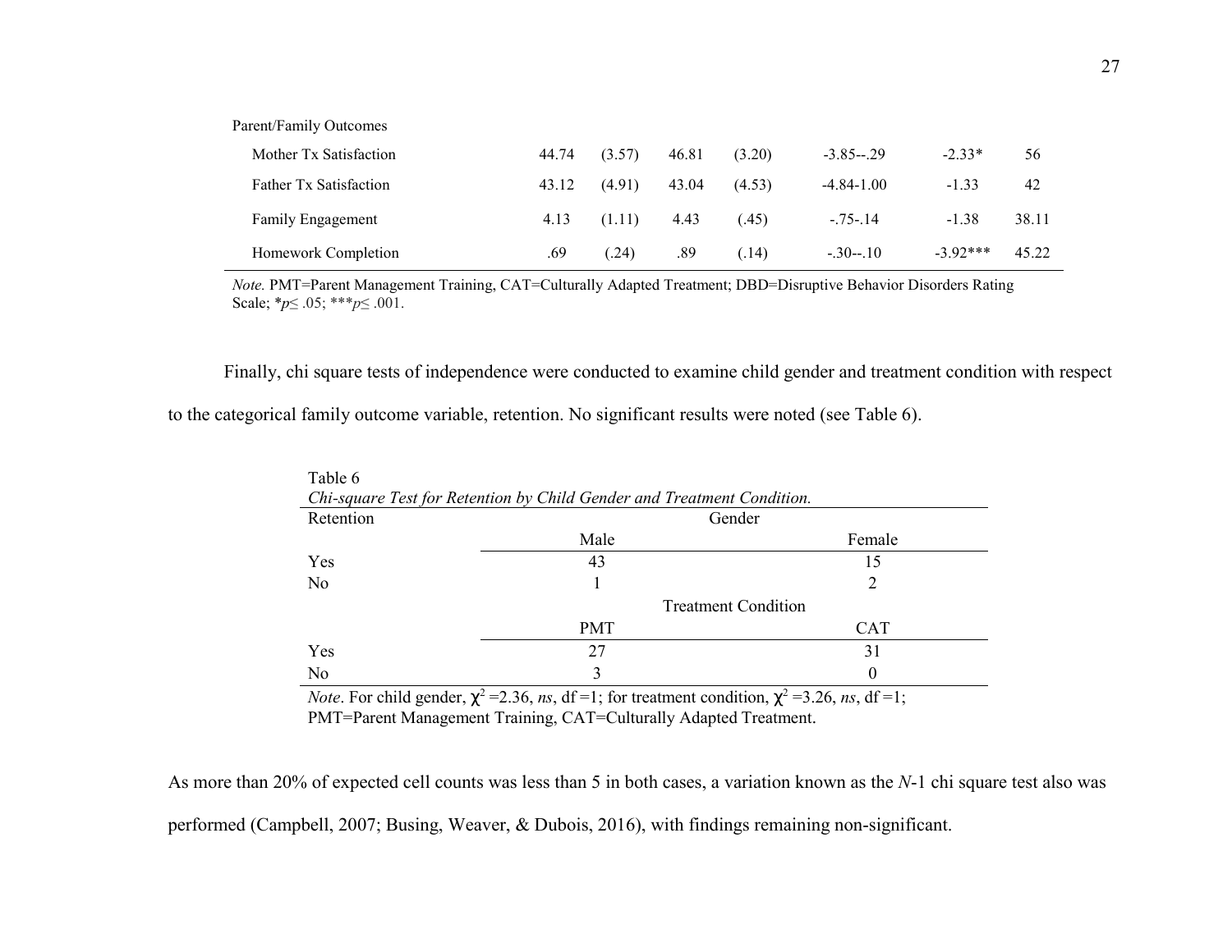| | | | | | | | |
|---|---|---|---|---|---|---|---|
| Parent/Family Outcomes | | | | | | | |
| Mother Tx Satisfaction | 44.74 | (3.57) | 46.81 | (3.20) | -3.85--.29 | -2.33* | 56 |
| Father Tx Satisfaction | 43.12 | (4.91) | 43.04 | (4.53) | -4.84-1.00 | -1.33 | 42 |
| Family Engagement | 4.13 | (1.11) | 4.43 | (.45) | -.75-.14 | -1.38 | 38.11 |
| Homework Completion | .69 | (.24) | .89 | (.14) | -.30--.10 | -3.92*** | 45.22 |

*Note.* PMT=Parent Management Training, CAT=Culturally Adapted Treatment; DBD=Disruptive Behavior Disorders Rating Scale; *$p \leq .05$; ***$p \leq .001$.

Finally, chi square tests of independence were conducted to examine child gender and treatment condition with respect to the categorical family outcome variable, retention. No significant results were noted (see Table 6).

Table 6

*Chi-square Test for Retention by Child Gender and Treatment Condition.*

| Retention | Gender | |
|---|---|---|
| | Male | Female |
| Yes | 43 | 15 |
| No | 1 | 2 |
| | Treatment Condition | |
| | PMT | CAT |
| Yes | 27 | 31 |
| No | 3 | 0 |

*Note*. For child gender, $\chi^2 = 2.36$, *ns*, df =1; for treatment condition, $\chi^2 = 3.26$, *ns*, df =1; PMT=Parent Management Training, CAT=Culturally Adapted Treatment.

As more than 20% of expected cell counts was less than 5 in both cases, a variation known as the *N*-1 chi square test also was performed (Campbell, 2007; Busing, Weaver, & Dubois, 2016), with findings remaining non-significant.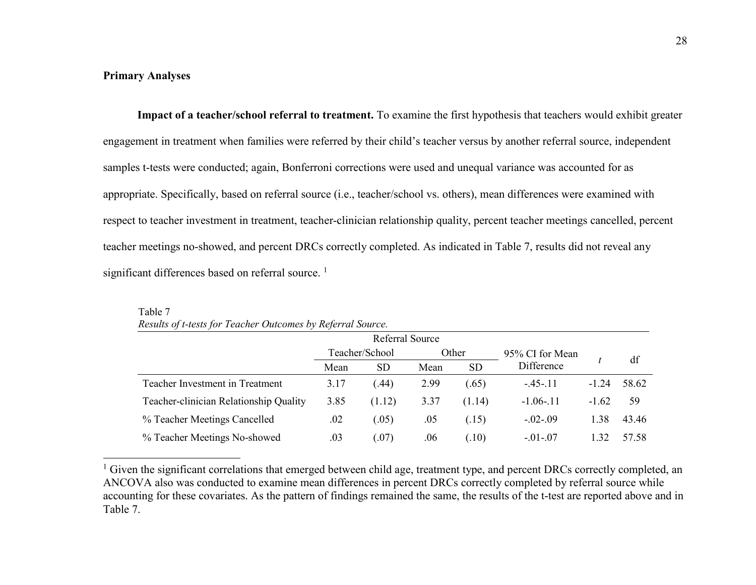## Primary Analyses

**Impact of a teacher/school referral to treatment.** To examine the first hypothesis that teachers would exhibit greater engagement in treatment when families were referred by their child's teacher versus by another referral source, independent samples t-tests were conducted; again, Bonferroni corrections were used and unequal variance was accounted for as appropriate. Specifically, based on referral source (i.e., teacher/school vs. others), mean differences were examined with respect to teacher investment in treatment, teacher-clinician relationship quality, percent teacher meetings cancelled, percent teacher meetings no-showed, and percent DRCs correctly completed. As indicated in Table 7, results did not reveal any significant differences based on referral source. [1]

Table 7
*Results of t-tests for Teacher Outcomes by Referral Source.*

| | Referral Source | | | | | | |
|---|---|---|---|---|---|---|---|
| | Teacher/School | | Other | | 95% CI for Mean Difference | *t* | df |
| | Mean | SD | Mean | SD | | | |
| Teacher Investment in Treatment | 3.17 | (.44) | 2.99 | (.65) | -.45-.11 | -1.24 | 58.62 |
| Teacher-clinician Relationship Quality | 3.85 | (1.12) | 3.37 | (1.14) | -1.06-.11 | -1.62 | 59 |
| % Teacher Meetings Cancelled | .02 | (.05) | .05 | (.15) | -.02-.09 | 1.38 | 43.46 |
| % Teacher Meetings No-showed | .03 | (.07) | .06 | (.10) | -.01-.07 | 1.32 | 57.58 |

[1] Given the significant correlations that emerged between child age, treatment type, and percent DRCs correctly completed, an ANCOVA also was conducted to examine mean differences in percent DRCs correctly completed by referral source while accounting for these covariates. As the pattern of findings remained the same, the results of the t-test are reported above and in Table 7.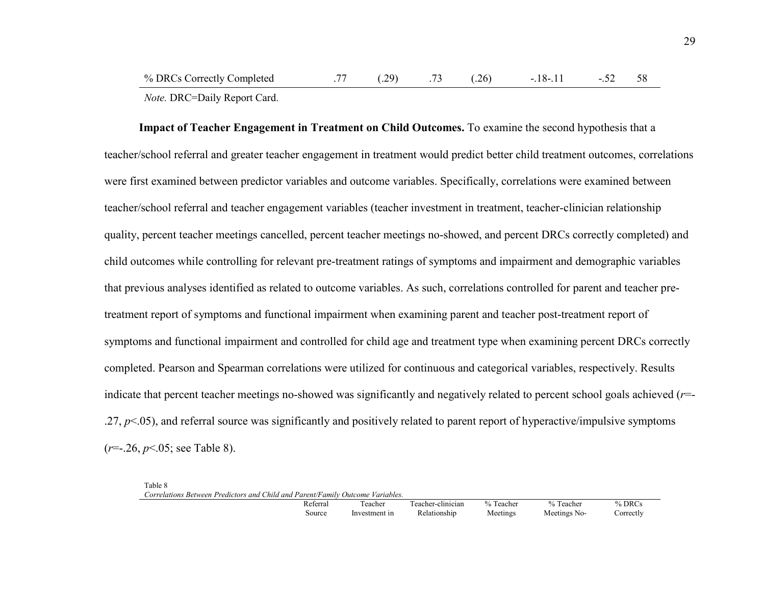| % DRCs Correctly Completed | .77 | (.29) | .73 | (.26) | -.18-.11 | -.52 | 58 |
|---|---|---|---|---|---|---|---|

*Note.* DRC=Daily Report Card.

**Impact of Teacher Engagement in Treatment on Child Outcomes.** To examine the second hypothesis that a teacher/school referral and greater teacher engagement in treatment would predict better child treatment outcomes, correlations were first examined between predictor variables and outcome variables. Specifically, correlations were examined between teacher/school referral and teacher engagement variables (teacher investment in treatment, teacher-clinician relationship quality, percent teacher meetings cancelled, percent teacher meetings no-showed, and percent DRCs correctly completed) and child outcomes while controlling for relevant pre-treatment ratings of symptoms and impairment and demographic variables that previous analyses identified as related to outcome variables. As such, correlations controlled for parent and teacher pre-treatment report of symptoms and functional impairment when examining parent and teacher post-treatment report of symptoms and functional impairment and controlled for child age and treatment type when examining percent DRCs correctly completed. Pearson and Spearman correlations were utilized for continuous and categorical variables, respectively. Results indicate that percent teacher meetings no-showed was significantly and negatively related to percent school goals achieved ($r$=-.27, $p$<.05), and referral source was significantly and positively related to parent report of hyperactive/impulsive symptoms ($r$=-.26, $p$<.05; see Table 8).

Table 8

*Correlations Between Predictors and Child and Parent/Family Outcome Variables.*

| | Referral Source | Teacher Investment in | Teacher-clinician Relationship | % Teacher Meetings | % Teacher Meetings No- | % DRCs Correctly |
|---|---|---|---|---|---|---|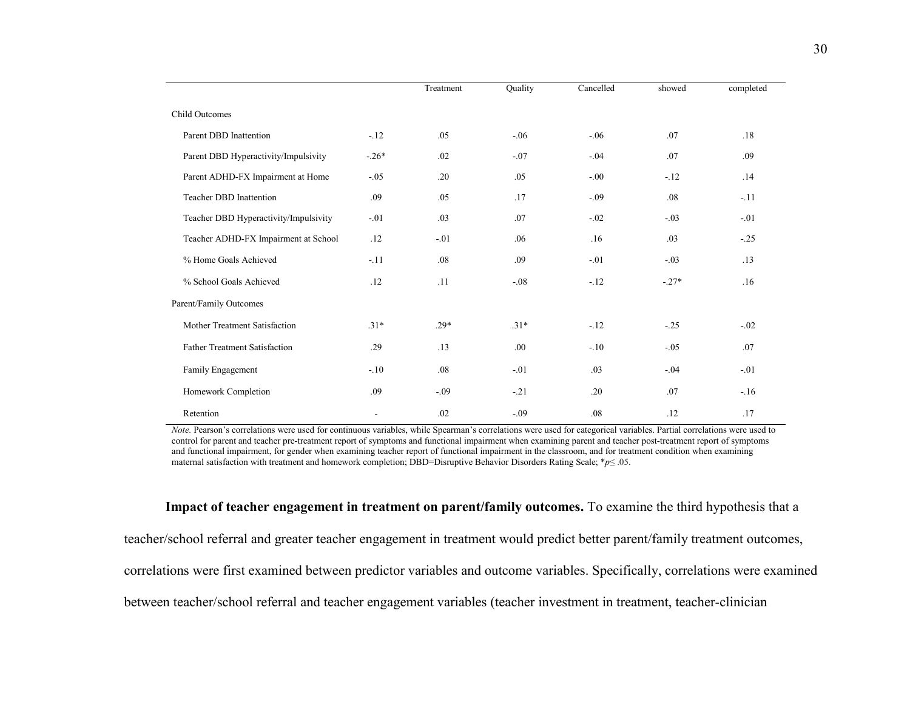| | | Treatment | Quality | Cancelled | showed | completed |
|---|---|---|---|---|---|---|
| Child Outcomes | | | | | | |
| Parent DBD Inattention | -.12 | .05 | -.06 | -.06 | .07 | .18 |
| Parent DBD Hyperactivity/Impulsivity | -.26* | .02 | -.07 | -.04 | .07 | .09 |
| Parent ADHD-FX Impairment at Home | -.05 | .20 | .05 | -.00 | -.12 | .14 |
| Teacher DBD Inattention | .09 | .05 | .17 | -.09 | .08 | -.11 |
| Teacher DBD Hyperactivity/Impulsivity | -.01 | .03 | .07 | -.02 | -.03 | -.01 |
| Teacher ADHD-FX Impairment at School | .12 | -.01 | .06 | .16 | .03 | -.25 |
| % Home Goals Achieved | -.11 | .08 | .09 | -.01 | -.03 | .13 |
| % School Goals Achieved | .12 | .11 | -.08 | -.12 | -.27* | .16 |
| Parent/Family Outcomes | | | | | | |
| Mother Treatment Satisfaction | .31* | .29* | .31* | -.12 | -.25 | -.02 |
| Father Treatment Satisfaction | .29 | .13 | .00 | -.10 | -.05 | .07 |
| Family Engagement | -.10 | .08 | -.01 | .03 | -.04 | -.01 |
| Homework Completion | .09 | -.09 | -.21 | .20 | .07 | -.16 |
| Retention | - | .02 | -.09 | .08 | .12 | .17 |

*Note.* Pearson's correlations were used for continuous variables, while Spearman's correlations were used for categorical variables. Partial correlations were used to control for parent and teacher pre-treatment report of symptoms and functional impairment when examining parent and teacher post-treatment report of symptoms and functional impairment, for gender when examining teacher report of functional impairment in the classroom, and for treatment condition when examining maternal satisfaction with treatment and homework completion; DBD=Disruptive Behavior Disorders Rating Scale; \*$p \leq .05$.

**Impact of teacher engagement in treatment on parent/family outcomes.** To examine the third hypothesis that a teacher/school referral and greater teacher engagement in treatment would predict better parent/family treatment outcomes, correlations were first examined between predictor variables and outcome variables. Specifically, correlations were examined between teacher/school referral and teacher engagement variables (teacher investment in treatment, teacher-clinician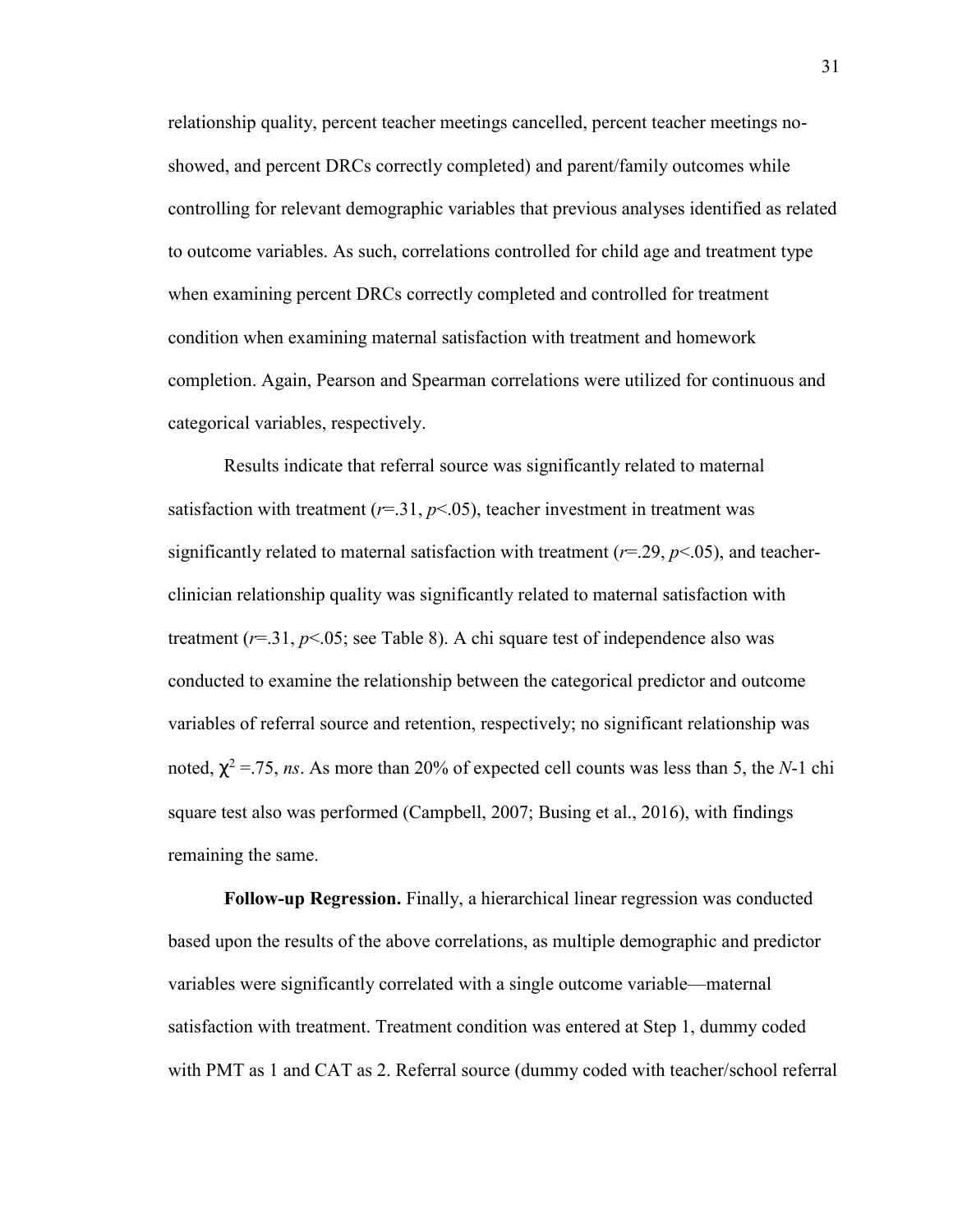relationship quality, percent teacher meetings cancelled, percent teacher meetings no-showed, and percent DRCs correctly completed) and parent/family outcomes while controlling for relevant demographic variables that previous analyses identified as related to outcome variables. As such, correlations controlled for child age and treatment type when examining percent DRCs correctly completed and controlled for treatment condition when examining maternal satisfaction with treatment and homework completion. Again, Pearson and Spearman correlations were utilized for continuous and categorical variables, respectively.

Results indicate that referral source was significantly related to maternal satisfaction with treatment ($r$=.31, $p$<.05), teacher investment in treatment was significantly related to maternal satisfaction with treatment ($r$=.29, $p$<.05), and teacher-clinician relationship quality was significantly related to maternal satisfaction with treatment ($r$=.31, $p$<.05; see Table 8). A chi square test of independence also was conducted to examine the relationship between the categorical predictor and outcome variables of referral source and retention, respectively; no significant relationship was noted, $\chi^2$ =.75, *ns*. As more than 20% of expected cell counts was less than 5, the $N$-1 chi square test also was performed (Campbell, 2007; Busing et al., 2016), with findings remaining the same.

**Follow-up Regression.** Finally, a hierarchical linear regression was conducted based upon the results of the above correlations, as multiple demographic and predictor variables were significantly correlated with a single outcome variable—maternal satisfaction with treatment. Treatment condition was entered at Step 1, dummy coded with PMT as 1 and CAT as 2. Referral source (dummy coded with teacher/school referral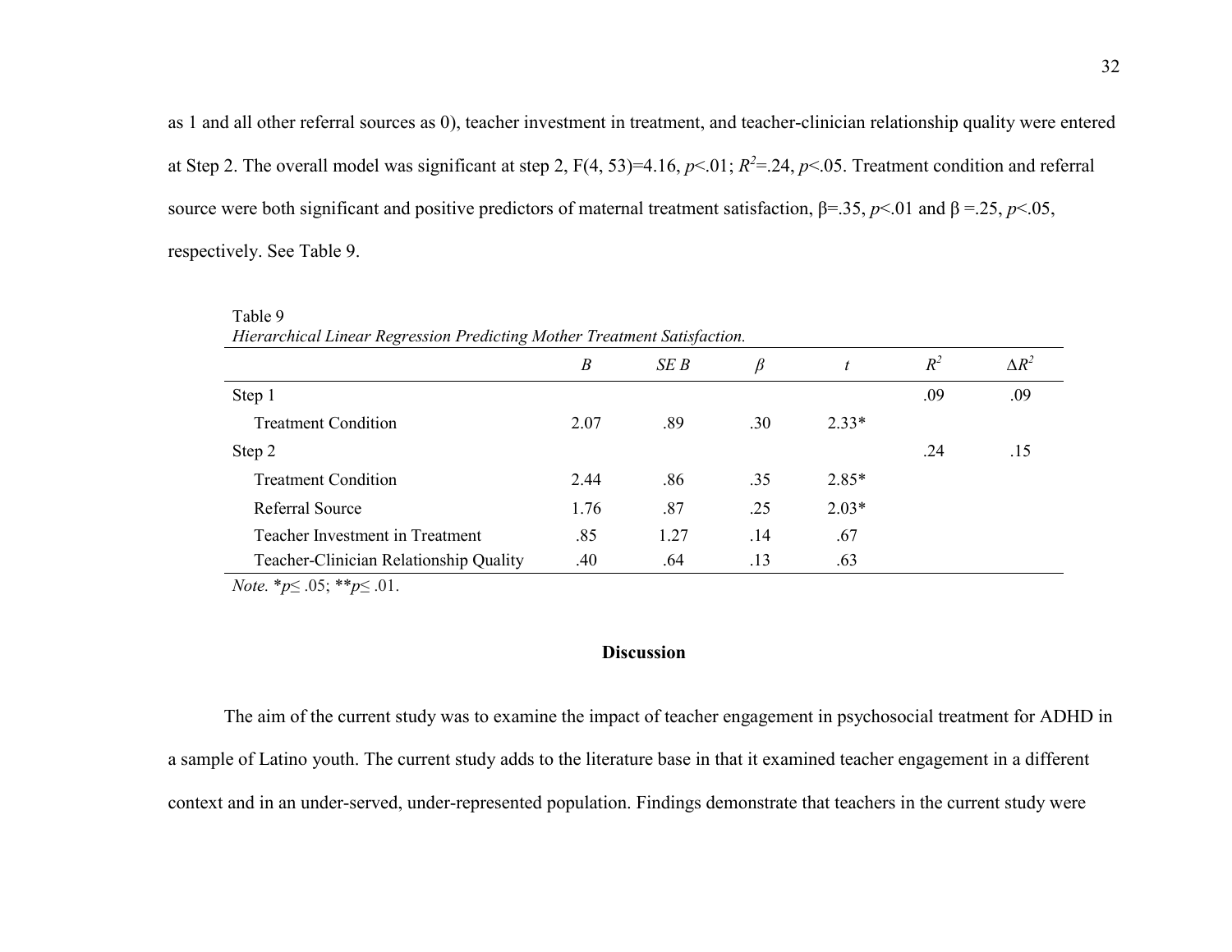as 1 and all other referral sources as 0), teacher investment in treatment, and teacher-clinician relationship quality were entered at Step 2. The overall model was significant at step 2, F(4, 53)=4.16, $p$<.01; $R^2$=.24, $p$<.05. Treatment condition and referral source were both significant and positive predictors of maternal treatment satisfaction, β=.35, $p$<.01 and β =.25, $p$<.05, respectively. See Table 9.

Table 9
*Hierarchical Linear Regression Predicting Mother Treatment Satisfaction.*

| | *B* | *SE B* | *β* | *t* | $R^2$ | $\Delta R^2$ |
|---|---|---|---|---|---|---|
| Step 1 | | | | | .09 | .09 |
| Treatment Condition | 2.07 | .89 | .30 | 2.33* | | |
| Step 2 | | | | | .24 | .15 |
| Treatment Condition | 2.44 | .86 | .35 | 2.85* | | |
| Referral Source | 1.76 | .87 | .25 | 2.03* | | |
| Teacher Investment in Treatment | .85 | 1.27 | .14 | .67 | | |
| Teacher-Clinician Relationship Quality | .40 | .64 | .13 | .63 | | |

*Note.* *$p \leq .05$; **$p \leq .01$.

## Discussion

The aim of the current study was to examine the impact of teacher engagement in psychosocial treatment for ADHD in a sample of Latino youth. The current study adds to the literature base in that it examined teacher engagement in a different context and in an under-served, under-represented population. Findings demonstrate that teachers in the current study were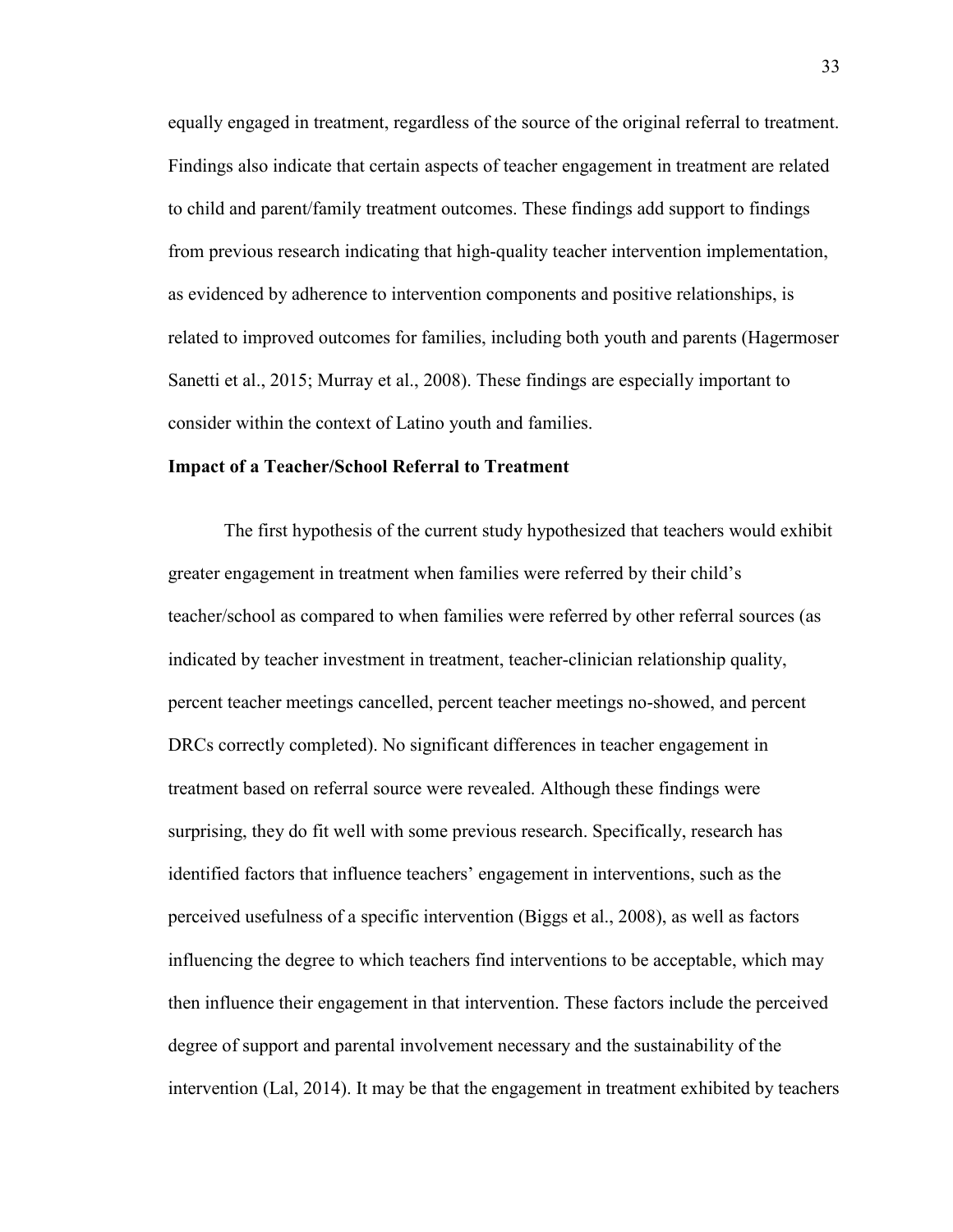equally engaged in treatment, regardless of the source of the original referral to treatment. Findings also indicate that certain aspects of teacher engagement in treatment are related to child and parent/family treatment outcomes. These findings add support to findings from previous research indicating that high-quality teacher intervention implementation, as evidenced by adherence to intervention components and positive relationships, is related to improved outcomes for families, including both youth and parents (Hagermoser Sanetti et al., 2015; Murray et al., 2008). These findings are especially important to consider within the context of Latino youth and families.

**Impact of a Teacher/School Referral to Treatment**

The first hypothesis of the current study hypothesized that teachers would exhibit greater engagement in treatment when families were referred by their child's teacher/school as compared to when families were referred by other referral sources (as indicated by teacher investment in treatment, teacher-clinician relationship quality, percent teacher meetings cancelled, percent teacher meetings no-showed, and percent DRCs correctly completed). No significant differences in teacher engagement in treatment based on referral source were revealed. Although these findings were surprising, they do fit well with some previous research. Specifically, research has identified factors that influence teachers' engagement in interventions, such as the perceived usefulness of a specific intervention (Biggs et al., 2008), as well as factors influencing the degree to which teachers find interventions to be acceptable, which may then influence their engagement in that intervention. These factors include the perceived degree of support and parental involvement necessary and the sustainability of the intervention (Lal, 2014). It may be that the engagement in treatment exhibited by teachers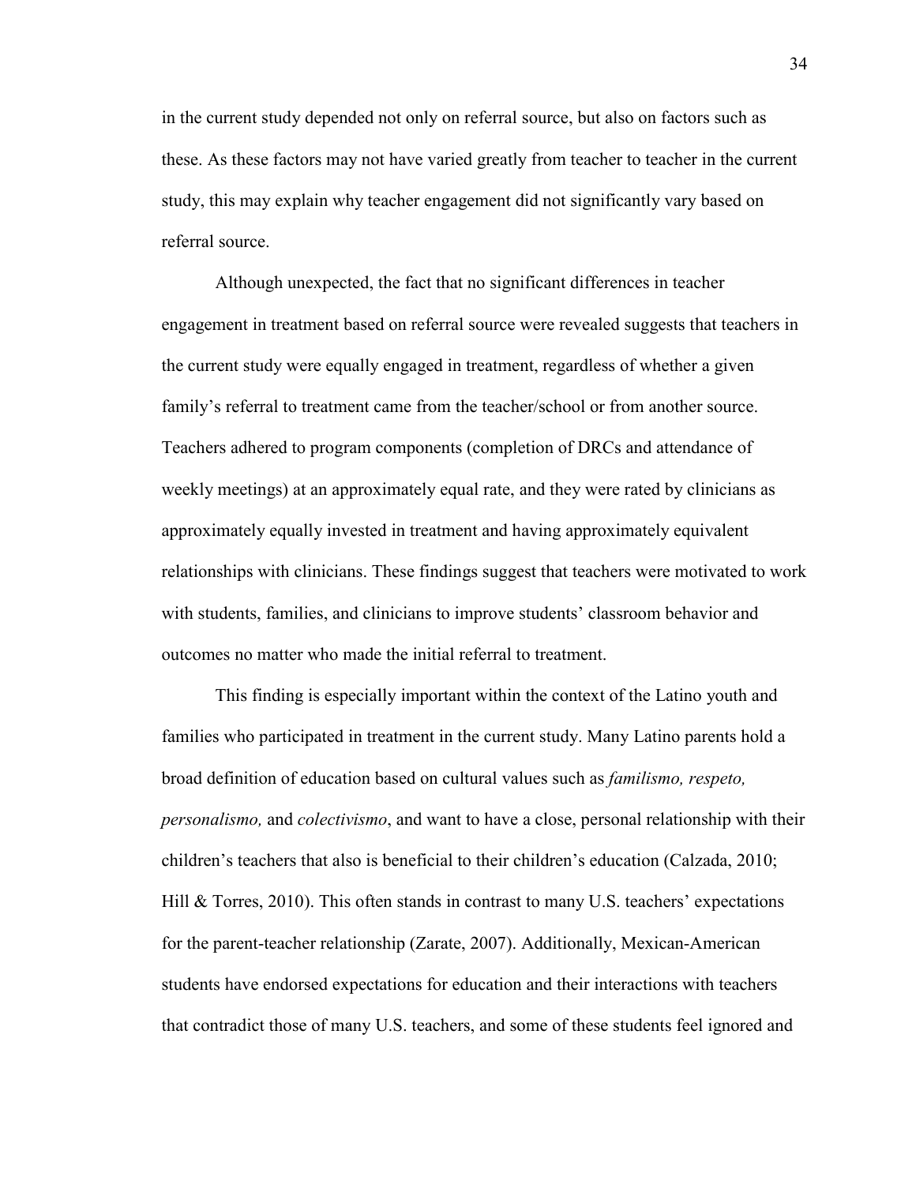in the current study depended not only on referral source, but also on factors such as these. As these factors may not have varied greatly from teacher to teacher in the current study, this may explain why teacher engagement did not significantly vary based on referral source.

Although unexpected, the fact that no significant differences in teacher engagement in treatment based on referral source were revealed suggests that teachers in the current study were equally engaged in treatment, regardless of whether a given family's referral to treatment came from the teacher/school or from another source. Teachers adhered to program components (completion of DRCs and attendance of weekly meetings) at an approximately equal rate, and they were rated by clinicians as approximately equally invested in treatment and having approximately equivalent relationships with clinicians. These findings suggest that teachers were motivated to work with students, families, and clinicians to improve students' classroom behavior and outcomes no matter who made the initial referral to treatment.

This finding is especially important within the context of the Latino youth and families who participated in treatment in the current study. Many Latino parents hold a broad definition of education based on cultural values such as *familismo, respeto, personalismo,* and *colectivismo*, and want to have a close, personal relationship with their children's teachers that also is beneficial to their children's education (Calzada, 2010; Hill & Torres, 2010). This often stands in contrast to many U.S. teachers' expectations for the parent-teacher relationship (Zarate, 2007). Additionally, Mexican-American students have endorsed expectations for education and their interactions with teachers that contradict those of many U.S. teachers, and some of these students feel ignored and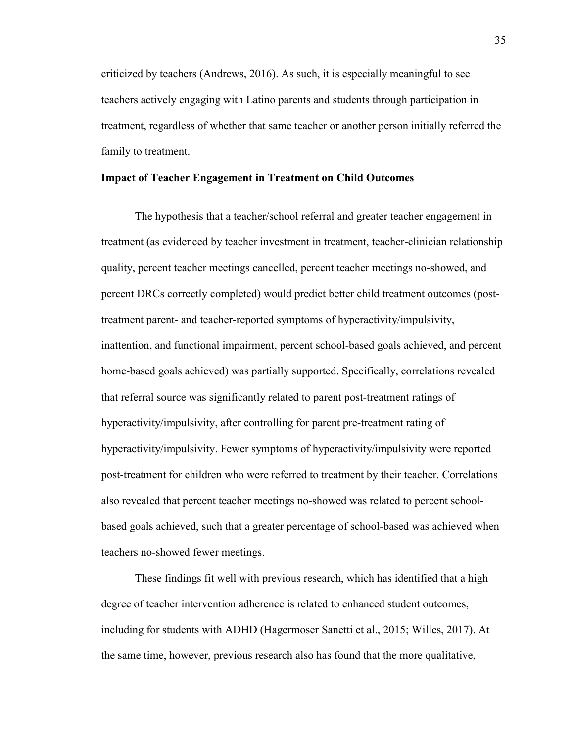criticized by teachers (Andrews, 2016). As such, it is especially meaningful to see teachers actively engaging with Latino parents and students through participation in treatment, regardless of whether that same teacher or another person initially referred the family to treatment.

**Impact of Teacher Engagement in Treatment on Child Outcomes**

The hypothesis that a teacher/school referral and greater teacher engagement in treatment (as evidenced by teacher investment in treatment, teacher-clinician relationship quality, percent teacher meetings cancelled, percent teacher meetings no-showed, and percent DRCs correctly completed) would predict better child treatment outcomes (post-treatment parent- and teacher-reported symptoms of hyperactivity/impulsivity, inattention, and functional impairment, percent school-based goals achieved, and percent home-based goals achieved) was partially supported. Specifically, correlations revealed that referral source was significantly related to parent post-treatment ratings of hyperactivity/impulsivity, after controlling for parent pre-treatment rating of hyperactivity/impulsivity. Fewer symptoms of hyperactivity/impulsivity were reported post-treatment for children who were referred to treatment by their teacher. Correlations also revealed that percent teacher meetings no-showed was related to percent school-based goals achieved, such that a greater percentage of school-based was achieved when teachers no-showed fewer meetings.

These findings fit well with previous research, which has identified that a high degree of teacher intervention adherence is related to enhanced student outcomes, including for students with ADHD (Hagermoser Sanetti et al., 2015; Willes, 2017). At the same time, however, previous research also has found that the more qualitative,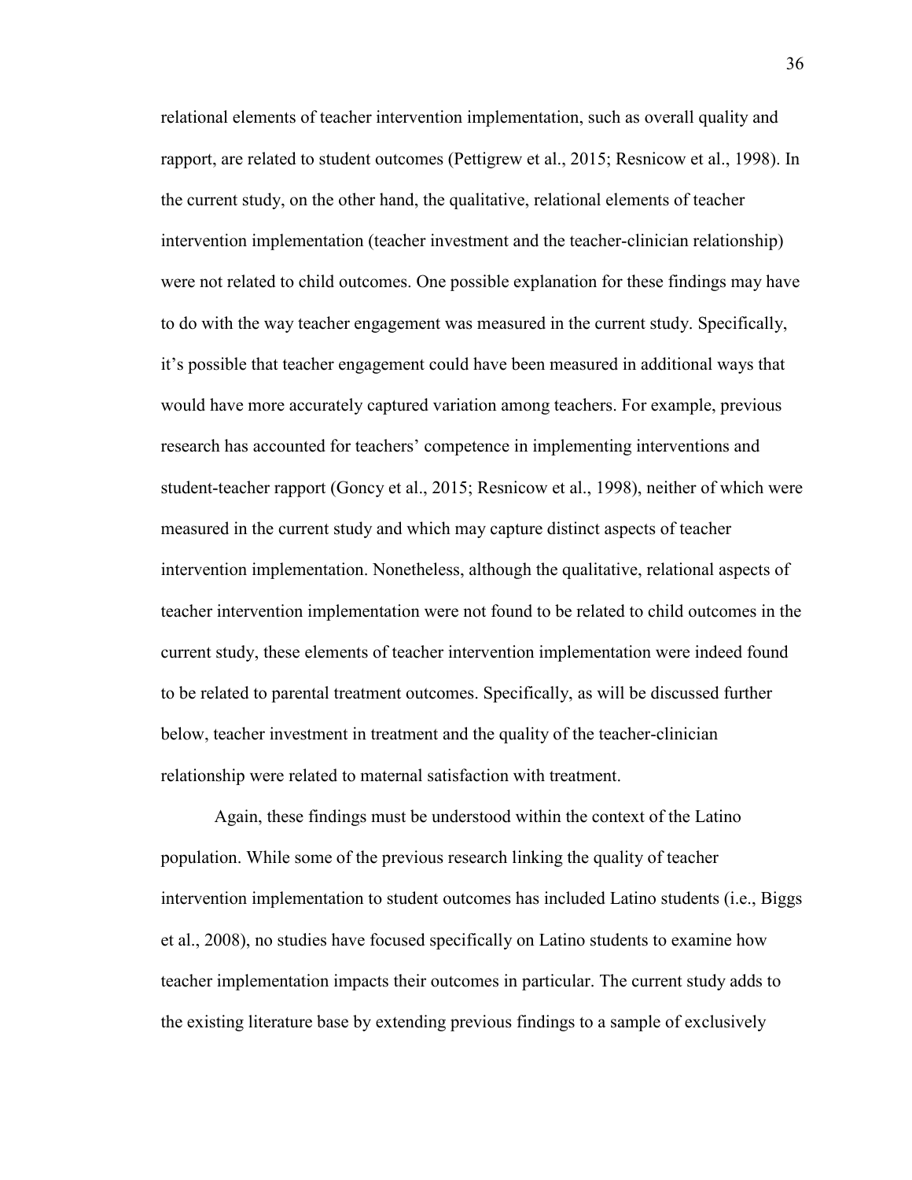relational elements of teacher intervention implementation, such as overall quality and rapport, are related to student outcomes (Pettigrew et al., 2015; Resnicow et al., 1998). In the current study, on the other hand, the qualitative, relational elements of teacher intervention implementation (teacher investment and the teacher-clinician relationship) were not related to child outcomes. One possible explanation for these findings may have to do with the way teacher engagement was measured in the current study. Specifically, it's possible that teacher engagement could have been measured in additional ways that would have more accurately captured variation among teachers. For example, previous research has accounted for teachers' competence in implementing interventions and student-teacher rapport (Goncy et al., 2015; Resnicow et al., 1998), neither of which were measured in the current study and which may capture distinct aspects of teacher intervention implementation. Nonetheless, although the qualitative, relational aspects of teacher intervention implementation were not found to be related to child outcomes in the current study, these elements of teacher intervention implementation were indeed found to be related to parental treatment outcomes. Specifically, as will be discussed further below, teacher investment in treatment and the quality of the teacher-clinician relationship were related to maternal satisfaction with treatment.

Again, these findings must be understood within the context of the Latino population. While some of the previous research linking the quality of teacher intervention implementation to student outcomes has included Latino students (i.e., Biggs et al., 2008), no studies have focused specifically on Latino students to examine how teacher implementation impacts their outcomes in particular. The current study adds to the existing literature base by extending previous findings to a sample of exclusively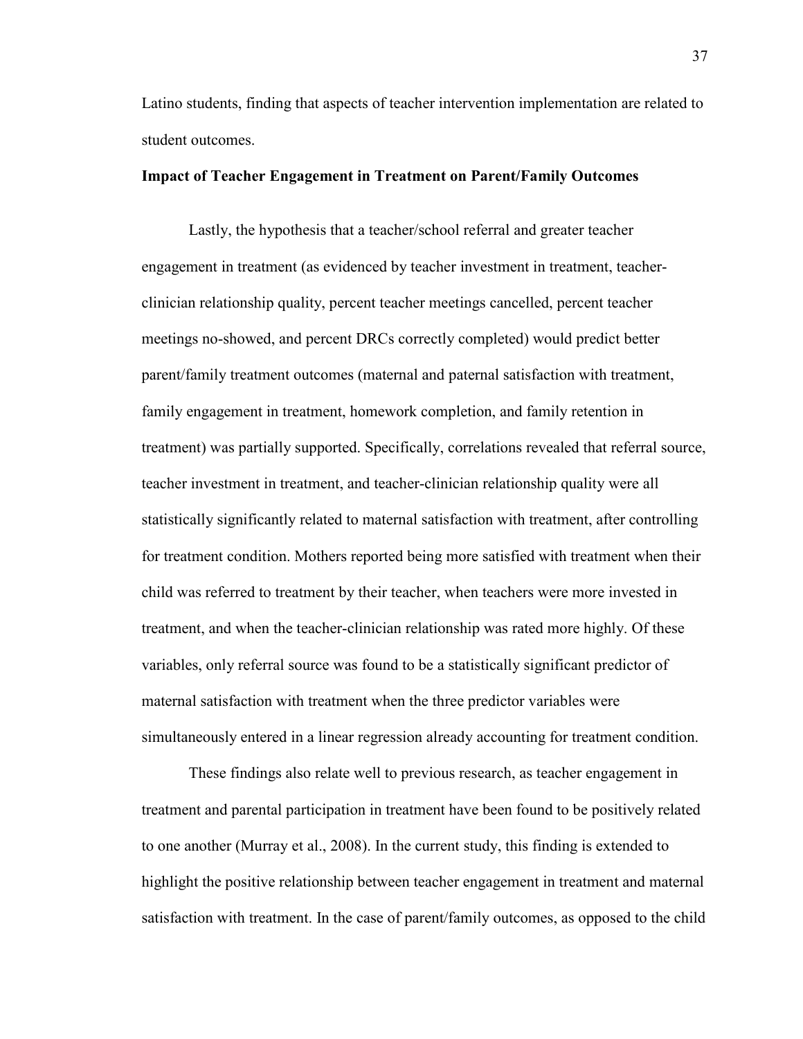Latino students, finding that aspects of teacher intervention implementation are related to student outcomes.

**Impact of Teacher Engagement in Treatment on Parent/Family Outcomes**

Lastly, the hypothesis that a teacher/school referral and greater teacher engagement in treatment (as evidenced by teacher investment in treatment, teacher-clinician relationship quality, percent teacher meetings cancelled, percent teacher meetings no-showed, and percent DRCs correctly completed) would predict better parent/family treatment outcomes (maternal and paternal satisfaction with treatment, family engagement in treatment, homework completion, and family retention in treatment) was partially supported. Specifically, correlations revealed that referral source, teacher investment in treatment, and teacher-clinician relationship quality were all statistically significantly related to maternal satisfaction with treatment, after controlling for treatment condition. Mothers reported being more satisfied with treatment when their child was referred to treatment by their teacher, when teachers were more invested in treatment, and when the teacher-clinician relationship was rated more highly. Of these variables, only referral source was found to be a statistically significant predictor of maternal satisfaction with treatment when the three predictor variables were simultaneously entered in a linear regression already accounting for treatment condition.

These findings also relate well to previous research, as teacher engagement in treatment and parental participation in treatment have been found to be positively related to one another (Murray et al., 2008). In the current study, this finding is extended to highlight the positive relationship between teacher engagement in treatment and maternal satisfaction with treatment. In the case of parent/family outcomes, as opposed to the child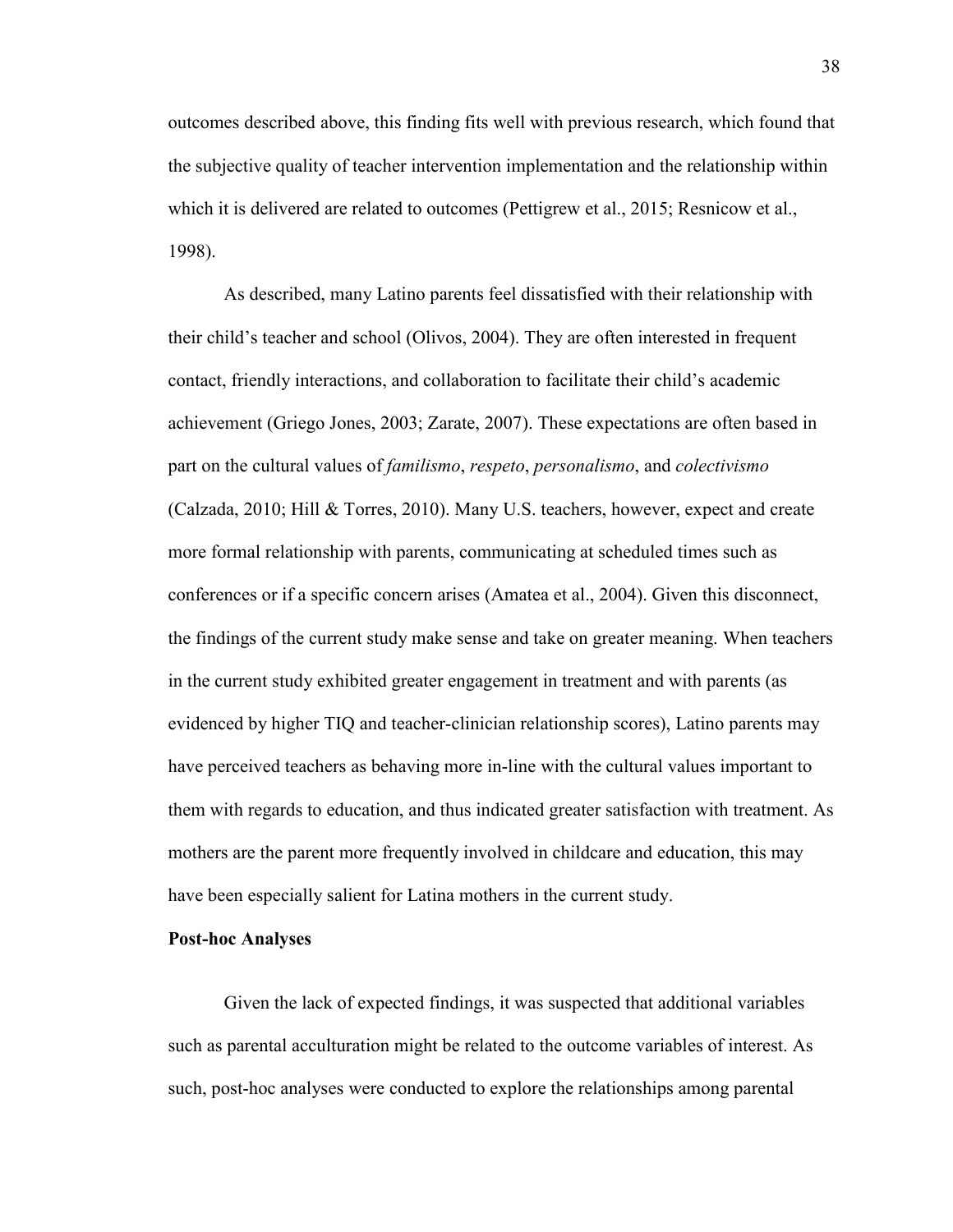outcomes described above, this finding fits well with previous research, which found that the subjective quality of teacher intervention implementation and the relationship within which it is delivered are related to outcomes (Pettigrew et al., 2015; Resnicow et al., 1998).

As described, many Latino parents feel dissatisfied with their relationship with their child's teacher and school (Olivos, 2004). They are often interested in frequent contact, friendly interactions, and collaboration to facilitate their child's academic achievement (Griego Jones, 2003; Zarate, 2007). These expectations are often based in part on the cultural values of *familismo*, *respeto*, *personalismo*, and *colectivismo* (Calzada, 2010; Hill & Torres, 2010). Many U.S. teachers, however, expect and create more formal relationship with parents, communicating at scheduled times such as conferences or if a specific concern arises (Amatea et al., 2004). Given this disconnect, the findings of the current study make sense and take on greater meaning. When teachers in the current study exhibited greater engagement in treatment and with parents (as evidenced by higher TIQ and teacher-clinician relationship scores), Latino parents may have perceived teachers as behaving more in-line with the cultural values important to them with regards to education, and thus indicated greater satisfaction with treatment. As mothers are the parent more frequently involved in childcare and education, this may have been especially salient for Latina mothers in the current study.

**Post-hoc Analyses**

Given the lack of expected findings, it was suspected that additional variables such as parental acculturation might be related to the outcome variables of interest. As such, post-hoc analyses were conducted to explore the relationships among parental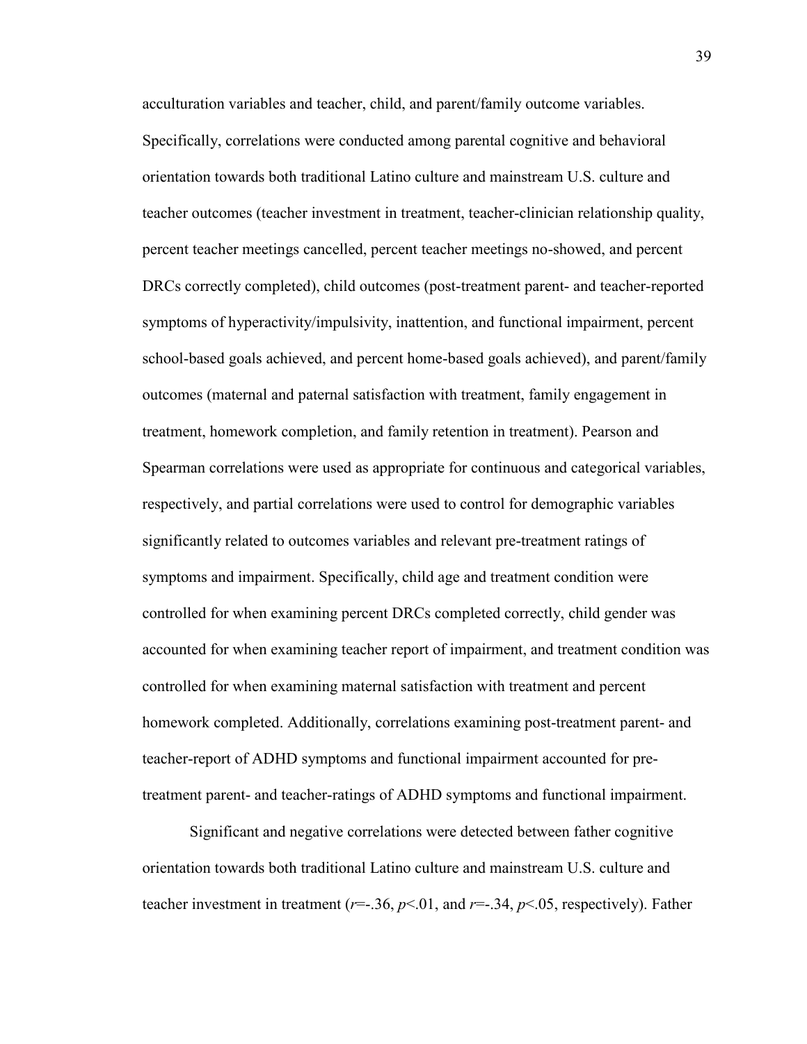acculturation variables and teacher, child, and parent/family outcome variables. Specifically, correlations were conducted among parental cognitive and behavioral orientation towards both traditional Latino culture and mainstream U.S. culture and teacher outcomes (teacher investment in treatment, teacher-clinician relationship quality, percent teacher meetings cancelled, percent teacher meetings no-showed, and percent DRCs correctly completed), child outcomes (post-treatment parent- and teacher-reported symptoms of hyperactivity/impulsivity, inattention, and functional impairment, percent school-based goals achieved, and percent home-based goals achieved), and parent/family outcomes (maternal and paternal satisfaction with treatment, family engagement in treatment, homework completion, and family retention in treatment). Pearson and Spearman correlations were used as appropriate for continuous and categorical variables, respectively, and partial correlations were used to control for demographic variables significantly related to outcomes variables and relevant pre-treatment ratings of symptoms and impairment. Specifically, child age and treatment condition were controlled for when examining percent DRCs completed correctly, child gender was accounted for when examining teacher report of impairment, and treatment condition was controlled for when examining maternal satisfaction with treatment and percent homework completed. Additionally, correlations examining post-treatment parent- and teacher-report of ADHD symptoms and functional impairment accounted for pre-treatment parent- and teacher-ratings of ADHD symptoms and functional impairment.

Significant and negative correlations were detected between father cognitive orientation towards both traditional Latino culture and mainstream U.S. culture and teacher investment in treatment ($r$=-.36, $p$<.01, and $r$=-.34, $p$<.05, respectively). Father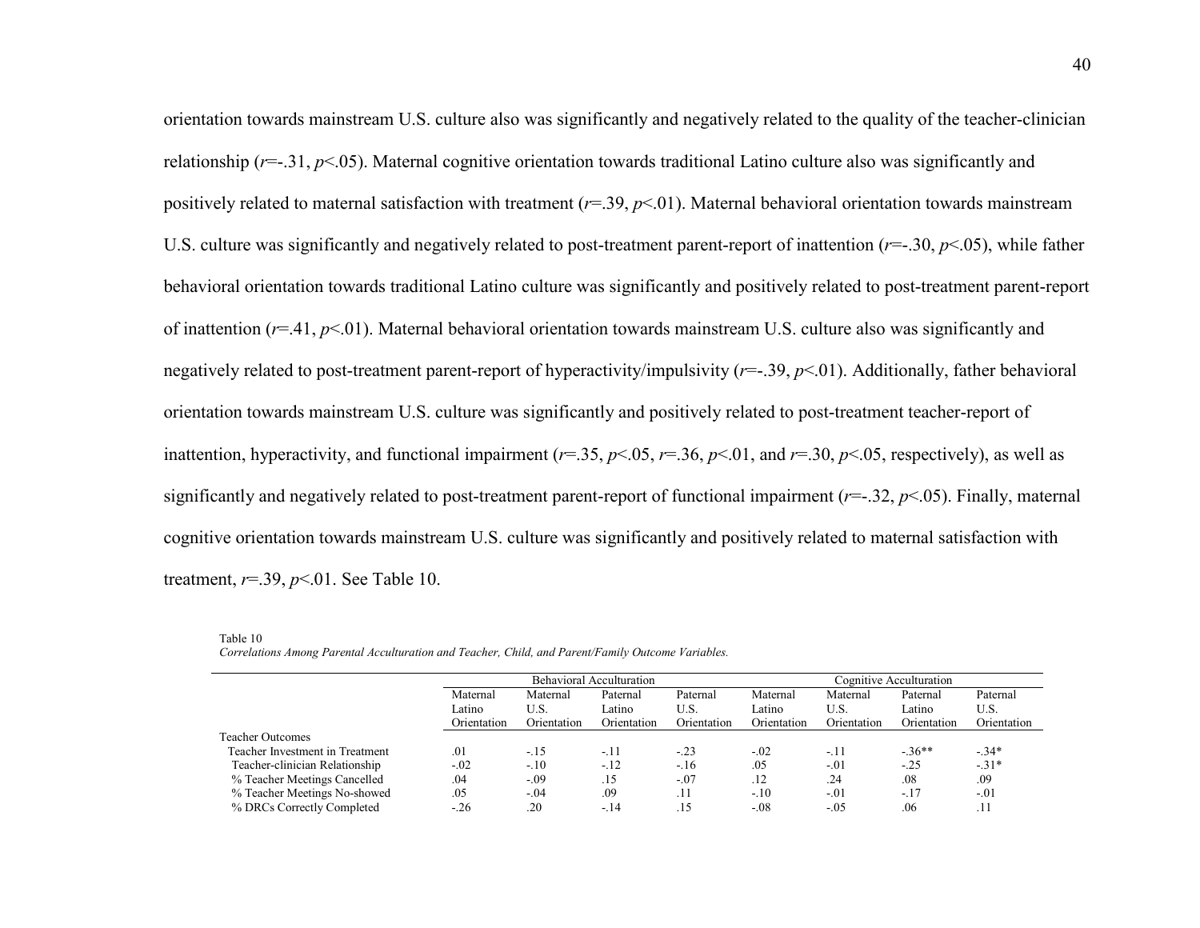orientation towards mainstream U.S. culture also was significantly and negatively related to the quality of the teacher-clinician relationship ($r$=-.31, $p$<.05). Maternal cognitive orientation towards traditional Latino culture also was significantly and positively related to maternal satisfaction with treatment ($r$=.39, $p$<.01). Maternal behavioral orientation towards mainstream U.S. culture was significantly and negatively related to post-treatment parent-report of inattention ($r$=-.30, $p$<.05), while father behavioral orientation towards traditional Latino culture was significantly and positively related to post-treatment parent-report of inattention ($r$=.41, $p$<.01). Maternal behavioral orientation towards mainstream U.S. culture also was significantly and negatively related to post-treatment parent-report of hyperactivity/impulsivity ($r$=-.39, $p$<.01). Additionally, father behavioral orientation towards mainstream U.S. culture was significantly and positively related to post-treatment teacher-report of inattention, hyperactivity, and functional impairment ($r$=.35, $p$<.05, $r$=.36, $p$<.01, and $r$=.30, $p$<.05, respectively), as well as significantly and negatively related to post-treatment parent-report of functional impairment ($r$=-.32, $p$<.05). Finally, maternal cognitive orientation towards mainstream U.S. culture was significantly and positively related to maternal satisfaction with treatment, $r$=.39, $p$<.01. See Table 10.

Table 10

*Correlations Among Parental Acculturation and Teacher, Child, and Parent/Family Outcome Variables.*

| | Behavioral Acculturation | | | | Cognitive Acculturation | | | |
|---|---|---|---|---|---|---|---|---|
| | Maternal Latino Orientation | Maternal U.S. Orientation | Paternal Latino Orientation | Paternal U.S. Orientation | Maternal Latino Orientation | Maternal U.S. Orientation | Paternal Latino Orientation | Paternal U.S. Orientation |
| Teacher Outcomes | | | | | | | | |
| Teacher Investment in Treatment | .01 | -.15 | -.11 | -.23 | -.02 | -.11 | -.36** | -.34* |
| Teacher-clinician Relationship | -.02 | -.10 | -.12 | -.16 | .05 | -.01 | -.25 | -.31* |
| % Teacher Meetings Cancelled | .04 | -.09 | .15 | -.07 | .12 | .24 | .08 | .09 |
| % Teacher Meetings No-showed | .05 | -.04 | .09 | .11 | -.10 | -.01 | -.17 | -.01 |
| % DRCs Correctly Completed | -.26 | .20 | -.14 | .15 | -.08 | -.05 | .06 | .11 |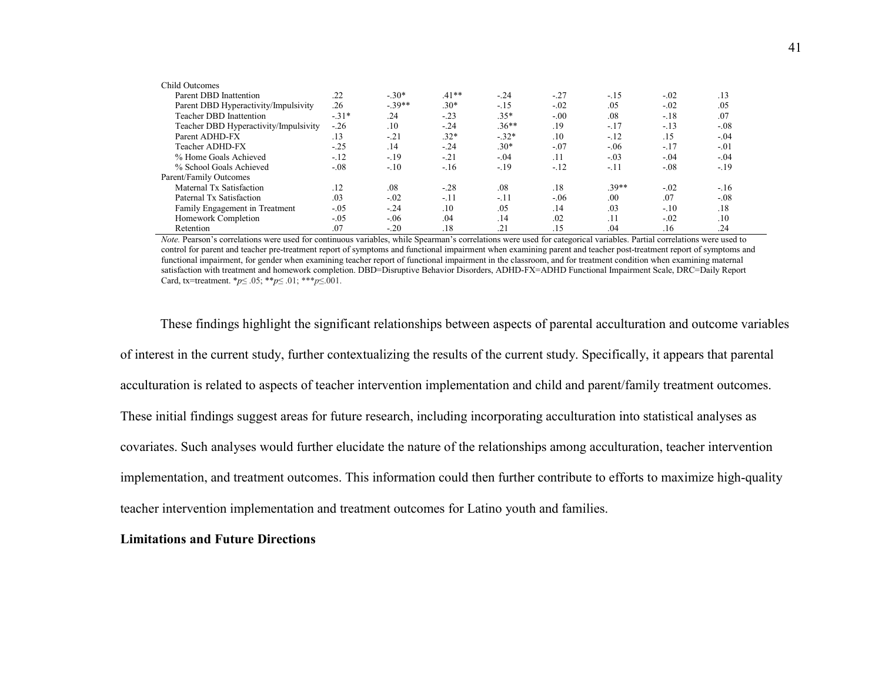| | | | | | | | | |
|---|---|---|---|---|---|---|---|---|
| Child Outcomes | | | | | | | | |
| Parent DBD Inattention | .22 | -.30* | .41** | -.24 | -.27 | -.15 | -.02 | .13 |
| Parent DBD Hyperactivity/Impulsivity | .26 | -.39** | .30* | -.15 | -.02 | .05 | -.02 | .05 |
| Teacher DBD Inattention | -.31* | .24 | -.23 | .35* | -.00 | .08 | -.18 | .07 |
| Teacher DBD Hyperactivity/Impulsivity | -.26 | .10 | -.24 | .36** | .19 | -.17 | -.13 | -.08 |
| Parent ADHD-FX | .13 | -.21 | .32* | -.32* | .10 | -.12 | .15 | -.04 |
| Teacher ADHD-FX | -.25 | .14 | -.24 | .30* | -.07 | -.06 | -.17 | -.01 |
| % Home Goals Achieved | -.12 | -.19 | -.21 | -.04 | .11 | -.03 | -.04 | -.04 |
| % School Goals Achieved | -.08 | -.10 | -.16 | -.19 | -.12 | -.11 | -.08 | -.19 |
| Parent/Family Outcomes | | | | | | | | |
| Maternal Tx Satisfaction | .12 | .08 | -.28 | .08 | .18 | .39** | -.02 | -.16 |
| Paternal Tx Satisfaction | .03 | -.02 | -.11 | -.11 | -.06 | .00 | .07 | -.08 |
| Family Engagement in Treatment | -.05 | -.24 | .10 | .05 | .14 | .03 | -.10 | .18 |
| Homework Completion | -.05 | -.06 | .04 | .14 | .02 | .11 | -.02 | .10 |
| Retention | .07 | -.20 | .18 | .21 | .15 | .04 | .16 | .24 |

*Note.* Pearson's correlations were used for continuous variables, while Spearman's correlations were used for categorical variables. Partial correlations were used to control for parent and teacher pre-treatment report of symptoms and functional impairment when examining parent and teacher post-treatment report of symptoms and functional impairment, for gender when examining teacher report of functional impairment in the classroom, and for treatment condition when examining maternal satisfaction with treatment and homework completion. DBD=Disruptive Behavior Disorders, ADHD-FX=ADHD Functional Impairment Scale, DRC=Daily Report Card, tx=treatment. \**p*≤ .05; \*\**p*≤ .01; \*\*\**p*≤.001.

These findings highlight the significant relationships between aspects of parental acculturation and outcome variables of interest in the current study, further contextualizing the results of the current study. Specifically, it appears that parental acculturation is related to aspects of teacher intervention implementation and child and parent/family treatment outcomes. These initial findings suggest areas for future research, including incorporating acculturation into statistical analyses as covariates. Such analyses would further elucidate the nature of the relationships among acculturation, teacher intervention implementation, and treatment outcomes. This information could then further contribute to efforts to maximize high-quality teacher intervention implementation and treatment outcomes for Latino youth and families.

**Limitations and Future Directions**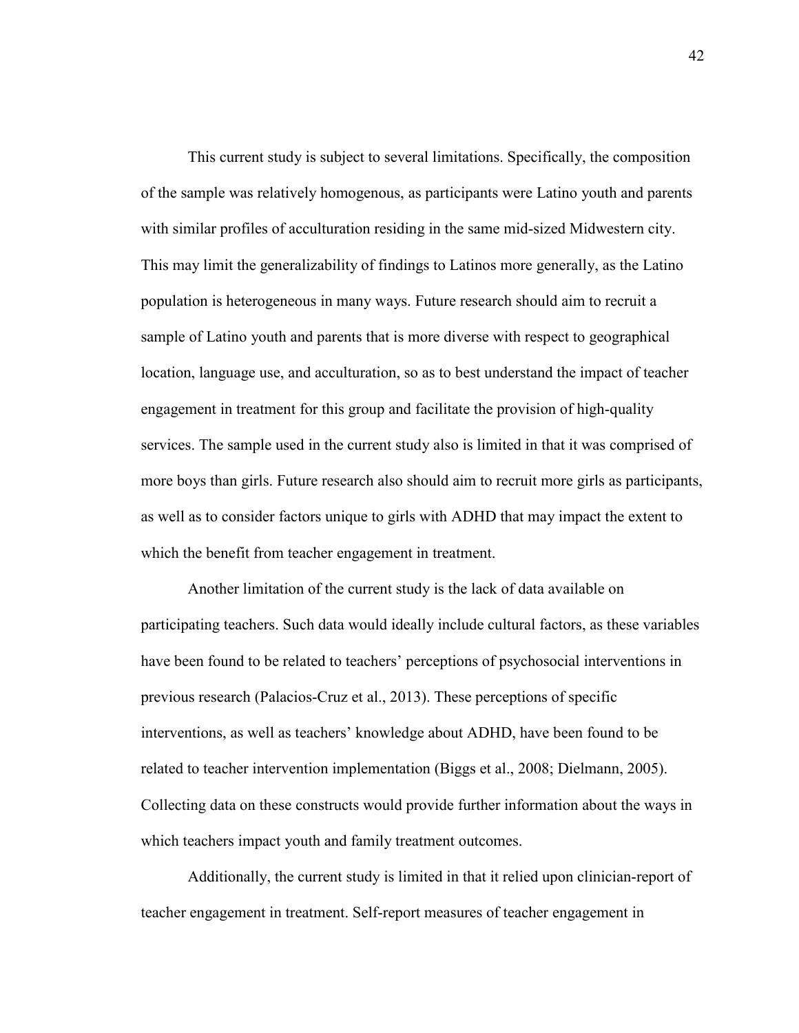This current study is subject to several limitations. Specifically, the composition of the sample was relatively homogenous, as participants were Latino youth and parents with similar profiles of acculturation residing in the same mid-sized Midwestern city. This may limit the generalizability of findings to Latinos more generally, as the Latino population is heterogeneous in many ways. Future research should aim to recruit a sample of Latino youth and parents that is more diverse with respect to geographical location, language use, and acculturation, so as to best understand the impact of teacher engagement in treatment for this group and facilitate the provision of high-quality services. The sample used in the current study also is limited in that it was comprised of more boys than girls. Future research also should aim to recruit more girls as participants, as well as to consider factors unique to girls with ADHD that may impact the extent to which the benefit from teacher engagement in treatment.

Another limitation of the current study is the lack of data available on participating teachers. Such data would ideally include cultural factors, as these variables have been found to be related to teachers' perceptions of psychosocial interventions in previous research (Palacios-Cruz et al., 2013). These perceptions of specific interventions, as well as teachers' knowledge about ADHD, have been found to be related to teacher intervention implementation (Biggs et al., 2008; Dielmann, 2005). Collecting data on these constructs would provide further information about the ways in which teachers impact youth and family treatment outcomes.

Additionally, the current study is limited in that it relied upon clinician-report of teacher engagement in treatment. Self-report measures of teacher engagement in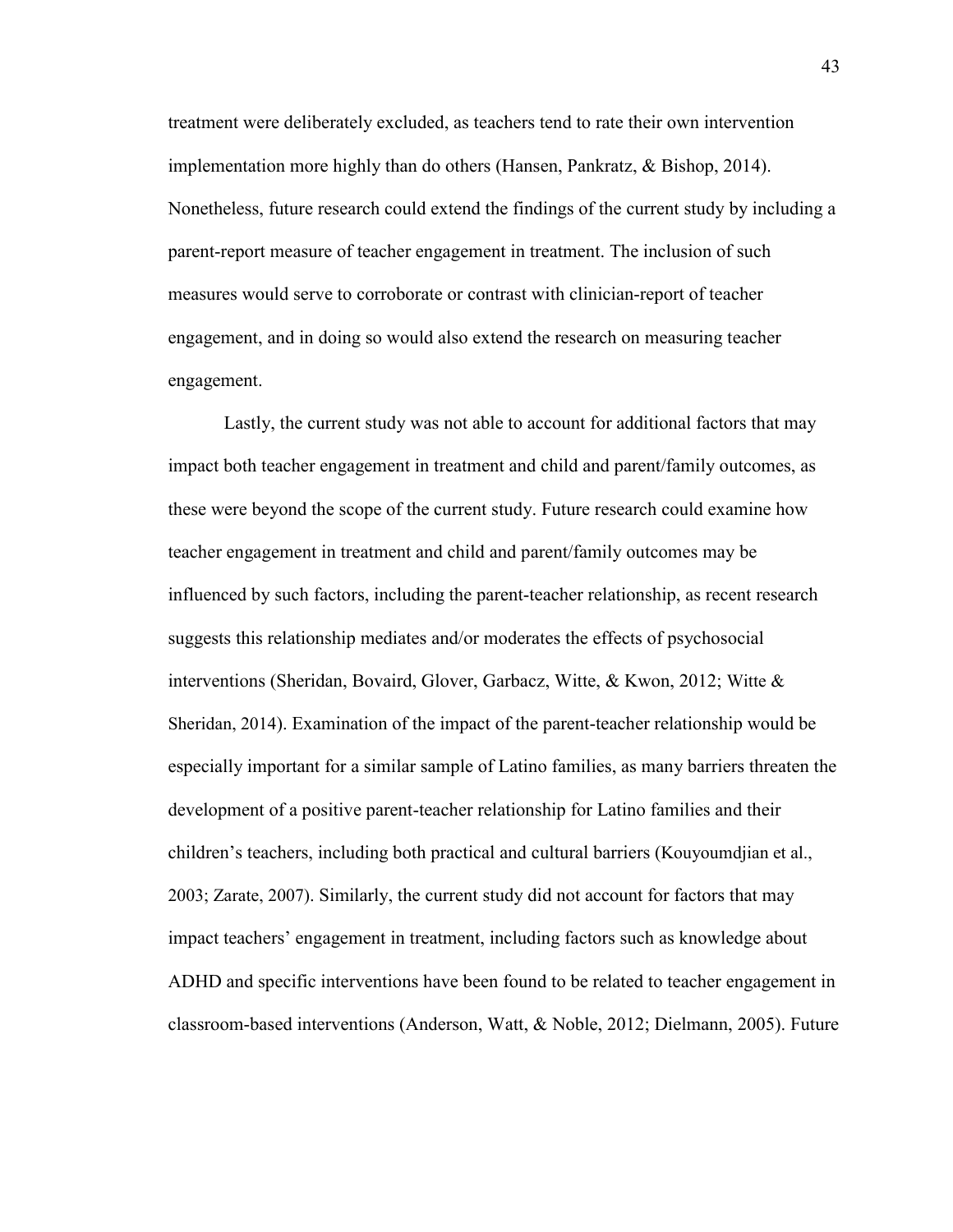treatment were deliberately excluded, as teachers tend to rate their own intervention implementation more highly than do others (Hansen, Pankratz, & Bishop, 2014). Nonetheless, future research could extend the findings of the current study by including a parent-report measure of teacher engagement in treatment. The inclusion of such measures would serve to corroborate or contrast with clinician-report of teacher engagement, and in doing so would also extend the research on measuring teacher engagement.

Lastly, the current study was not able to account for additional factors that may impact both teacher engagement in treatment and child and parent/family outcomes, as these were beyond the scope of the current study. Future research could examine how teacher engagement in treatment and child and parent/family outcomes may be influenced by such factors, including the parent-teacher relationship, as recent research suggests this relationship mediates and/or moderates the effects of psychosocial interventions (Sheridan, Bovaird, Glover, Garbacz, Witte, & Kwon, 2012; Witte & Sheridan, 2014). Examination of the impact of the parent-teacher relationship would be especially important for a similar sample of Latino families, as many barriers threaten the development of a positive parent-teacher relationship for Latino families and their children's teachers, including both practical and cultural barriers (Kouyoumdjian et al., 2003; Zarate, 2007). Similarly, the current study did not account for factors that may impact teachers' engagement in treatment, including factors such as knowledge about ADHD and specific interventions have been found to be related to teacher engagement in classroom-based interventions (Anderson, Watt, & Noble, 2012; Dielmann, 2005). Future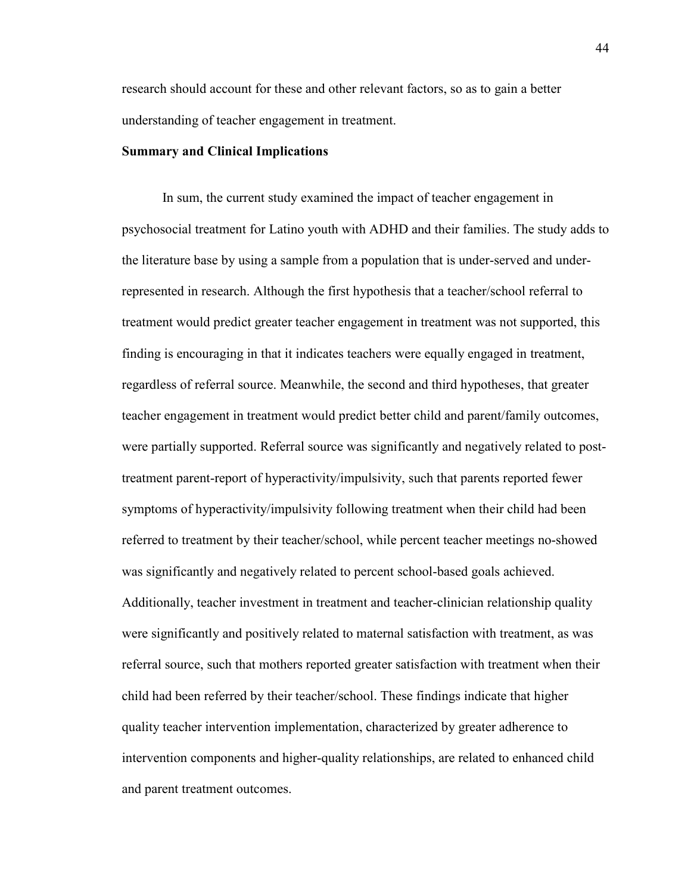research should account for these and other relevant factors, so as to gain a better understanding of teacher engagement in treatment.

**Summary and Clinical Implications**

In sum, the current study examined the impact of teacher engagement in psychosocial treatment for Latino youth with ADHD and their families. The study adds to the literature base by using a sample from a population that is under-served and under-represented in research. Although the first hypothesis that a teacher/school referral to treatment would predict greater teacher engagement in treatment was not supported, this finding is encouraging in that it indicates teachers were equally engaged in treatment, regardless of referral source. Meanwhile, the second and third hypotheses, that greater teacher engagement in treatment would predict better child and parent/family outcomes, were partially supported. Referral source was significantly and negatively related to post-treatment parent-report of hyperactivity/impulsivity, such that parents reported fewer symptoms of hyperactivity/impulsivity following treatment when their child had been referred to treatment by their teacher/school, while percent teacher meetings no-showed was significantly and negatively related to percent school-based goals achieved. Additionally, teacher investment in treatment and teacher-clinician relationship quality were significantly and positively related to maternal satisfaction with treatment, as was referral source, such that mothers reported greater satisfaction with treatment when their child had been referred by their teacher/school. These findings indicate that higher quality teacher intervention implementation, characterized by greater adherence to intervention components and higher-quality relationships, are related to enhanced child and parent treatment outcomes.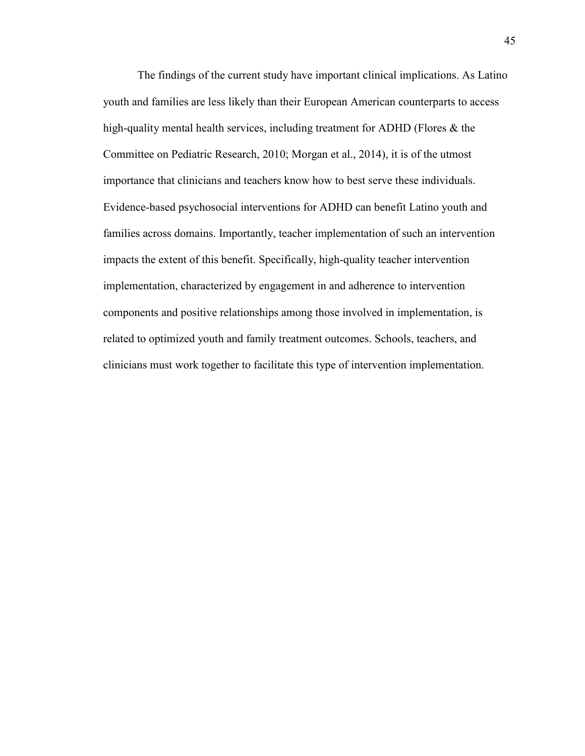The findings of the current study have important clinical implications. As Latino youth and families are less likely than their European American counterparts to access high-quality mental health services, including treatment for ADHD (Flores & the Committee on Pediatric Research, 2010; Morgan et al., 2014), it is of the utmost importance that clinicians and teachers know how to best serve these individuals. Evidence-based psychosocial interventions for ADHD can benefit Latino youth and families across domains. Importantly, teacher implementation of such an intervention impacts the extent of this benefit. Specifically, high-quality teacher intervention implementation, characterized by engagement in and adherence to intervention components and positive relationships among those involved in implementation, is related to optimized youth and family treatment outcomes. Schools, teachers, and clinicians must work together to facilitate this type of intervention implementation.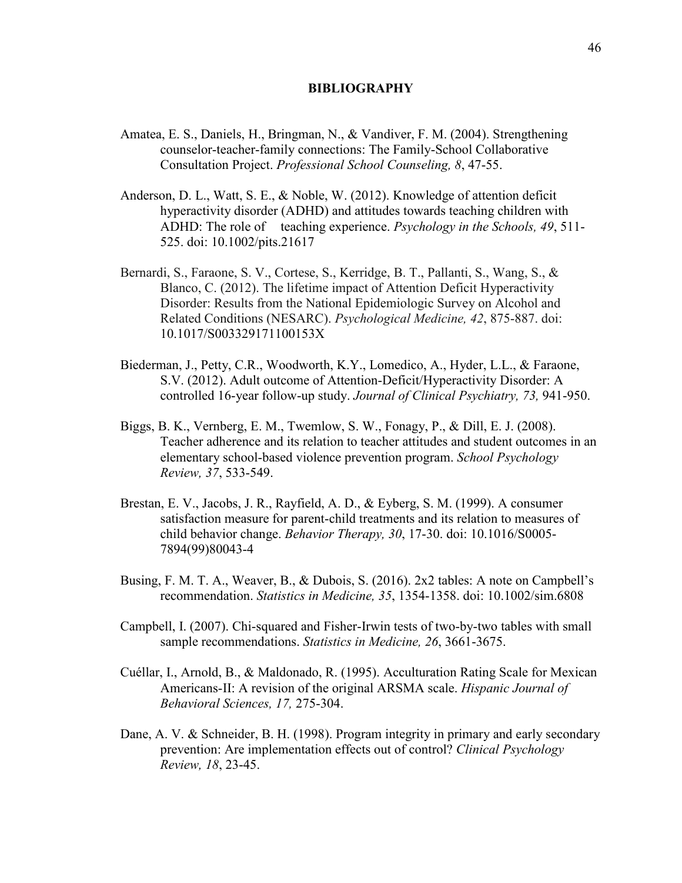# BIBLIOGRAPHY

Amatea, E. S., Daniels, H., Bringman, N., & Vandiver, F. M. (2004). Strengthening counselor-teacher-family connections: The Family-School Collaborative Consultation Project. *Professional School Counseling, 8*, 47-55.

Anderson, D. L., Watt, S. E., & Noble, W. (2012). Knowledge of attention deficit hyperactivity disorder (ADHD) and attitudes towards teaching children with ADHD: The role of teaching experience. *Psychology in the Schools, 49*, 511-525. doi: 10.1002/pits.21617

Bernardi, S., Faraone, S. V., Cortese, S., Kerridge, B. T., Pallanti, S., Wang, S., & Blanco, C. (2012). The lifetime impact of Attention Deficit Hyperactivity Disorder: Results from the National Epidemiologic Survey on Alcohol and Related Conditions (NESARC). *Psychological Medicine, 42*, 875-887. doi: 10.1017/S003329171100153X

Biederman, J., Petty, C.R., Woodworth, K.Y., Lomedico, A., Hyder, L.L., & Faraone, S.V. (2012). Adult outcome of Attention-Deficit/Hyperactivity Disorder: A controlled 16-year follow-up study. *Journal of Clinical Psychiatry, 73,* 941-950.

Biggs, B. K., Vernberg, E. M., Twemlow, S. W., Fonagy, P., & Dill, E. J. (2008). Teacher adherence and its relation to teacher attitudes and student outcomes in an elementary school-based violence prevention program. *School Psychology Review, 37*, 533-549.

Brestan, E. V., Jacobs, J. R., Rayfield, A. D., & Eyberg, S. M. (1999). A consumer satisfaction measure for parent-child treatments and its relation to measures of child behavior change. *Behavior Therapy, 30*, 17-30. doi: 10.1016/S0005-7894(99)80043-4

Busing, F. M. T. A., Weaver, B., & Dubois, S. (2016). 2x2 tables: A note on Campbell's recommendation. *Statistics in Medicine, 35*, 1354-1358. doi: 10.1002/sim.6808

Campbell, I. (2007). Chi-squared and Fisher-Irwin tests of two-by-two tables with small sample recommendations. *Statistics in Medicine, 26*, 3661-3675.

Cuéllar, I., Arnold, B., & Maldonado, R. (1995). Acculturation Rating Scale for Mexican Americans-II: A revision of the original ARSMA scale. *Hispanic Journal of Behavioral Sciences, 17,* 275-304.

Dane, A. V. & Schneider, B. H. (1998). Program integrity in primary and early secondary prevention: Are implementation effects out of control? *Clinical Psychology Review, 18*, 23-45.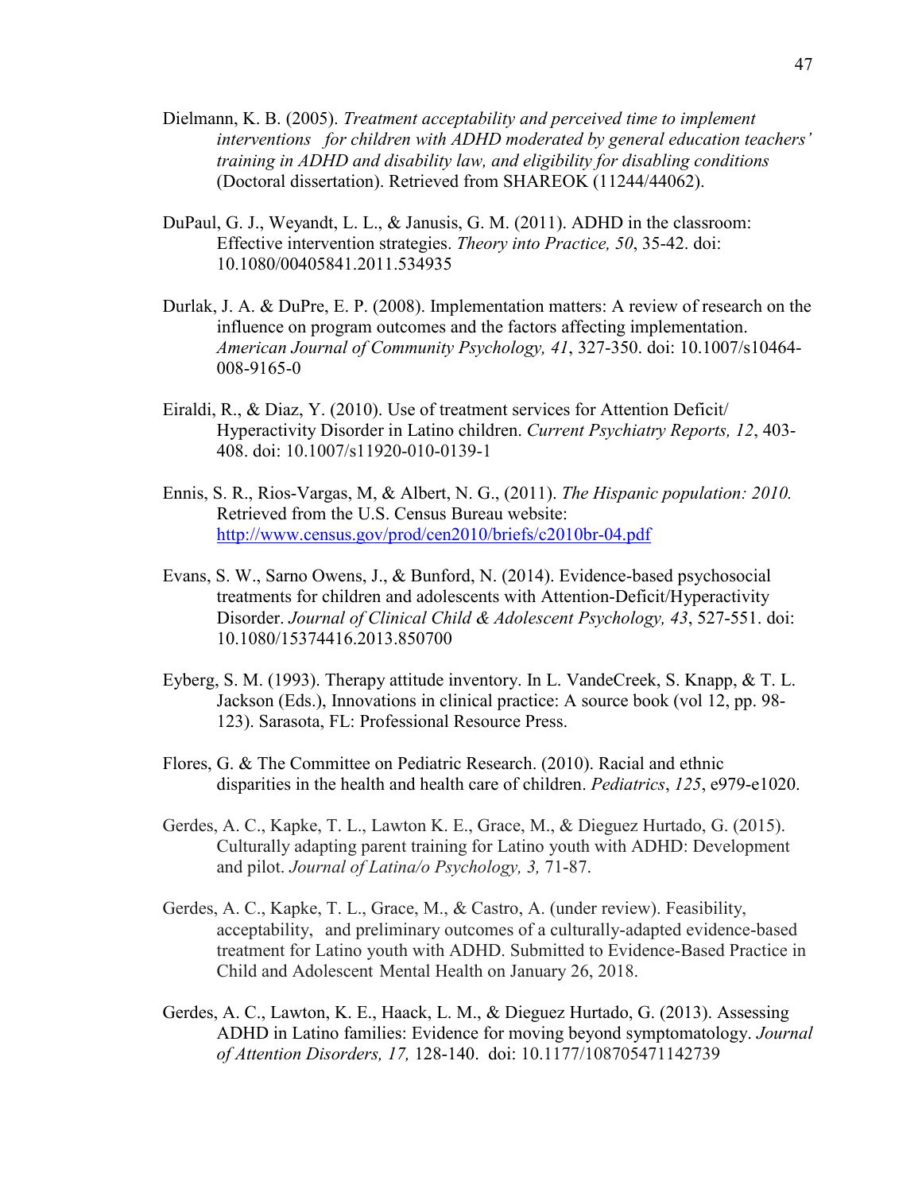Dielmann, K. B. (2005). *Treatment acceptability and perceived time to implement interventions for children with ADHD moderated by general education teachers' training in ADHD and disability law, and eligibility for disabling conditions* (Doctoral dissertation). Retrieved from SHAREOK (11244/44062).

DuPaul, G. J., Weyandt, L. L., & Janusis, G. M. (2011). ADHD in the classroom: Effective intervention strategies. *Theory into Practice, 50*, 35-42. doi: 10.1080/00405841.2011.534935

Durlak, J. A. & DuPre, E. P. (2008). Implementation matters: A review of research on the influence on program outcomes and the factors affecting implementation. *American Journal of Community Psychology, 41*, 327-350. doi: 10.1007/s10464-008-9165-0

Eiraldi, R., & Diaz, Y. (2010). Use of treatment services for Attention Deficit/ Hyperactivity Disorder in Latino children. *Current Psychiatry Reports, 12*, 403-408. doi: 10.1007/s11920-010-0139-1

Ennis, S. R., Rios-Vargas, M, & Albert, N. G., (2011). *The Hispanic population: 2010.* Retrieved from the U.S. Census Bureau website: http://www.census.gov/prod/cen2010/briefs/c2010br-04.pdf

Evans, S. W., Sarno Owens, J., & Bunford, N. (2014). Evidence-based psychosocial treatments for children and adolescents with Attention-Deficit/Hyperactivity Disorder. *Journal of Clinical Child & Adolescent Psychology, 43*, 527-551. doi: 10.1080/15374416.2013.850700

Eyberg, S. M. (1993). Therapy attitude inventory. In L. VandeCreek, S. Knapp, & T. L. Jackson (Eds.), Innovations in clinical practice: A source book (vol 12, pp. 98-123). Sarasota, FL: Professional Resource Press.

Flores, G. & The Committee on Pediatric Research. (2010). Racial and ethnic disparities in the health and health care of children. *Pediatrics*, *125*, e979-e1020.

Gerdes, A. C., Kapke, T. L., Lawton K. E., Grace, M., & Dieguez Hurtado, G. (2015). Culturally adapting parent training for Latino youth with ADHD: Development and pilot. *Journal of Latina/o Psychology, 3,* 71-87.

Gerdes, A. C., Kapke, T. L., Grace, M., & Castro, A. (under review). Feasibility, acceptability, and preliminary outcomes of a culturally-adapted evidence-based treatment for Latino youth with ADHD. Submitted to Evidence-Based Practice in Child and Adolescent Mental Health on January 26, 2018.

Gerdes, A. C., Lawton, K. E., Haack, L. M., & Dieguez Hurtado, G. (2013). Assessing ADHD in Latino families: Evidence for moving beyond symptomatology. *Journal of Attention Disorders, 17,* 128-140. doi: 10.1177/108705471142739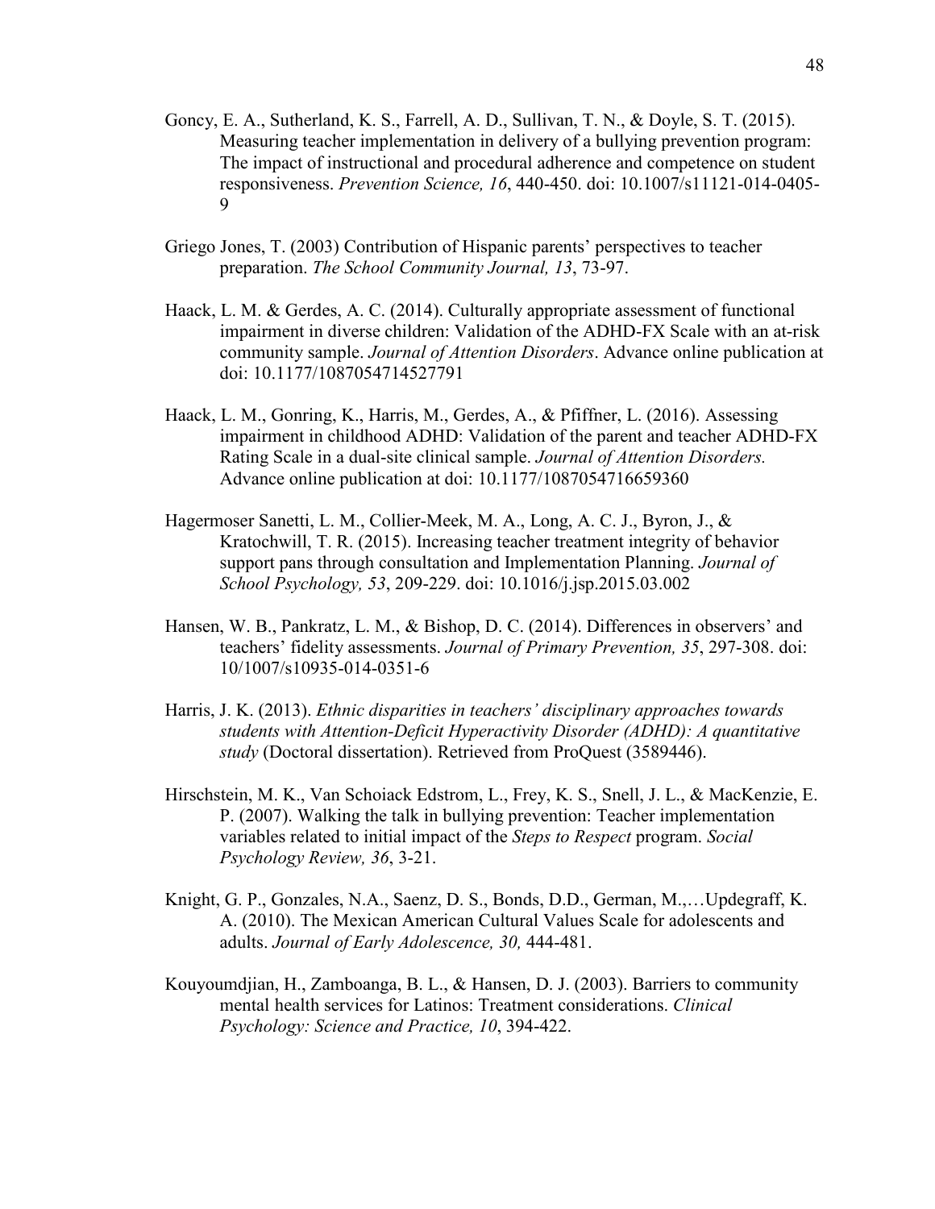Goncy, E. A., Sutherland, K. S., Farrell, A. D., Sullivan, T. N., & Doyle, S. T. (2015). Measuring teacher implementation in delivery of a bullying prevention program: The impact of instructional and procedural adherence and competence on student responsiveness. *Prevention Science, 16*, 440-450. doi: 10.1007/s11121-014-0405-9

Griego Jones, T. (2003) Contribution of Hispanic parents' perspectives to teacher preparation. *The School Community Journal, 13*, 73-97.

Haack, L. M. & Gerdes, A. C. (2014). Culturally appropriate assessment of functional impairment in diverse children: Validation of the ADHD-FX Scale with an at-risk community sample. *Journal of Attention Disorders*. Advance online publication at doi: 10.1177/1087054714527791

Haack, L. M., Gonring, K., Harris, M., Gerdes, A., & Pfiffner, L. (2016). Assessing impairment in childhood ADHD: Validation of the parent and teacher ADHD-FX Rating Scale in a dual-site clinical sample. *Journal of Attention Disorders.* Advance online publication at doi: 10.1177/1087054716659360

Hagermoser Sanetti, L. M., Collier-Meek, M. A., Long, A. C. J., Byron, J., & Kratochwill, T. R. (2015). Increasing teacher treatment integrity of behavior support pans through consultation and Implementation Planning. *Journal of School Psychology, 53*, 209-229. doi: 10.1016/j.jsp.2015.03.002

Hansen, W. B., Pankratz, L. M., & Bishop, D. C. (2014). Differences in observers' and teachers' fidelity assessments. *Journal of Primary Prevention, 35*, 297-308. doi: 10/1007/s10935-014-0351-6

Harris, J. K. (2013). *Ethnic disparities in teachers' disciplinary approaches towards students with Attention-Deficit Hyperactivity Disorder (ADHD): A quantitative study* (Doctoral dissertation). Retrieved from ProQuest (3589446).

Hirschstein, M. K., Van Schoiack Edstrom, L., Frey, K. S., Snell, J. L., & MacKenzie, E. P. (2007). Walking the talk in bullying prevention: Teacher implementation variables related to initial impact of the *Steps to Respect* program. *Social Psychology Review, 36*, 3-21.

Knight, G. P., Gonzales, N.A., Saenz, D. S., Bonds, D.D., German, M.,…Updegraff, K. A. (2010). The Mexican American Cultural Values Scale for adolescents and adults. *Journal of Early Adolescence, 30,* 444-481.

Kouyoumdjian, H., Zamboanga, B. L., & Hansen, D. J. (2003). Barriers to community mental health services for Latinos: Treatment considerations. *Clinical Psychology: Science and Practice, 10*, 394-422.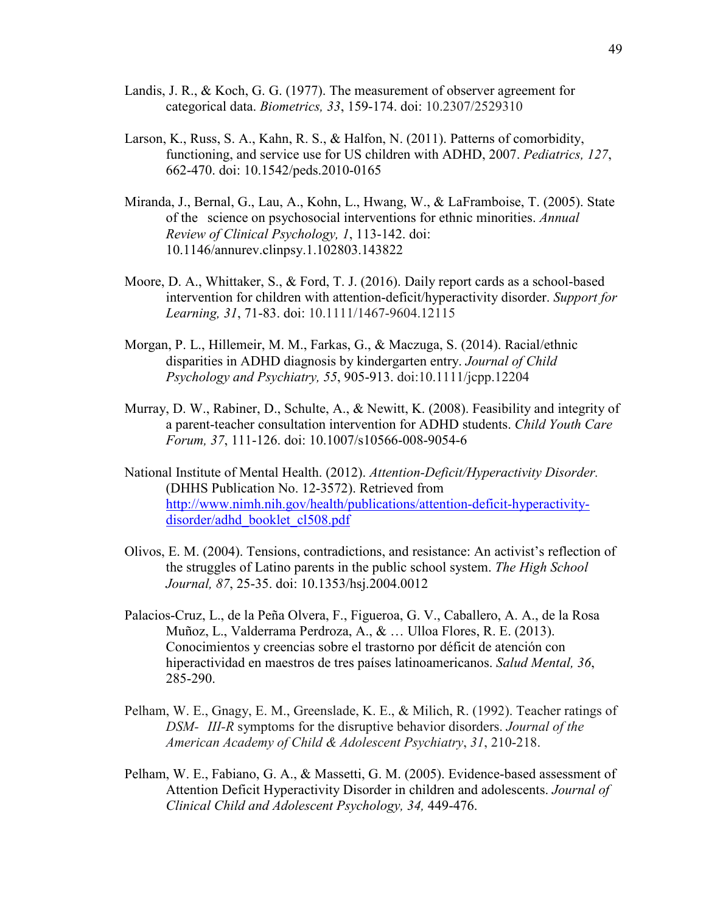Landis, J. R., & Koch, G. G. (1977). The measurement of observer agreement for categorical data. *Biometrics, 33*, 159-174. doi: 10.2307/2529310

Larson, K., Russ, S. A., Kahn, R. S., & Halfon, N. (2011). Patterns of comorbidity, functioning, and service use for US children with ADHD, 2007. *Pediatrics, 127*, 662-470. doi: 10.1542/peds.2010-0165

Miranda, J., Bernal, G., Lau, A., Kohn, L., Hwang, W., & LaFramboise, T. (2005). State of the science on psychosocial interventions for ethnic minorities. *Annual Review of Clinical Psychology, 1*, 113-142. doi: 10.1146/annurev.clinpsy.1.102803.143822

Moore, D. A., Whittaker, S., & Ford, T. J. (2016). Daily report cards as a school-based intervention for children with attention-deficit/hyperactivity disorder. *Support for Learning, 31*, 71-83. doi: 10.1111/1467-9604.12115

Morgan, P. L., Hillemeir, M. M., Farkas, G., & Maczuga, S. (2014). Racial/ethnic disparities in ADHD diagnosis by kindergarten entry. *Journal of Child Psychology and Psychiatry, 55*, 905-913. doi:10.1111/jcpp.12204

Murray, D. W., Rabiner, D., Schulte, A., & Newitt, K. (2008). Feasibility and integrity of a parent-teacher consultation intervention for ADHD students. *Child Youth Care Forum, 37*, 111-126. doi: 10.1007/s10566-008-9054-6

National Institute of Mental Health. (2012). *Attention-Deficit/Hyperactivity Disorder.* (DHHS Publication No. 12-3572). Retrieved from http://www.nimh.nih.gov/health/publications/attention-deficit-hyperactivity-disorder/adhd_booklet_cl508.pdf

Olivos, E. M. (2004). Tensions, contradictions, and resistance: An activist's reflection of the struggles of Latino parents in the public school system. *The High School Journal, 87*, 25-35. doi: 10.1353/hsj.2004.0012

Palacios-Cruz, L., de la Peña Olvera, F., Figueroa, G. V., Caballero, A. A., de la Rosa Muñoz, L., Valderrama Perdroza, A., & … Ulloa Flores, R. E. (2013). Conocimientos y creencias sobre el trastorno por déficit de atención con hiperactividad en maestros de tres países latinoamericanos. *Salud Mental, 36*, 285-290.

Pelham, W. E., Gnagy, E. M., Greenslade, K. E., & Milich, R. (1992). Teacher ratings of *DSM- III-R* symptoms for the disruptive behavior disorders. *Journal of the American Academy of Child & Adolescent Psychiatry*, *31*, 210-218.

Pelham, W. E., Fabiano, G. A., & Massetti, G. M. (2005). Evidence-based assessment of Attention Deficit Hyperactivity Disorder in children and adolescents. *Journal of Clinical Child and Adolescent Psychology, 34,* 449-476.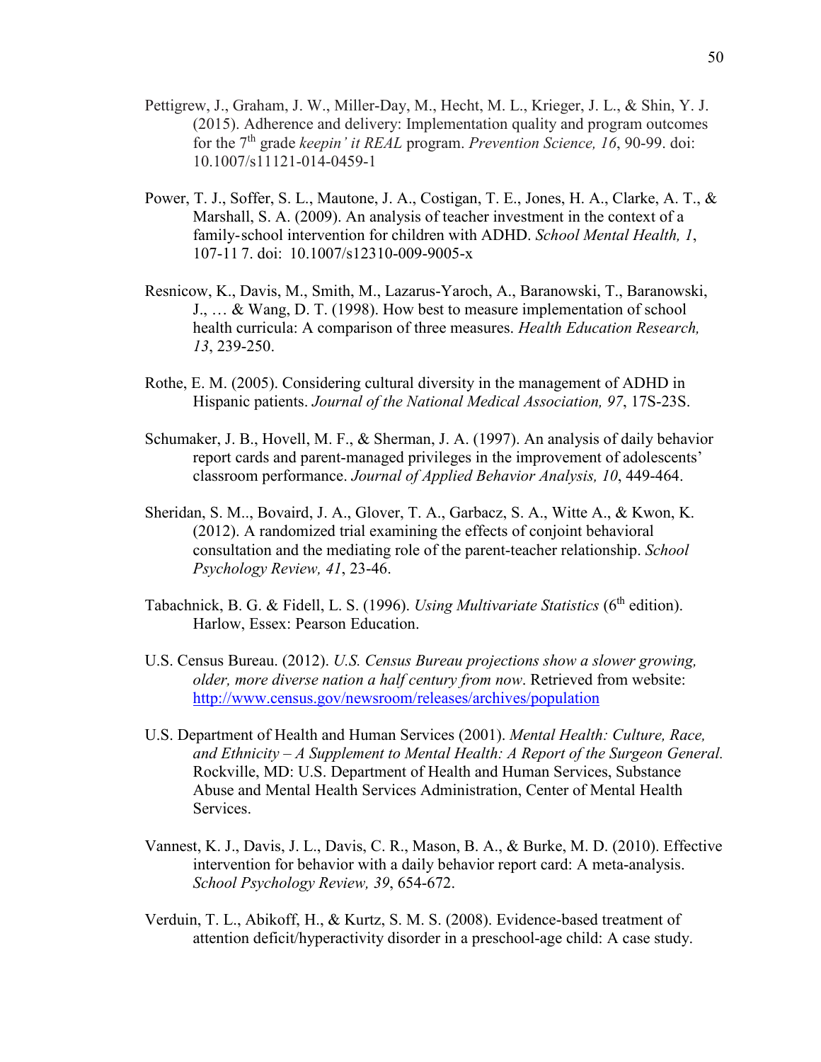Pettigrew, J., Graham, J. W., Miller-Day, M., Hecht, M. L., Krieger, J. L., & Shin, Y. J. (2015). Adherence and delivery: Implementation quality and program outcomes for the 7th grade *keepin' it REAL* program. *Prevention Science, 16*, 90-99. doi: 10.1007/s11121-014-0459-1

Power, T. J., Soffer, S. L., Mautone, J. A., Costigan, T. E., Jones, H. A., Clarke, A. T., & Marshall, S. A. (2009). An analysis of teacher investment in the context of a family-school intervention for children with ADHD. *School Mental Health, 1*, 107-11 7. doi: 10.1007/s12310-009-9005-x

Resnicow, K., Davis, M., Smith, M., Lazarus-Yaroch, A., Baranowski, T., Baranowski, J., … & Wang, D. T. (1998). How best to measure implementation of school health curricula: A comparison of three measures. *Health Education Research, 13*, 239-250.

Rothe, E. M. (2005). Considering cultural diversity in the management of ADHD in Hispanic patients. *Journal of the National Medical Association, 97*, 17S-23S.

Schumaker, J. B., Hovell, M. F., & Sherman, J. A. (1997). An analysis of daily behavior report cards and parent-managed privileges in the improvement of adolescents' classroom performance. *Journal of Applied Behavior Analysis, 10*, 449-464.

Sheridan, S. M.., Bovaird, J. A., Glover, T. A., Garbacz, S. A., Witte A., & Kwon, K. (2012). A randomized trial examining the effects of conjoint behavioral consultation and the mediating role of the parent-teacher relationship. *School Psychology Review, 41*, 23-46.

Tabachnick, B. G. & Fidell, L. S. (1996). *Using Multivariate Statistics* (6th edition). Harlow, Essex: Pearson Education.

U.S. Census Bureau. (2012). *U.S. Census Bureau projections show a slower growing, older, more diverse nation a half century from now*. Retrieved from website: http://www.census.gov/newsroom/releases/archives/population

U.S. Department of Health and Human Services (2001). *Mental Health: Culture, Race, and Ethnicity – A Supplement to Mental Health: A Report of the Surgeon General.* Rockville, MD: U.S. Department of Health and Human Services, Substance Abuse and Mental Health Services Administration, Center of Mental Health Services.

Vannest, K. J., Davis, J. L., Davis, C. R., Mason, B. A., & Burke, M. D. (2010). Effective intervention for behavior with a daily behavior report card: A meta-analysis. *School Psychology Review, 39*, 654-672.

Verduin, T. L., Abikoff, H., & Kurtz, S. M. S. (2008). Evidence-based treatment of attention deficit/hyperactivity disorder in a preschool-age child: A case study.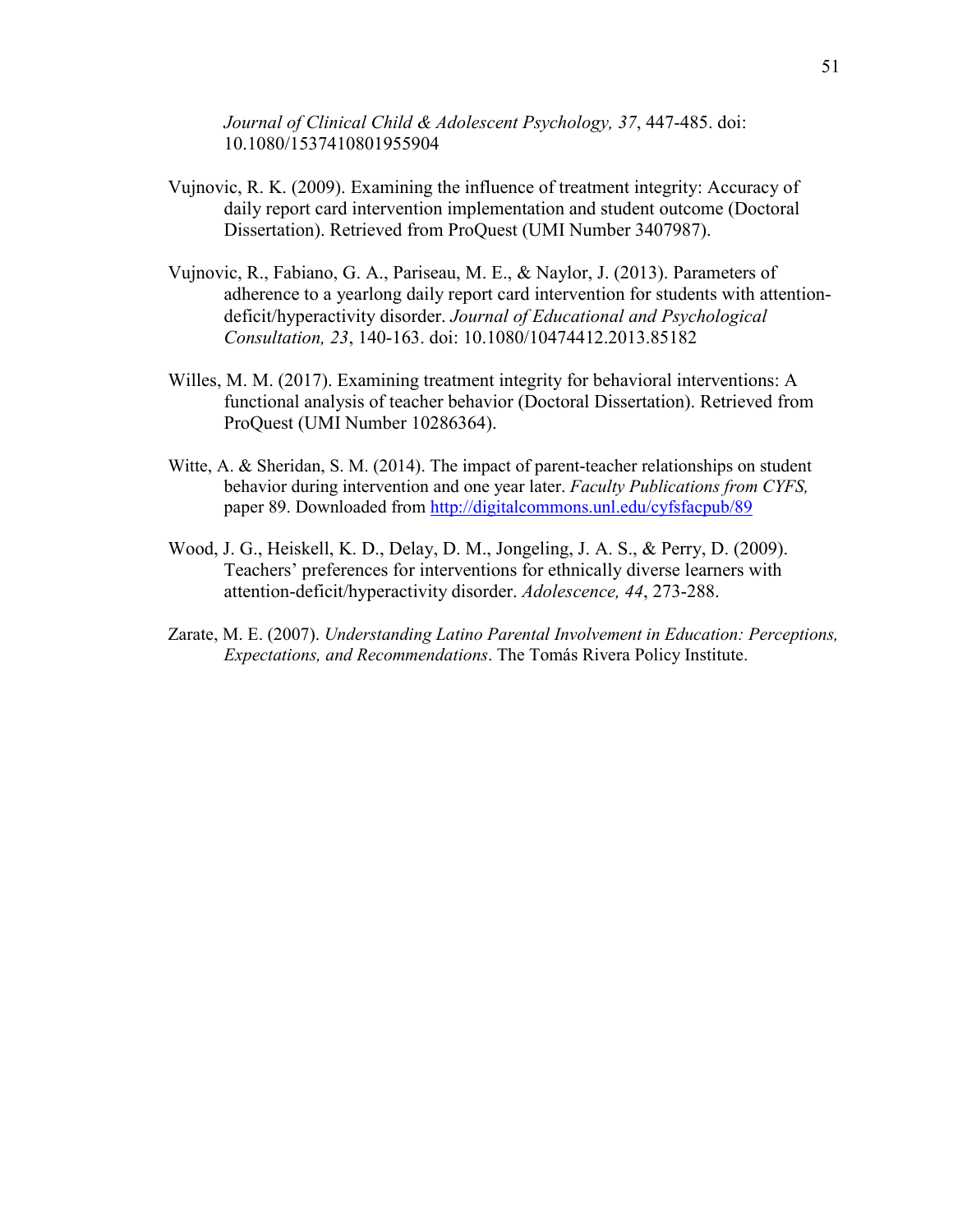*Journal of Clinical Child & Adolescent Psychology, 37*, 447-485. doi: 10.1080/1537410801955904

Vujnovic, R. K. (2009). Examining the influence of treatment integrity: Accuracy of daily report card intervention implementation and student outcome (Doctoral Dissertation). Retrieved from ProQuest (UMI Number 3407987).

Vujnovic, R., Fabiano, G. A., Pariseau, M. E., & Naylor, J. (2013). Parameters of adherence to a yearlong daily report card intervention for students with attention-deficit/hyperactivity disorder. *Journal of Educational and Psychological Consultation, 23*, 140-163. doi: 10.1080/10474412.2013.85182

Willes, M. M. (2017). Examining treatment integrity for behavioral interventions: A functional analysis of teacher behavior (Doctoral Dissertation). Retrieved from ProQuest (UMI Number 10286364).

Witte, A. & Sheridan, S. M. (2014). The impact of parent-teacher relationships on student behavior during intervention and one year later. *Faculty Publications from CYFS,* paper 89. Downloaded from http://digitalcommons.unl.edu/cyfsfacpub/89

Wood, J. G., Heiskell, K. D., Delay, D. M., Jongeling, J. A. S., & Perry, D. (2009). Teachers' preferences for interventions for ethnically diverse learners with attention-deficit/hyperactivity disorder. *Adolescence, 44*, 273-288.

Zarate, M. E. (2007). *Understanding Latino Parental Involvement in Education: Perceptions, Expectations, and Recommendations*. The Tomás Rivera Policy Institute.